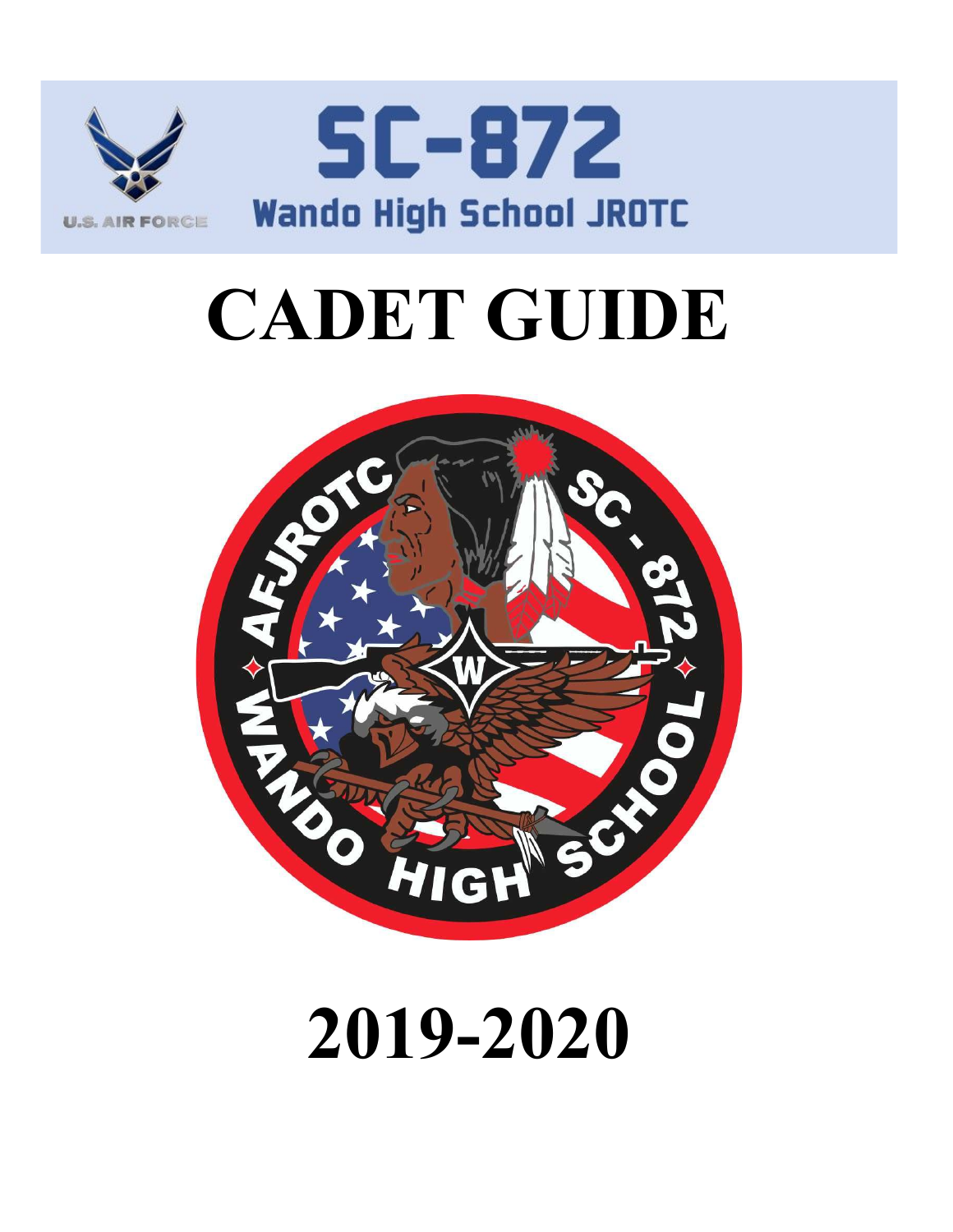U.S. AIR FORCE

# SC-872

## Wando High School JROTC

# CADET GUIDE

# 2019-2020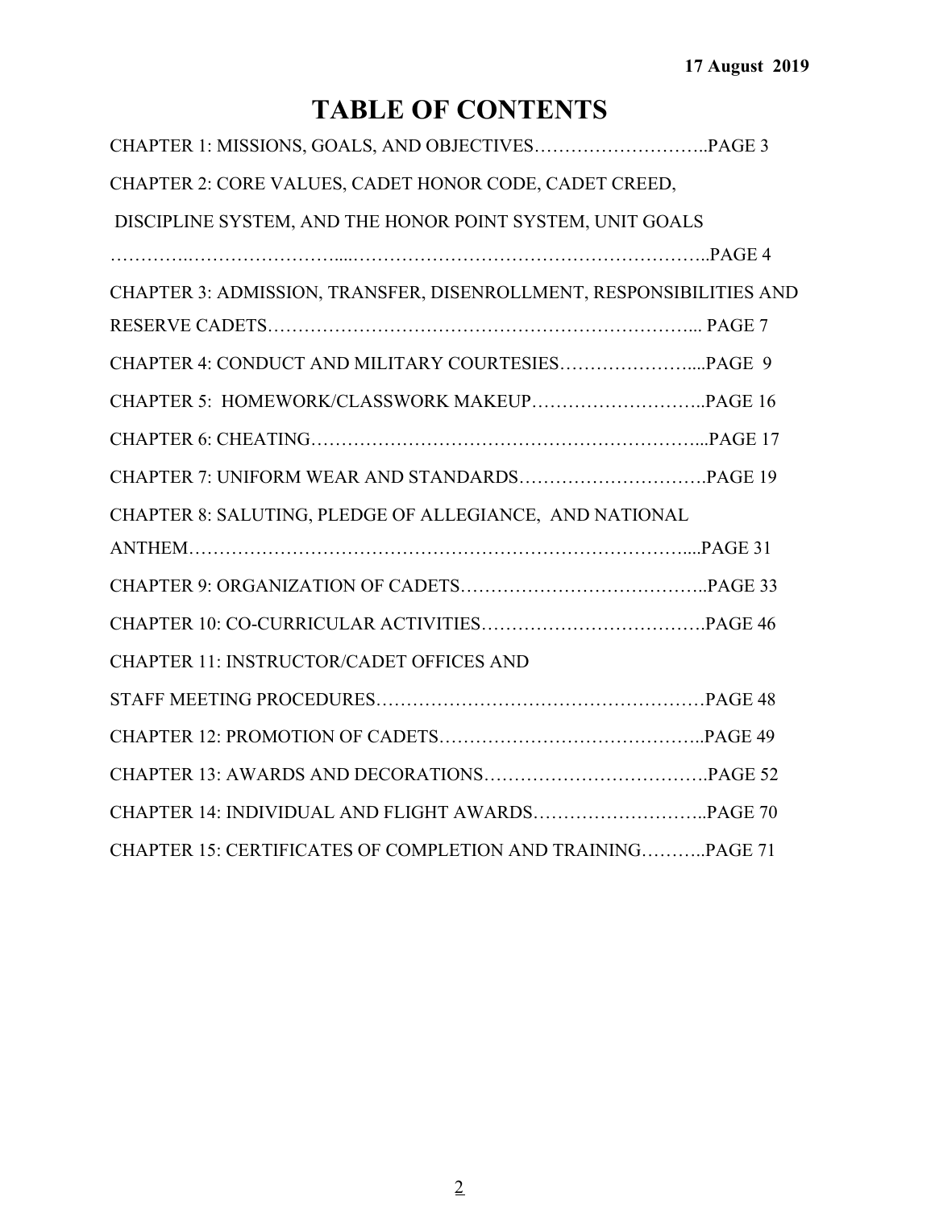17 August 2019

# TABLE OF CONTENTS

CHAPTER 1: MISSIONS, GOALS, AND OBJECTIVES……………………….PAGE 3

CHAPTER 2: CORE VALUES, CADET HONOR CODE, CADET CREED, DISCIPLINE SYSTEM, AND THE HONOR POINT SYSTEM, UNIT GOALS ……………………………………………………………………………..PAGE 4

CHAPTER 3: ADMISSION, TRANSFER, DISENROLLMENT, RESPONSIBILITIES AND RESERVE CADETS……………………………………………………………... PAGE 7

CHAPTER 4: CONDUCT AND MILITARY COURTESIES…………………....PAGE 9

CHAPTER 5: HOMEWORK/CLASSWORK MAKEUP……………………….PAGE 16

CHAPTER 6: CHEATING……………………………………………………...PAGE 17

CHAPTER 7: UNIFORM WEAR AND STANDARDS………………………….PAGE 19

CHAPTER 8: SALUTING, PLEDGE OF ALLEGIANCE, AND NATIONAL ANTHEM……………………………………………………………………....PAGE 31

CHAPTER 9: ORGANIZATION OF CADETS………………………………..PAGE 33

CHAPTER 10: CO-CURRICULAR ACTIVITIES……………………………….PAGE 46

CHAPTER 11: INSTRUCTOR/CADET OFFICES AND STAFF MEETING PROCEDURES………………………………………………PAGE 48

CHAPTER 12: PROMOTION OF CADETS……………………………………..PAGE 49

CHAPTER 13: AWARDS AND DECORATIONS……………………………….PAGE 52

CHAPTER 14: INDIVIDUAL AND FLIGHT AWARDS………………………..PAGE 70

CHAPTER 15: CERTIFICATES OF COMPLETION AND TRAINING………..PAGE 71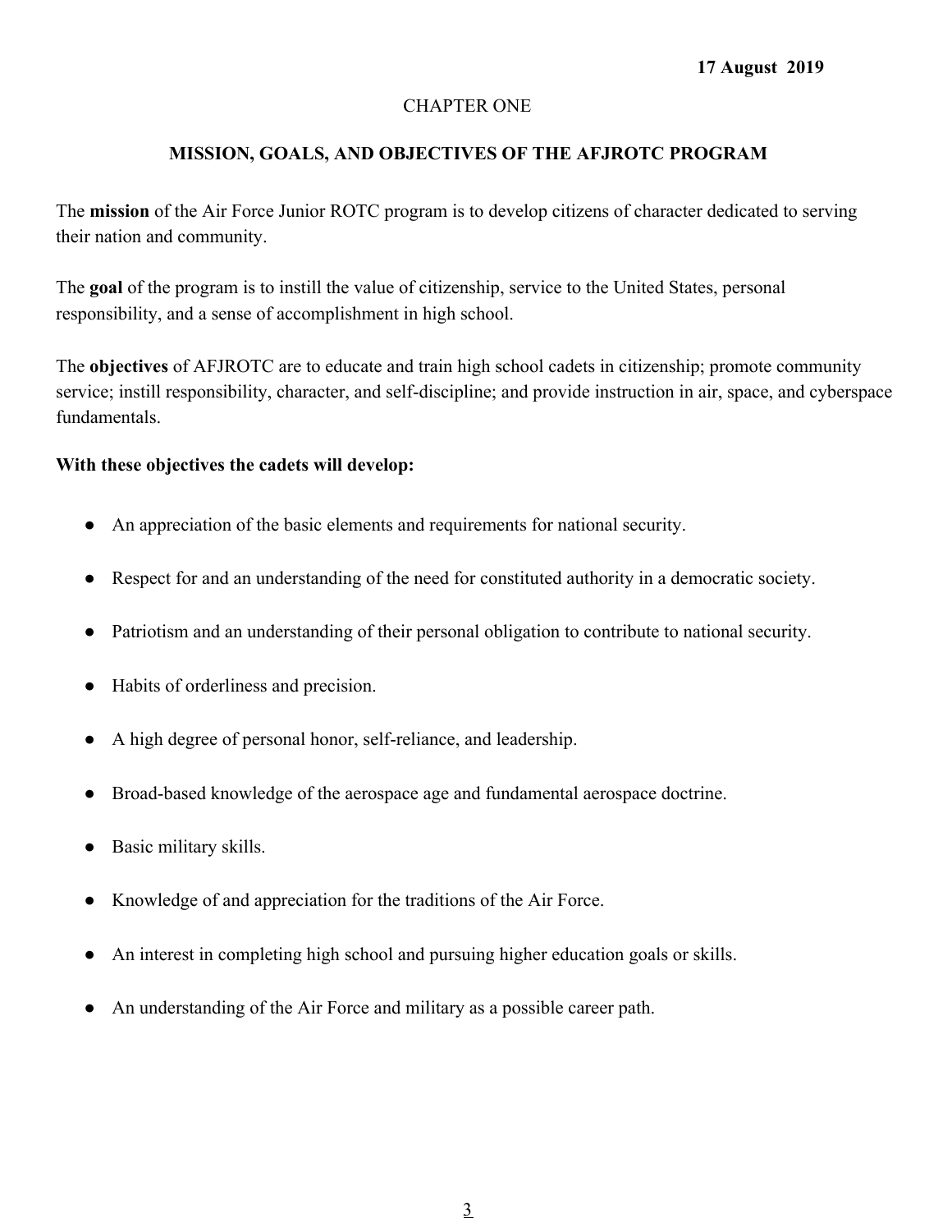**17 August 2019**

# CHAPTER ONE

## MISSION, GOALS, AND OBJECTIVES OF THE AFJROTC PROGRAM

The **mission** of the Air Force Junior ROTC program is to develop citizens of character dedicated to serving their nation and community.

The **goal** of the program is to instill the value of citizenship, service to the United States, personal responsibility, and a sense of accomplishment in high school.

The **objectives** of AFJROTC are to educate and train high school cadets in citizenship; promote community service; instill responsibility, character, and self-discipline; and provide instruction in air, space, and cyberspace fundamentals.

**With these objectives the cadets will develop:**

- An appreciation of the basic elements and requirements for national security.
- Respect for and an understanding of the need for constituted authority in a democratic society.
- Patriotism and an understanding of their personal obligation to contribute to national security.
- Habits of orderliness and precision.
- A high degree of personal honor, self-reliance, and leadership.
- Broad-based knowledge of the aerospace age and fundamental aerospace doctrine.
- Basic military skills.
- Knowledge of and appreciation for the traditions of the Air Force.
- An interest in completing high school and pursuing higher education goals or skills.
- An understanding of the Air Force and military as a possible career path.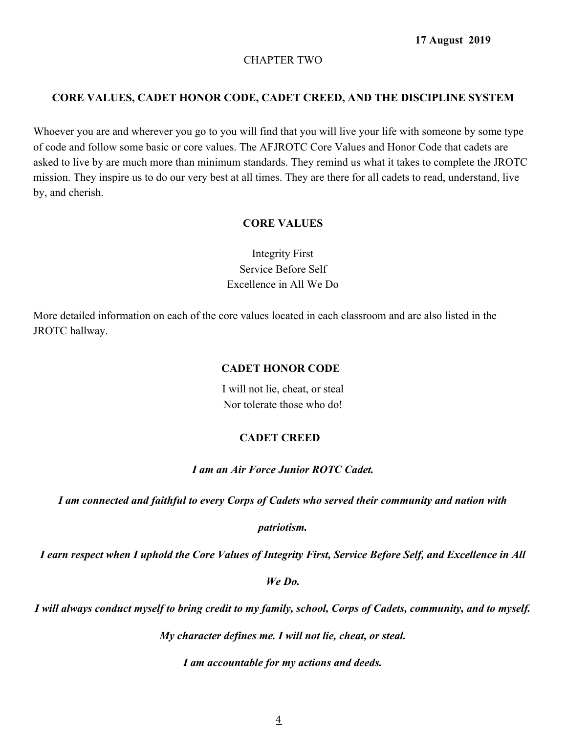17 August 2019

CHAPTER TWO

## CORE VALUES, CADET HONOR CODE, CADET CREED, AND THE DISCIPLINE SYSTEM

Whoever you are and wherever you go to you will find that you will live your life with someone by some type of code and follow some basic or core values. The AFJROTC Core Values and Honor Code that cadets are asked to live by are much more than minimum standards. They remind us what it takes to complete the JROTC mission. They inspire us to do our very best at all times. They are there for all cadets to read, understand, live by, and cherish.

### CORE VALUES

Integrity First
Service Before Self
Excellence in All We Do

More detailed information on each of the core values located in each classroom and are also listed in the JROTC hallway.

### CADET HONOR CODE

I will not lie, cheat, or steal
Nor tolerate those who do!

### CADET CREED

***I am an Air Force Junior ROTC Cadet.***

***I am connected and faithful to every Corps of Cadets who served their community and nation with patriotism.***

***I earn respect when I uphold the Core Values of Integrity First, Service Before Self, and Excellence in All We Do.***

***I will always conduct myself to bring credit to my family, school, Corps of Cadets, community, and to myself.***

***My character defines me. I will not lie, cheat, or steal.***

***I am accountable for my actions and deeds.***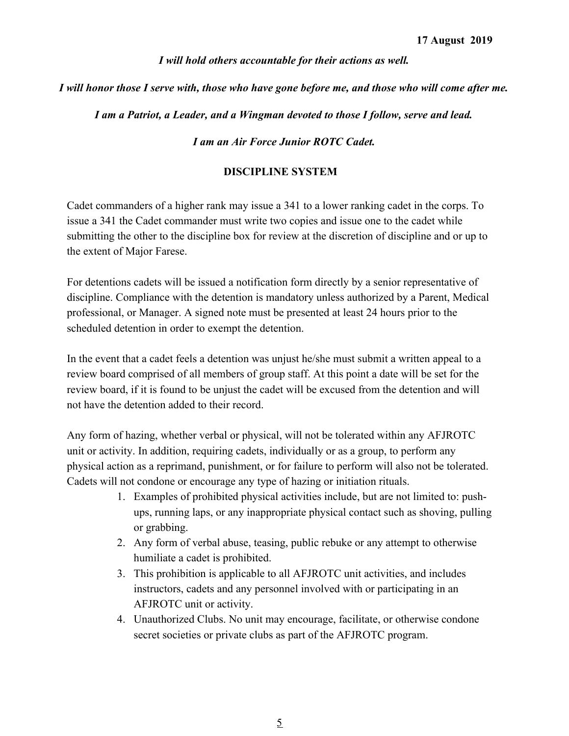*I will hold others accountable for their actions as well.*

*I will honor those I serve with, those who have gone before me, and those who will come after me.*

*I am a Patriot, a Leader, and a Wingman devoted to those I follow, serve and lead.*

*I am an Air Force Junior ROTC Cadet.*

## DISCIPLINE SYSTEM

Cadet commanders of a higher rank may issue a 341 to a lower ranking cadet in the corps. To issue a 341 the Cadet commander must write two copies and issue one to the cadet while submitting the other to the discipline box for review at the discretion of discipline and or up to the extent of Major Farese.

For detentions cadets will be issued a notification form directly by a senior representative of discipline. Compliance with the detention is mandatory unless authorized by a Parent, Medical professional, or Manager. A signed note must be presented at least 24 hours prior to the scheduled detention in order to exempt the detention.

In the event that a cadet feels a detention was unjust he/she must submit a written appeal to a review board comprised of all members of group staff. At this point a date will be set for the review board, if it is found to be unjust the cadet will be excused from the detention and will not have the detention added to their record.

Any form of hazing, whether verbal or physical, will not be tolerated within any AFJROTC unit or activity. In addition, requiring cadets, individually or as a group, to perform any physical action as a reprimand, punishment, or for failure to perform will also not be tolerated. Cadets will not condone or encourage any type of hazing or initiation rituals.

1. Examples of prohibited physical activities include, but are not limited to: push-ups, running laps, or any inappropriate physical contact such as shoving, pulling or grabbing.
2. Any form of verbal abuse, teasing, public rebuke or any attempt to otherwise humiliate a cadet is prohibited.
3. This prohibition is applicable to all AFJROTC unit activities, and includes instructors, cadets and any personnel involved with or participating in an AFJROTC unit or activity.
4. Unauthorized Clubs. No unit may encourage, facilitate, or otherwise condone secret societies or private clubs as part of the AFJROTC program.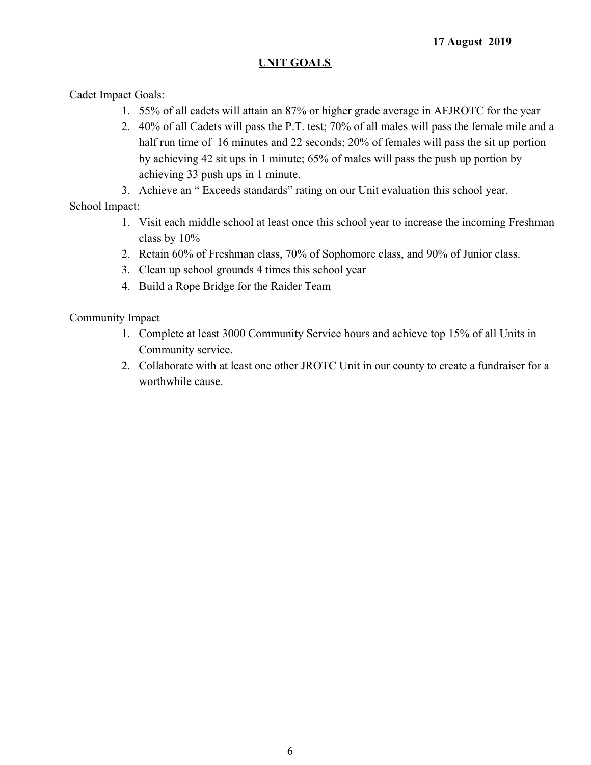**17 August 2019**

## UNIT GOALS

Cadet Impact Goals:

1. 55% of all cadets will attain an 87% or higher grade average in AFJROTC for the year
2. 40% of all Cadets will pass the P.T. test; 70% of all males will pass the female mile and a half run time of 16 minutes and 22 seconds; 20% of females will pass the sit up portion by achieving 42 sit ups in 1 minute; 65% of males will pass the push up portion by achieving 33 push ups in 1 minute.
3. Achieve an " Exceeds standards" rating on our Unit evaluation this school year.

School Impact:

1. Visit each middle school at least once this school year to increase the incoming Freshman class by 10%
2. Retain 60% of Freshman class, 70% of Sophomore class, and 90% of Junior class.
3. Clean up school grounds 4 times this school year
4. Build a Rope Bridge for the Raider Team

Community Impact

1. Complete at least 3000 Community Service hours and achieve top 15% of all Units in Community service.
2. Collaborate with at least one other JROTC Unit in our county to create a fundraiser for a worthwhile cause.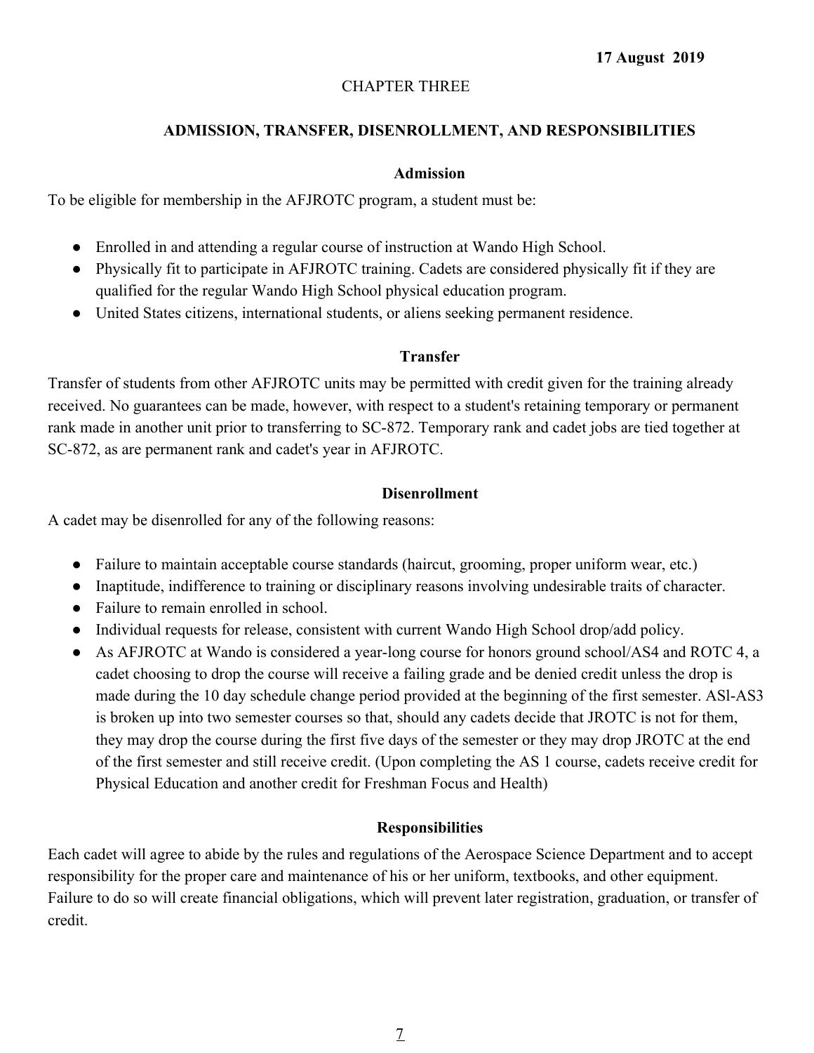17 August 2019

# CHAPTER THREE

## ADMISSION, TRANSFER, DISENROLLMENT, AND RESPONSIBILITIES

### Admission

To be eligible for membership in the AFJROTC program, a student must be:

- Enrolled in and attending a regular course of instruction at Wando High School.
- Physically fit to participate in AFJROTC training. Cadets are considered physically fit if they are qualified for the regular Wando High School physical education program.
- United States citizens, international students, or aliens seeking permanent residence.

### Transfer

Transfer of students from other AFJROTC units may be permitted with credit given for the training already received. No guarantees can be made, however, with respect to a student's retaining temporary or permanent rank made in another unit prior to transferring to SC-872. Temporary rank and cadet jobs are tied together at SC-872, as are permanent rank and cadet's year in AFJROTC.

### Disenrollment

A cadet may be disenrolled for any of the following reasons:

- Failure to maintain acceptable course standards (haircut, grooming, proper uniform wear, etc.)
- Inaptitude, indifference to training or disciplinary reasons involving undesirable traits of character.
- Failure to remain enrolled in school.
- Individual requests for release, consistent with current Wando High School drop/add policy.
- As AFJROTC at Wando is considered a year-long course for honors ground school/AS4 and ROTC 4, a cadet choosing to drop the course will receive a failing grade and be denied credit unless the drop is made during the 10 day schedule change period provided at the beginning of the first semester. ASl-AS3 is broken up into two semester courses so that, should any cadets decide that JROTC is not for them, they may drop the course during the first five days of the semester or they may drop JROTC at the end of the first semester and still receive credit. (Upon completing the AS 1 course, cadets receive credit for Physical Education and another credit for Freshman Focus and Health)

### Responsibilities

Each cadet will agree to abide by the rules and regulations of the Aerospace Science Department and to accept responsibility for the proper care and maintenance of his or her uniform, textbooks, and other equipment. Failure to do so will create financial obligations, which will prevent later registration, graduation, or transfer of credit.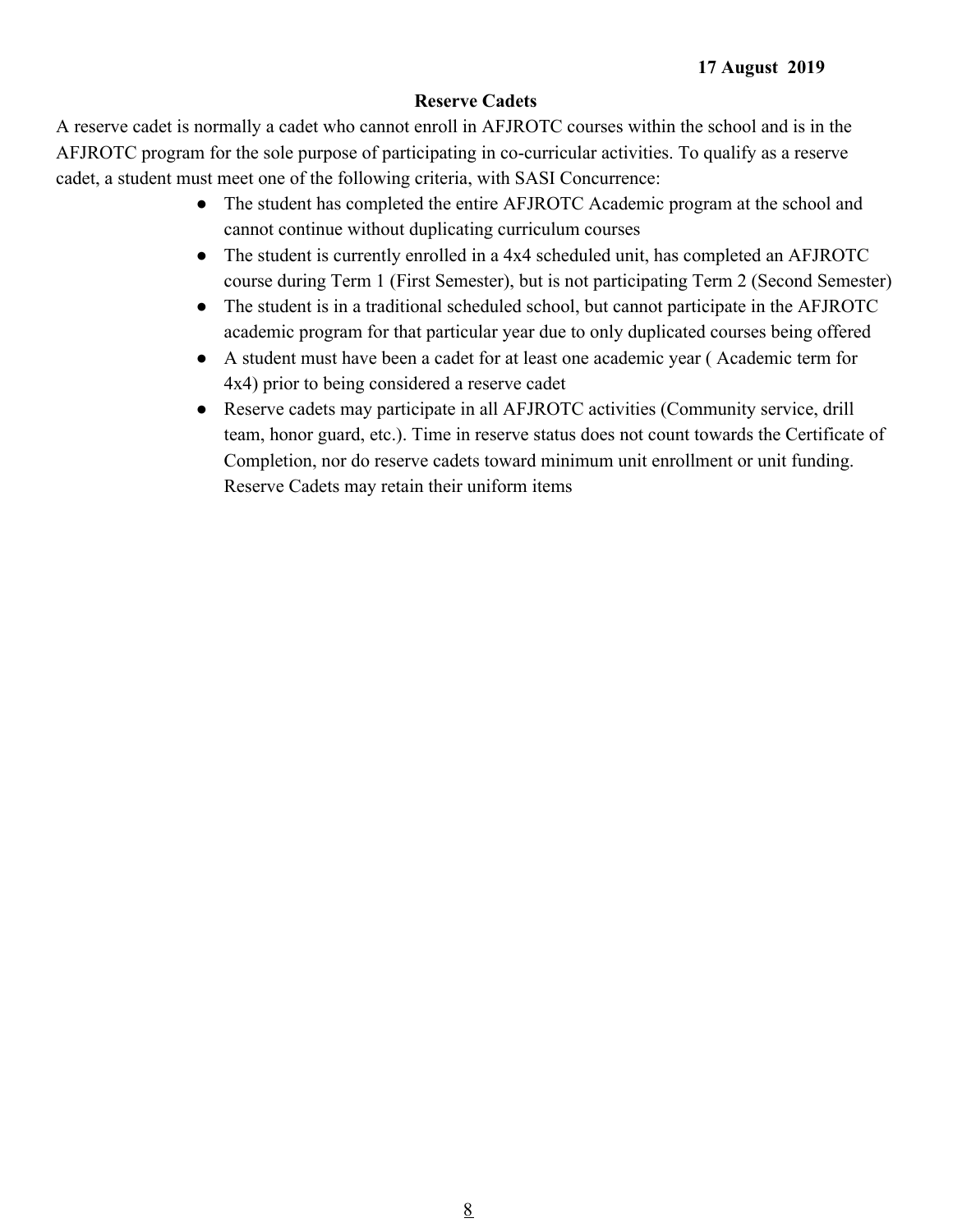## Reserve Cadets

A reserve cadet is normally a cadet who cannot enroll in AFJROTC courses within the school and is in the AFJROTC program for the sole purpose of participating in co-curricular activities. To qualify as a reserve cadet, a student must meet one of the following criteria, with SASI Concurrence:

- The student has completed the entire AFJROTC Academic program at the school and cannot continue without duplicating curriculum courses
- The student is currently enrolled in a 4x4 scheduled unit, has completed an AFJROTC course during Term 1 (First Semester), but is not participating Term 2 (Second Semester)
- The student is in a traditional scheduled school, but cannot participate in the AFJROTC academic program for that particular year due to only duplicated courses being offered
- A student must have been a cadet for at least one academic year ( Academic term for 4x4) prior to being considered a reserve cadet
- Reserve cadets may participate in all AFJROTC activities (Community service, drill team, honor guard, etc.). Time in reserve status does not count towards the Certificate of Completion, nor do reserve cadets toward minimum unit enrollment or unit funding. Reserve Cadets may retain their uniform items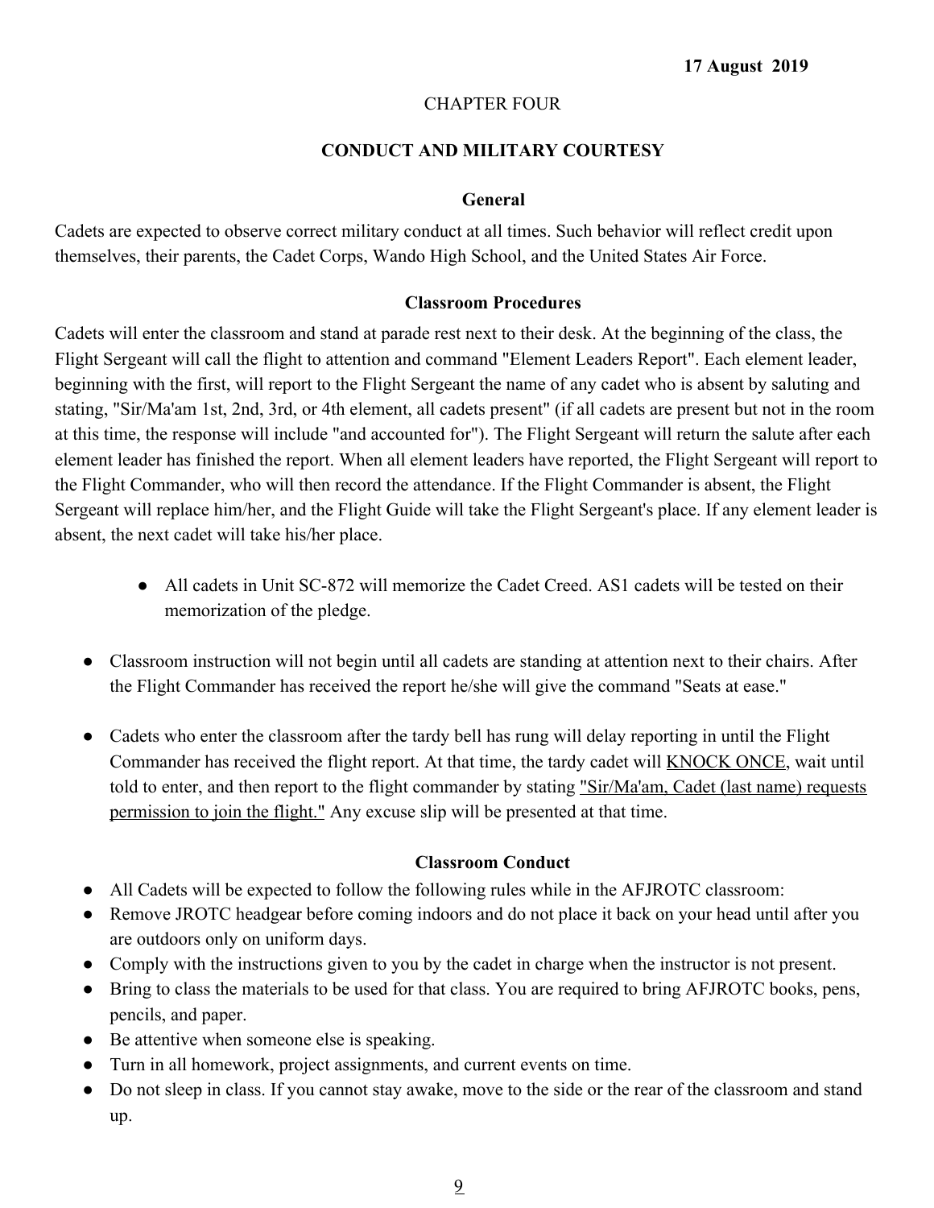17 August 2019

CHAPTER FOUR

## CONDUCT AND MILITARY COURTESY

### General

Cadets are expected to observe correct military conduct at all times. Such behavior will reflect credit upon themselves, their parents, the Cadet Corps, Wando High School, and the United States Air Force.

### Classroom Procedures

Cadets will enter the classroom and stand at parade rest next to their desk. At the beginning of the class, the Flight Sergeant will call the flight to attention and command "Element Leaders Report". Each element leader, beginning with the first, will report to the Flight Sergeant the name of any cadet who is absent by saluting and stating, "Sir/Ma'am 1st, 2nd, 3rd, or 4th element, all cadets present" (if all cadets are present but not in the room at this time, the response will include "and accounted for"). The Flight Sergeant will return the salute after each element leader has finished the report. When all element leaders have reported, the Flight Sergeant will report to the Flight Commander, who will then record the attendance. If the Flight Commander is absent, the Flight Sergeant will replace him/her, and the Flight Guide will take the Flight Sergeant's place. If any element leader is absent, the next cadet will take his/her place.

- All cadets in Unit SC-872 will memorize the Cadet Creed. AS1 cadets will be tested on their memorization of the pledge.

- Classroom instruction will not begin until all cadets are standing at attention next to their chairs. After the Flight Commander has received the report he/she will give the command "Seats at ease."

- Cadets who enter the classroom after the tardy bell has rung will delay reporting in until the Flight Commander has received the flight report. At that time, the tardy cadet will KNOCK ONCE, wait until told to enter, and then report to the flight commander by stating "Sir/Ma'am, Cadet (last name) requests permission to join the flight." Any excuse slip will be presented at that time.

### Classroom Conduct

- All Cadets will be expected to follow the following rules while in the AFJROTC classroom:
- Remove JROTC headgear before coming indoors and do not place it back on your head until after you are outdoors only on uniform days.
- Comply with the instructions given to you by the cadet in charge when the instructor is not present.
- Bring to class the materials to be used for that class. You are required to bring AFJROTC books, pens, pencils, and paper.
- Be attentive when someone else is speaking.
- Turn in all homework, project assignments, and current events on time.
- Do not sleep in class. If you cannot stay awake, move to the side or the rear of the classroom and stand up.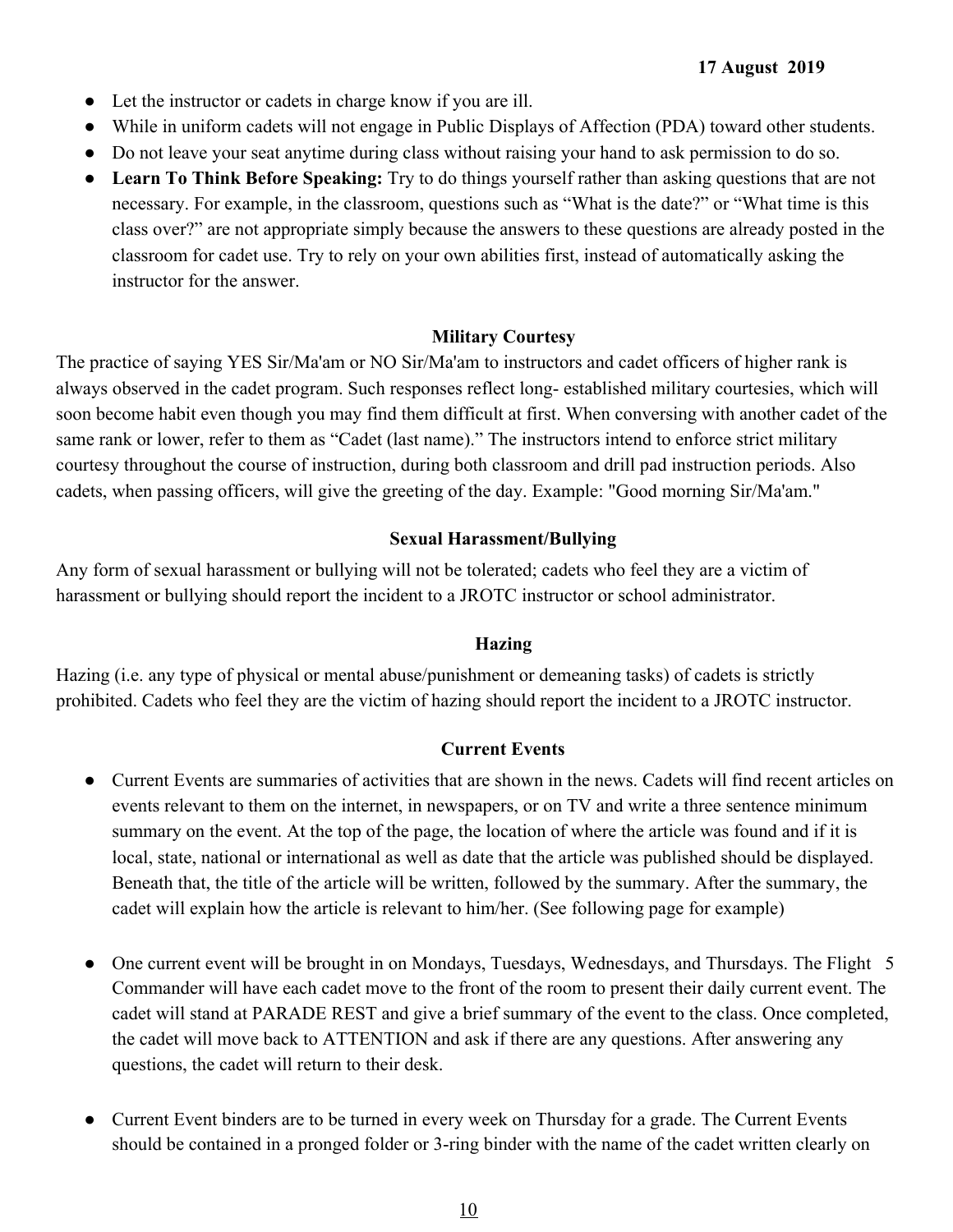- Let the instructor or cadets in charge know if you are ill.
- While in uniform cadets will not engage in Public Displays of Affection (PDA) toward other students.
- Do not leave your seat anytime during class without raising your hand to ask permission to do so.
- **Learn To Think Before Speaking:** Try to do things yourself rather than asking questions that are not necessary. For example, in the classroom, questions such as "What is the date?" or "What time is this class over?" are not appropriate simply because the answers to these questions are already posted in the classroom for cadet use. Try to rely on your own abilities first, instead of automatically asking the instructor for the answer.

### Military Courtesy

The practice of saying YES Sir/Ma'am or NO Sir/Ma'am to instructors and cadet officers of higher rank is always observed in the cadet program. Such responses reflect long- established military courtesies, which will soon become habit even though you may find them difficult at first. When conversing with another cadet of the same rank or lower, refer to them as "Cadet (last name)." The instructors intend to enforce strict military courtesy throughout the course of instruction, during both classroom and drill pad instruction periods. Also cadets, when passing officers, will give the greeting of the day. Example: "Good morning Sir/Ma'am."

### Sexual Harassment/Bullying

Any form of sexual harassment or bullying will not be tolerated; cadets who feel they are a victim of harassment or bullying should report the incident to a JROTC instructor or school administrator.

### Hazing

Hazing (i.e. any type of physical or mental abuse/punishment or demeaning tasks) of cadets is strictly prohibited. Cadets who feel they are the victim of hazing should report the incident to a JROTC instructor.

### Current Events

- Current Events are summaries of activities that are shown in the news. Cadets will find recent articles on events relevant to them on the internet, in newspapers, or on TV and write a three sentence minimum summary on the event. At the top of the page, the location of where the article was found and if it is local, state, national or international as well as date that the article was published should be displayed. Beneath that, the title of the article will be written, followed by the summary. After the summary, the cadet will explain how the article is relevant to him/her. (See following page for example)

- One current event will be brought in on Mondays, Tuesdays, Wednesdays, and Thursdays. The Flight Commander will have each cadet move to the front of the room to present their daily current event. The cadet will stand at PARADE REST and give a brief summary of the event to the class. Once completed, the cadet will move back to ATTENTION and ask if there are any questions. After answering any questions, the cadet will return to their desk.

- Current Event binders are to be turned in every week on Thursday for a grade. The Current Events should be contained in a pronged folder or 3-ring binder with the name of the cadet written clearly on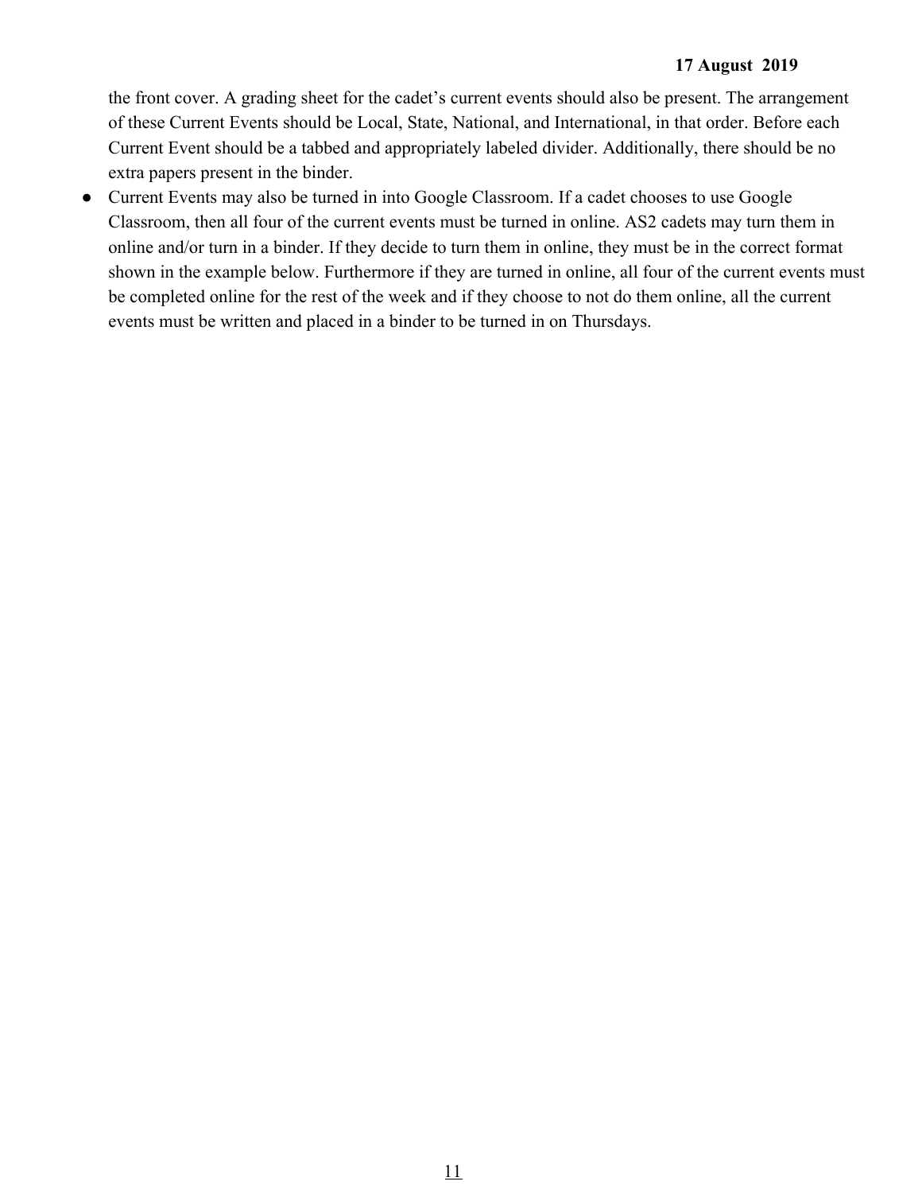the front cover. A grading sheet for the cadet's current events should also be present. The arrangement of these Current Events should be Local, State, National, and International, in that order. Before each Current Event should be a tabbed and appropriately labeled divider. Additionally, there should be no extra papers present in the binder.

- Current Events may also be turned in into Google Classroom. If a cadet chooses to use Google Classroom, then all four of the current events must be turned in online. AS2 cadets may turn them in online and/or turn in a binder. If they decide to turn them in online, they must be in the correct format shown in the example below. Furthermore if they are turned in online, all four of the current events must be completed online for the rest of the week and if they choose to not do them online, all the current events must be written and placed in a binder to be turned in on Thursdays.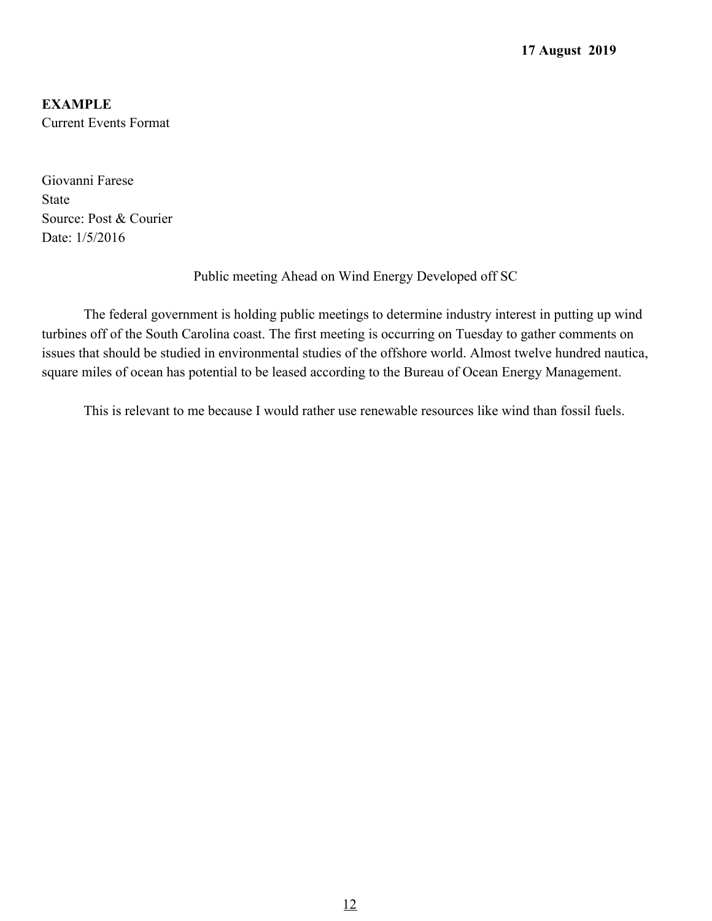**17 August 2019**

**EXAMPLE**
Current Events Format

Giovanni Farese
State
Source: Post & Courier
Date: 1/5/2016

Public meeting Ahead on Wind Energy Developed off SC

The federal government is holding public meetings to determine industry interest in putting up wind turbines off of the South Carolina coast. The first meeting is occurring on Tuesday to gather comments on issues that should be studied in environmental studies of the offshore world. Almost twelve hundred nautica, square miles of ocean has potential to be leased according to the Bureau of Ocean Energy Management.

This is relevant to me because I would rather use renewable resources like wind than fossil fuels.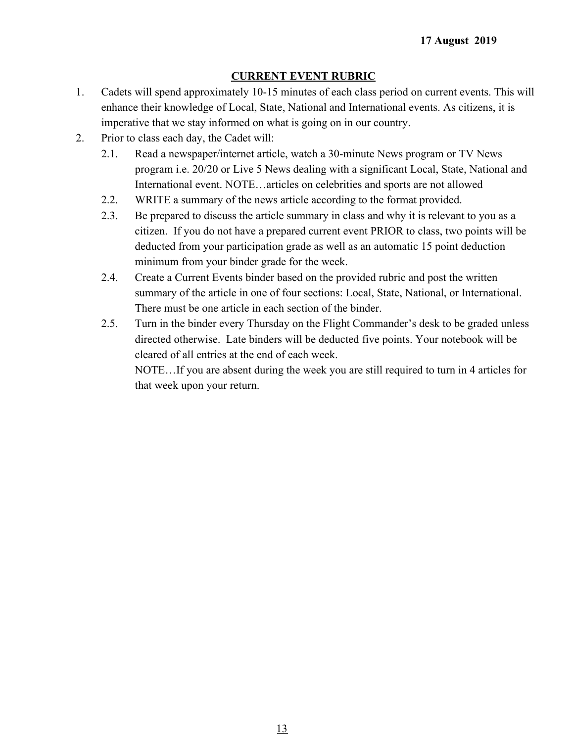**17 August 2019**

## CURRENT EVENT RUBRIC

1. Cadets will spend approximately 10-15 minutes of each class period on current events. This will enhance their knowledge of Local, State, National and International events. As citizens, it is imperative that we stay informed on what is going on in our country.
2. Prior to class each day, the Cadet will:
   - 2.1. Read a newspaper/internet article, watch a 30-minute News program or TV News program i.e. 20/20 or Live 5 News dealing with a significant Local, State, National and International event. NOTE…articles on celebrities and sports are not allowed
   - 2.2. WRITE a summary of the news article according to the format provided.
   - 2.3. Be prepared to discuss the article summary in class and why it is relevant to you as a citizen. If you do not have a prepared current event PRIOR to class, two points will be deducted from your participation grade as well as an automatic 15 point deduction minimum from your binder grade for the week.
   - 2.4. Create a Current Events binder based on the provided rubric and post the written summary of the article in one of four sections: Local, State, National, or International. There must be one article in each section of the binder.
   - 2.5. Turn in the binder every Thursday on the Flight Commander's desk to be graded unless directed otherwise. Late binders will be deducted five points. Your notebook will be cleared of all entries at the end of each week.

     NOTE…If you are absent during the week you are still required to turn in 4 articles for that week upon your return.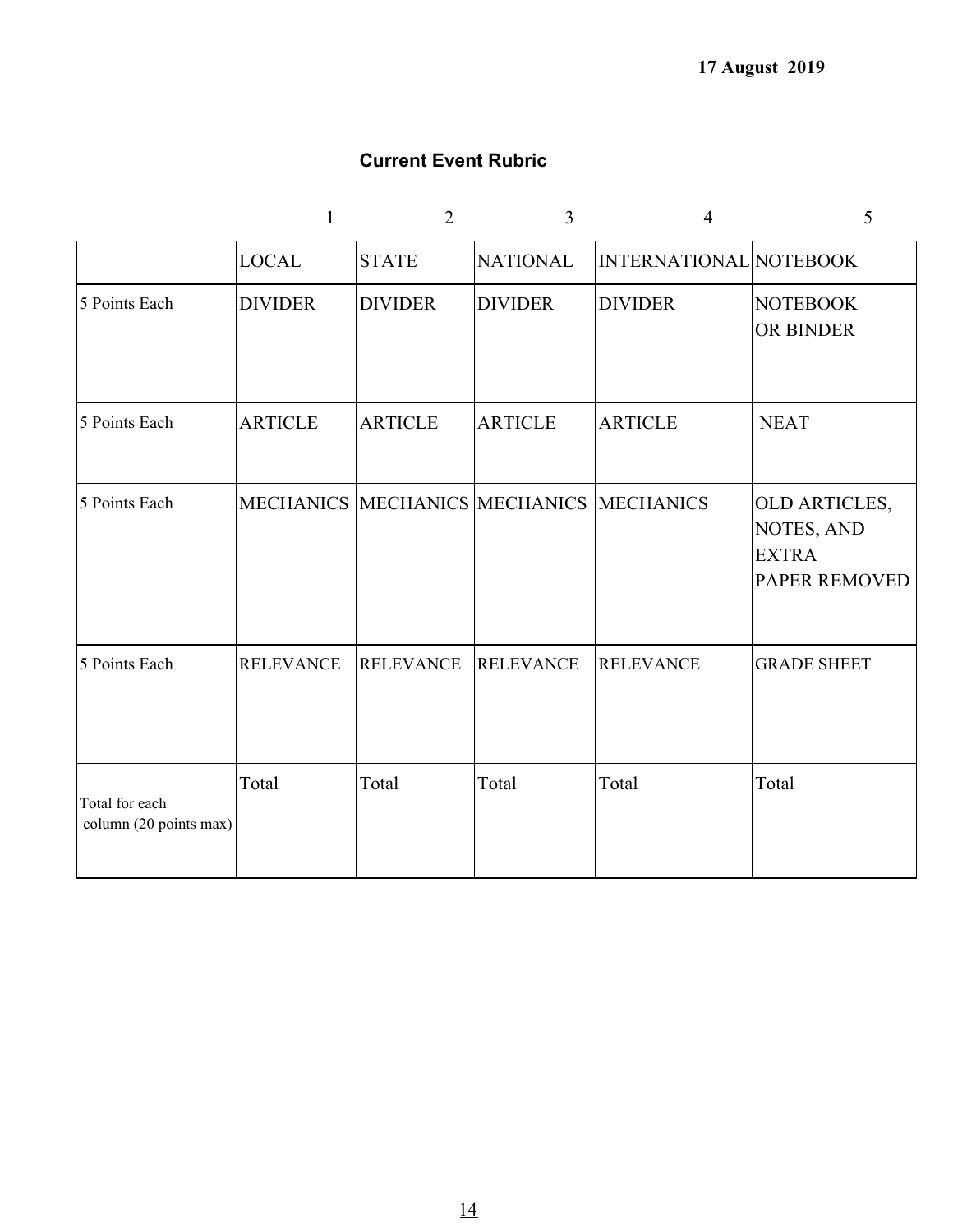17 August 2019

## Current Event Rubric

| | 1 | 2 | 3 | 4 | 5 |
|---|---|---|---|---|---|
| | LOCAL | STATE | NATIONAL | INTERNATIONAL | NOTEBOOK |
| 5 Points Each | DIVIDER | DIVIDER | DIVIDER | DIVIDER | NOTEBOOK OR BINDER |
| 5 Points Each | ARTICLE | ARTICLE | ARTICLE | ARTICLE | NEAT |
| 5 Points Each | MECHANICS | MECHANICS | MECHANICS | MECHANICS | OLD ARTICLES, NOTES, AND EXTRA PAPER REMOVED |
| 5 Points Each | RELEVANCE | RELEVANCE | RELEVANCE | RELEVANCE | GRADE SHEET |
| Total for each column (20 points max) | Total | Total | Total | Total | Total |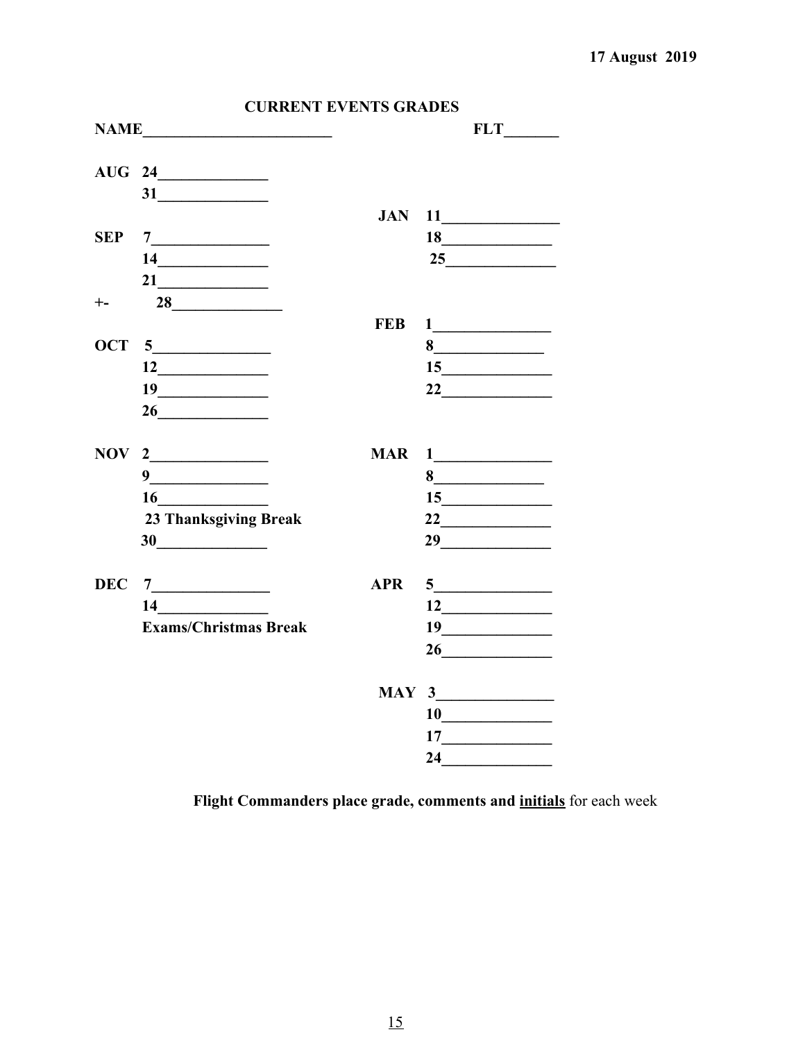17 August 2019

## CURRENT EVENTS GRADES

**NAME________________________** **FLT_______**

**AUG 24______________**
**31______________**

**SEP 7_______________**
**14______________**
**21______________**
**+- 28______________**

**OCT 5_______________**
**12______________**
**19______________**
**26______________**

**NOV 2_______________**
**9_______________**
**16______________**
**23 Thanksgiving Break**
**30______________**

**DEC 7_______________**
**14______________**
**Exams/Christmas Break**

**JAN 11_______________**
**18______________**
**25______________**

**FEB 1_______________**
**8______________**
**15______________**
**22______________**

**MAR 1_______________**
**8______________**
**15______________**
**22______________**
**29______________**

**APR 5_______________**
**12______________**
**19______________**
**26______________**

**MAY 3_______________**
**10______________**
**17______________**
**24______________**

**Flight Commanders place grade, comments and <u>initials</u>** for each week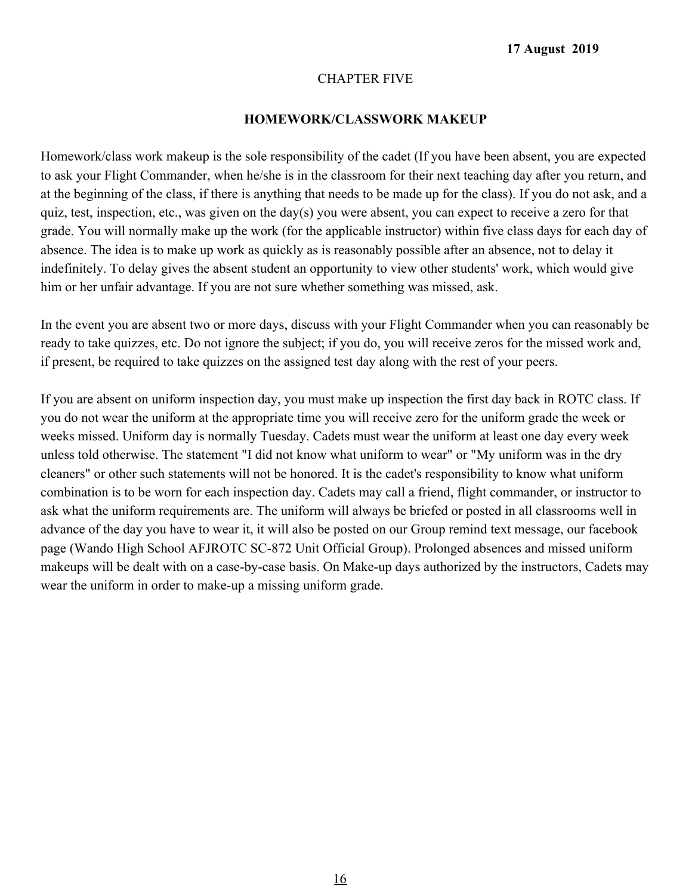**17 August 2019**

# CHAPTER FIVE

## HOMEWORK/CLASSWORK MAKEUP

Homework/class work makeup is the sole responsibility of the cadet (If you have been absent, you are expected to ask your Flight Commander, when he/she is in the classroom for their next teaching day after you return, and at the beginning of the class, if there is anything that needs to be made up for the class). If you do not ask, and a quiz, test, inspection, etc., was given on the day(s) you were absent, you can expect to receive a zero for that grade. You will normally make up the work (for the applicable instructor) within five class days for each day of absence. The idea is to make up work as quickly as is reasonably possible after an absence, not to delay it indefinitely. To delay gives the absent student an opportunity to view other students' work, which would give him or her unfair advantage. If you are not sure whether something was missed, ask.

In the event you are absent two or more days, discuss with your Flight Commander when you can reasonably be ready to take quizzes, etc. Do not ignore the subject; if you do, you will receive zeros for the missed work and, if present, be required to take quizzes on the assigned test day along with the rest of your peers.

If you are absent on uniform inspection day, you must make up inspection the first day back in ROTC class. If you do not wear the uniform at the appropriate time you will receive zero for the uniform grade the week or weeks missed. Uniform day is normally Tuesday. Cadets must wear the uniform at least one day every week unless told otherwise. The statement "I did not know what uniform to wear" or "My uniform was in the dry cleaners" or other such statements will not be honored. It is the cadet's responsibility to know what uniform combination is to be worn for each inspection day. Cadets may call a friend, flight commander, or instructor to ask what the uniform requirements are. The uniform will always be briefed or posted in all classrooms well in advance of the day you have to wear it, it will also be posted on our Group remind text message, our facebook page (Wando High School AFJROTC SC-872 Unit Official Group). Prolonged absences and missed uniform makeups will be dealt with on a case-by-case basis. On Make-up days authorized by the instructors, Cadets may wear the uniform in order to make-up a missing uniform grade.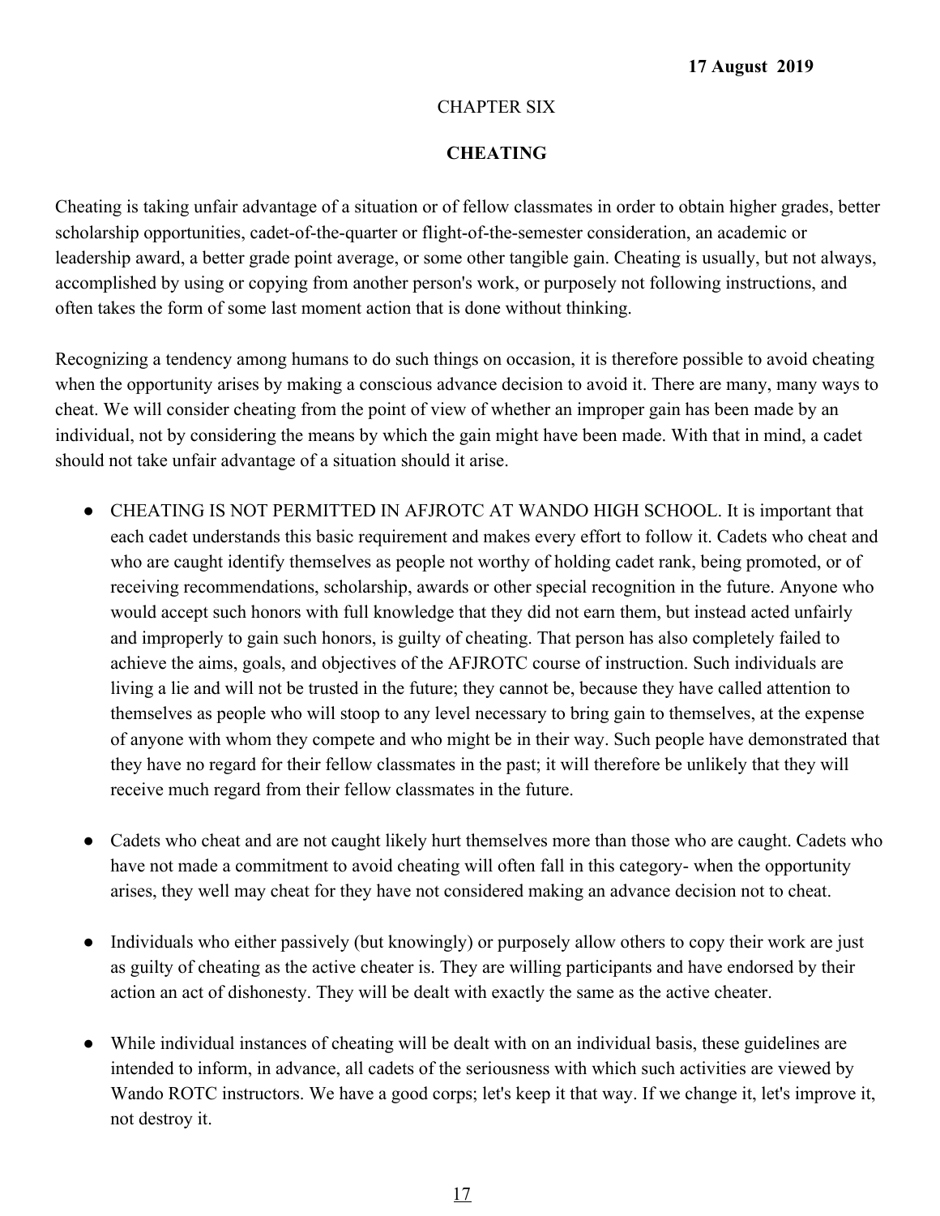**17 August 2019**

CHAPTER SIX

# CHEATING

Cheating is taking unfair advantage of a situation or of fellow classmates in order to obtain higher grades, better scholarship opportunities, cadet-of-the-quarter or flight-of-the-semester consideration, an academic or leadership award, a better grade point average, or some other tangible gain. Cheating is usually, but not always, accomplished by using or copying from another person's work, or purposely not following instructions, and often takes the form of some last moment action that is done without thinking.

Recognizing a tendency among humans to do such things on occasion, it is therefore possible to avoid cheating when the opportunity arises by making a conscious advance decision to avoid it. There are many, many ways to cheat. We will consider cheating from the point of view of whether an improper gain has been made by an individual, not by considering the means by which the gain might have been made. With that in mind, a cadet should not take unfair advantage of a situation should it arise.

- CHEATING IS NOT PERMITTED IN AFJROTC AT WANDO HIGH SCHOOL. It is important that each cadet understands this basic requirement and makes every effort to follow it. Cadets who cheat and who are caught identify themselves as people not worthy of holding cadet rank, being promoted, or of receiving recommendations, scholarship, awards or other special recognition in the future. Anyone who would accept such honors with full knowledge that they did not earn them, but instead acted unfairly and improperly to gain such honors, is guilty of cheating. That person has also completely failed to achieve the aims, goals, and objectives of the AFJROTC course of instruction. Such individuals are living a lie and will not be trusted in the future; they cannot be, because they have called attention to themselves as people who will stoop to any level necessary to bring gain to themselves, at the expense of anyone with whom they compete and who might be in their way. Such people have demonstrated that they have no regard for their fellow classmates in the past; it will therefore be unlikely that they will receive much regard from their fellow classmates in the future.

- Cadets who cheat and are not caught likely hurt themselves more than those who are caught. Cadets who have not made a commitment to avoid cheating will often fall in this category- when the opportunity arises, they well may cheat for they have not considered making an advance decision not to cheat.

- Individuals who either passively (but knowingly) or purposely allow others to copy their work are just as guilty of cheating as the active cheater is. They are willing participants and have endorsed by their action an act of dishonesty. They will be dealt with exactly the same as the active cheater.

- While individual instances of cheating will be dealt with on an individual basis, these guidelines are intended to inform, in advance, all cadets of the seriousness with which such activities are viewed by Wando ROTC instructors. We have a good corps; let's keep it that way. If we change it, let's improve it, not destroy it.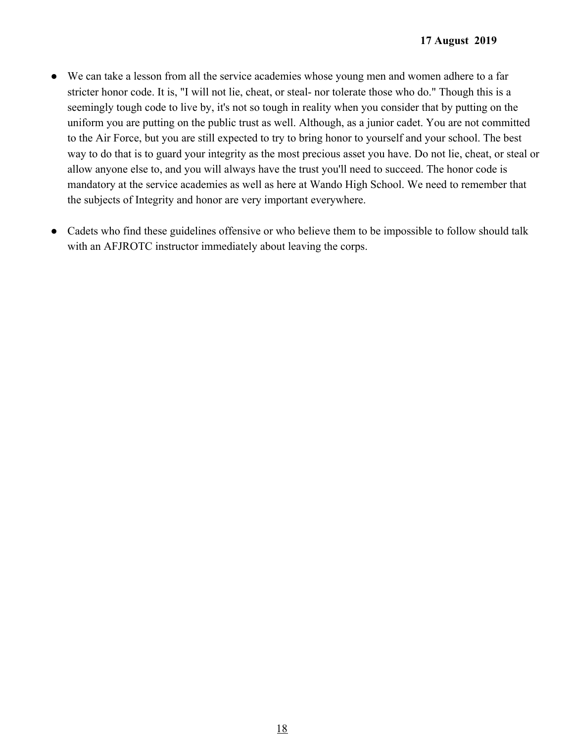- We can take a lesson from all the service academies whose young men and women adhere to a far stricter honor code. It is, "I will not lie, cheat, or steal- nor tolerate those who do." Though this is a seemingly tough code to live by, it's not so tough in reality when you consider that by putting on the uniform you are putting on the public trust as well. Although, as a junior cadet. You are not committed to the Air Force, but you are still expected to try to bring honor to yourself and your school. The best way to do that is to guard your integrity as the most precious asset you have. Do not lie, cheat, or steal or allow anyone else to, and you will always have the trust you'll need to succeed. The honor code is mandatory at the service academies as well as here at Wando High School. We need to remember that the subjects of Integrity and honor are very important everywhere.

- Cadets who find these guidelines offensive or who believe them to be impossible to follow should talk with an AFJROTC instructor immediately about leaving the corps.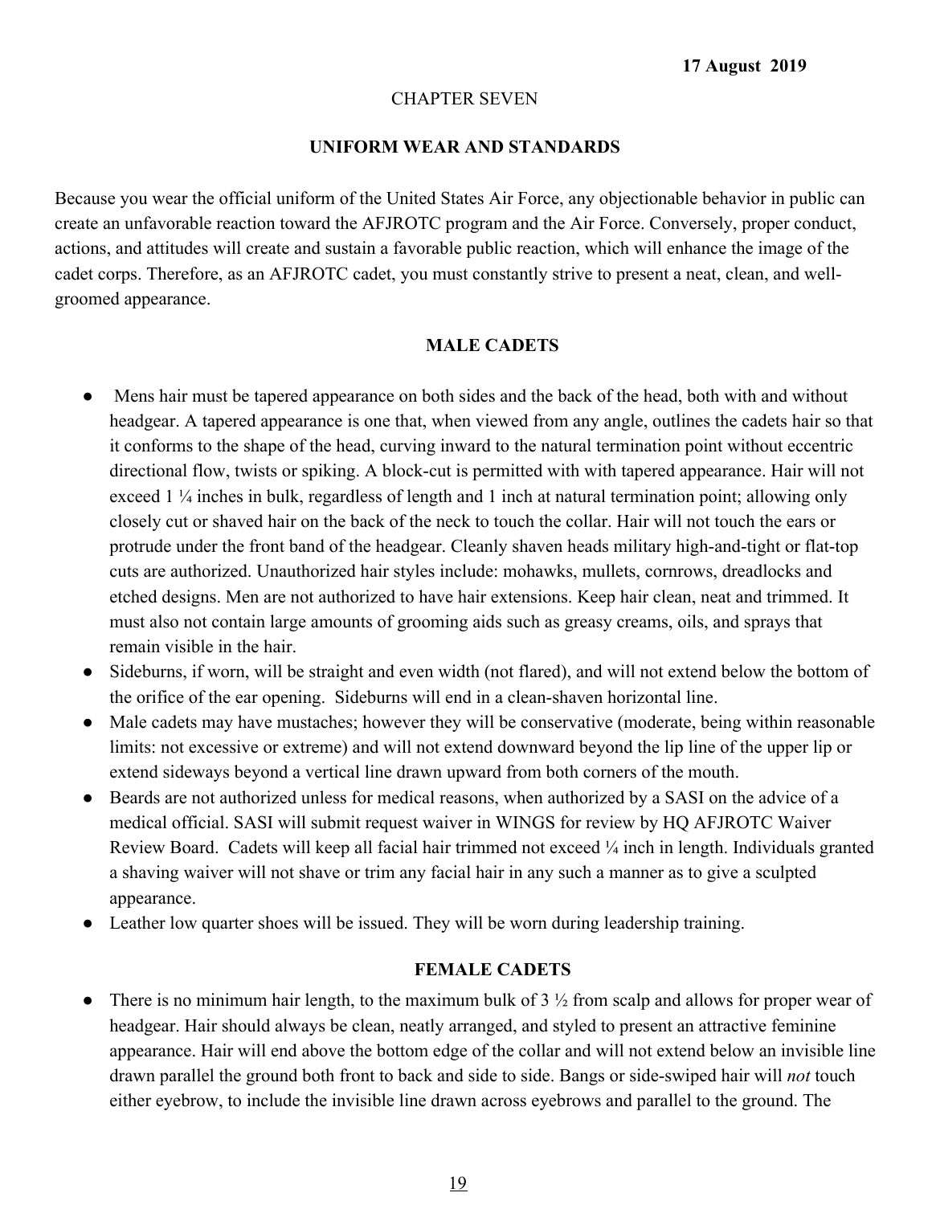17 August 2019

CHAPTER SEVEN

## UNIFORM WEAR AND STANDARDS

Because you wear the official uniform of the United States Air Force, any objectionable behavior in public can create an unfavorable reaction toward the AFJROTC program and the Air Force. Conversely, proper conduct, actions, and attitudes will create and sustain a favorable public reaction, which will enhance the image of the cadet corps. Therefore, as an AFJROTC cadet, you must constantly strive to present a neat, clean, and well-groomed appearance.

### MALE CADETS

- Mens hair must be tapered appearance on both sides and the back of the head, both with and without headgear. A tapered appearance is one that, when viewed from any angle, outlines the cadets hair so that it conforms to the shape of the head, curving inward to the natural termination point without eccentric directional flow, twists or spiking. A block-cut is permitted with with tapered appearance. Hair will not exceed 1 ¼ inches in bulk, regardless of length and 1 inch at natural termination point; allowing only closely cut or shaved hair on the back of the neck to touch the collar. Hair will not touch the ears or protrude under the front band of the headgear. Cleanly shaven heads military high-and-tight or flat-top cuts are authorized. Unauthorized hair styles include: mohawks, mullets, cornrows, dreadlocks and etched designs. Men are not authorized to have hair extensions. Keep hair clean, neat and trimmed. It must also not contain large amounts of grooming aids such as greasy creams, oils, and sprays that remain visible in the hair.
- Sideburns, if worn, will be straight and even width (not flared), and will not extend below the bottom of the orifice of the ear opening. Sideburns will end in a clean-shaven horizontal line.
- Male cadets may have mustaches; however they will be conservative (moderate, being within reasonable limits: not excessive or extreme) and will not extend downward beyond the lip line of the upper lip or extend sideways beyond a vertical line drawn upward from both corners of the mouth.
- Beards are not authorized unless for medical reasons, when authorized by a SASI on the advice of a medical official. SASI will submit request waiver in WINGS for review by HQ AFJROTC Waiver Review Board. Cadets will keep all facial hair trimmed not exceed ¼ inch in length. Individuals granted a shaving waiver will not shave or trim any facial hair in any such a manner as to give a sculpted appearance.
- Leather low quarter shoes will be issued. They will be worn during leadership training.

### FEMALE CADETS

- There is no minimum hair length, to the maximum bulk of 3 ½ from scalp and allows for proper wear of headgear. Hair should always be clean, neatly arranged, and styled to present an attractive feminine appearance. Hair will end above the bottom edge of the collar and will not extend below an invisible line drawn parallel the ground both front to back and side to side. Bangs or side-swiped hair will *not* touch either eyebrow, to include the invisible line drawn across eyebrows and parallel to the ground. The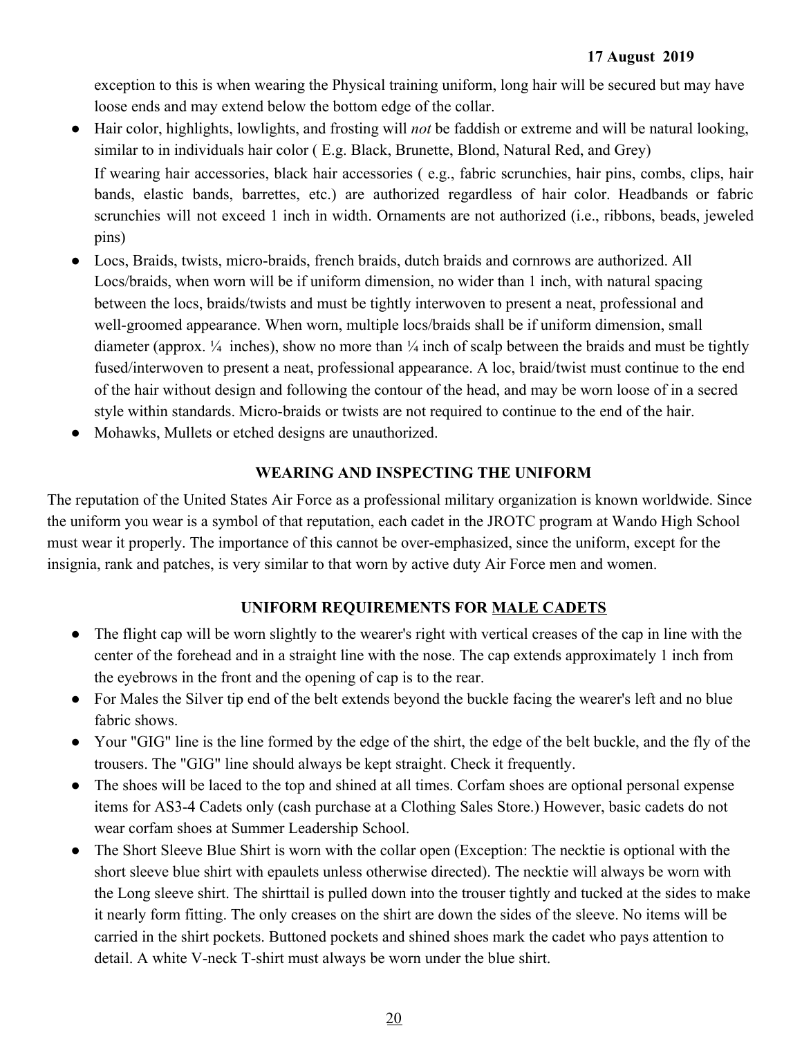exception to this is when wearing the Physical training uniform, long hair will be secured but may have loose ends and may extend below the bottom edge of the collar.

- Hair color, highlights, lowlights, and frosting will *not* be faddish or extreme and will be natural looking, similar to in individuals hair color ( E.g. Black, Brunette, Blond, Natural Red, and Grey)

  If wearing hair accessories, black hair accessories ( e.g., fabric scrunchies, hair pins, combs, clips, hair bands, elastic bands, barrettes, etc.) are authorized regardless of hair color. Headbands or fabric scrunchies will not exceed 1 inch in width. Ornaments are not authorized (i.e., ribbons, beads, jeweled pins)
- Locs, Braids, twists, micro-braids, french braids, dutch braids and cornrows are authorized. All Locs/braids, when worn will be if uniform dimension, no wider than 1 inch, with natural spacing between the locs, braids/twists and must be tightly interwoven to present a neat, professional and well-groomed appearance. When worn, multiple locs/braids shall be if uniform dimension, small diameter (approx. ¼ inches), show no more than ¼ inch of scalp between the braids and must be tightly fused/interwoven to present a neat, professional appearance. A loc, braid/twist must continue to the end of the hair without design and following the contour of the head, and may be worn loose of in a secred style within standards. Micro-braids or twists are not required to continue to the end of the hair.
- Mohawks, Mullets or etched designs are unauthorized.

## WEARING AND INSPECTING THE UNIFORM

The reputation of the United States Air Force as a professional military organization is known worldwide. Since the uniform you wear is a symbol of that reputation, each cadet in the JROTC program at Wando High School must wear it properly. The importance of this cannot be over-emphasized, since the uniform, except for the insignia, rank and patches, is very similar to that worn by active duty Air Force men and women.

## UNIFORM REQUIREMENTS FOR MALE CADETS

- The flight cap will be worn slightly to the wearer's right with vertical creases of the cap in line with the center of the forehead and in a straight line with the nose. The cap extends approximately 1 inch from the eyebrows in the front and the opening of cap is to the rear.
- For Males the Silver tip end of the belt extends beyond the buckle facing the wearer's left and no blue fabric shows.
- Your "GIG" line is the line formed by the edge of the shirt, the edge of the belt buckle, and the fly of the trousers. The "GIG" line should always be kept straight. Check it frequently.
- The shoes will be laced to the top and shined at all times. Corfam shoes are optional personal expense items for AS3-4 Cadets only (cash purchase at a Clothing Sales Store.) However, basic cadets do not wear corfam shoes at Summer Leadership School.
- The Short Sleeve Blue Shirt is worn with the collar open (Exception: The necktie is optional with the short sleeve blue shirt with epaulets unless otherwise directed). The necktie will always be worn with the Long sleeve shirt. The shirttail is pulled down into the trouser tightly and tucked at the sides to make it nearly form fitting. The only creases on the shirt are down the sides of the sleeve. No items will be carried in the shirt pockets. Buttoned pockets and shined shoes mark the cadet who pays attention to detail. A white V-neck T-shirt must always be worn under the blue shirt.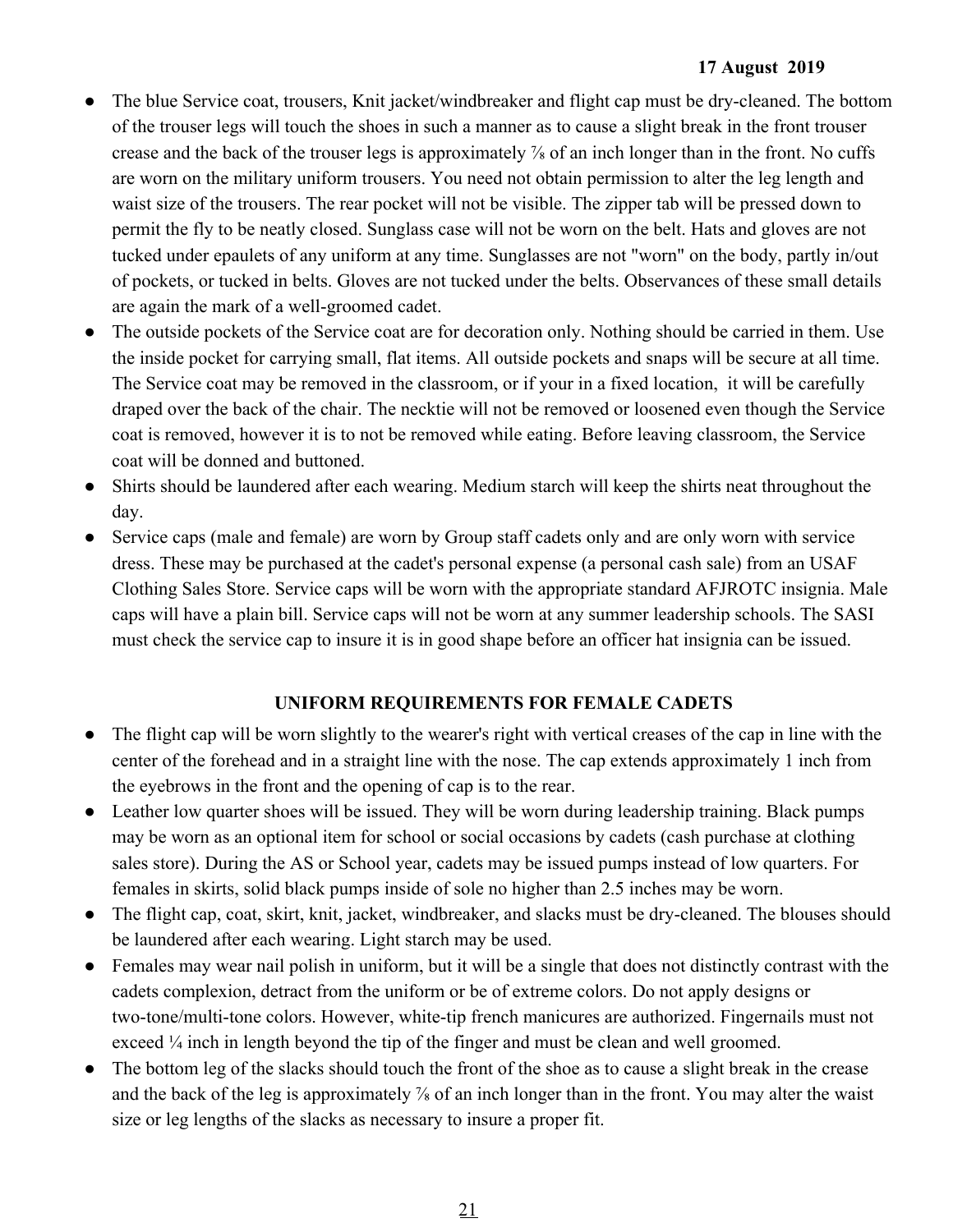- The blue Service coat, trousers, Knit jacket/windbreaker and flight cap must be dry-cleaned. The bottom of the trouser legs will touch the shoes in such a manner as to cause a slight break in the front trouser crease and the back of the trouser legs is approximately ⅞ of an inch longer than in the front. No cuffs are worn on the military uniform trousers. You need not obtain permission to alter the leg length and waist size of the trousers. The rear pocket will not be visible. The zipper tab will be pressed down to permit the fly to be neatly closed. Sunglass case will not be worn on the belt. Hats and gloves are not tucked under epaulets of any uniform at any time. Sunglasses are not "worn" on the body, partly in/out of pockets, or tucked in belts. Gloves are not tucked under the belts. Observances of these small details are again the mark of a well-groomed cadet.
- The outside pockets of the Service coat are for decoration only. Nothing should be carried in them. Use the inside pocket for carrying small, flat items. All outside pockets and snaps will be secure at all time. The Service coat may be removed in the classroom, or if your in a fixed location, it will be carefully draped over the back of the chair. The necktie will not be removed or loosened even though the Service coat is removed, however it is to not be removed while eating. Before leaving classroom, the Service coat will be donned and buttoned.
- Shirts should be laundered after each wearing. Medium starch will keep the shirts neat throughout the day.
- Service caps (male and female) are worn by Group staff cadets only and are only worn with service dress. These may be purchased at the cadet's personal expense (a personal cash sale) from an USAF Clothing Sales Store. Service caps will be worn with the appropriate standard AFJROTC insignia. Male caps will have a plain bill. Service caps will not be worn at any summer leadership schools. The SASI must check the service cap to insure it is in good shape before an officer hat insignia can be issued.

## UNIFORM REQUIREMENTS FOR FEMALE CADETS

- The flight cap will be worn slightly to the wearer's right with vertical creases of the cap in line with the center of the forehead and in a straight line with the nose. The cap extends approximately 1 inch from the eyebrows in the front and the opening of cap is to the rear.
- Leather low quarter shoes will be issued. They will be worn during leadership training. Black pumps may be worn as an optional item for school or social occasions by cadets (cash purchase at clothing sales store). During the AS or School year, cadets may be issued pumps instead of low quarters. For females in skirts, solid black pumps inside of sole no higher than 2.5 inches may be worn.
- The flight cap, coat, skirt, knit, jacket, windbreaker, and slacks must be dry-cleaned. The blouses should be laundered after each wearing. Light starch may be used.
- Females may wear nail polish in uniform, but it will be a single that does not distinctly contrast with the cadets complexion, detract from the uniform or be of extreme colors. Do not apply designs or two-tone/multi-tone colors. However, white-tip french manicures are authorized. Fingernails must not exceed ¼ inch in length beyond the tip of the finger and must be clean and well groomed.
- The bottom leg of the slacks should touch the front of the shoe as to cause a slight break in the crease and the back of the leg is approximately ⅞ of an inch longer than in the front. You may alter the waist size or leg lengths of the slacks as necessary to insure a proper fit.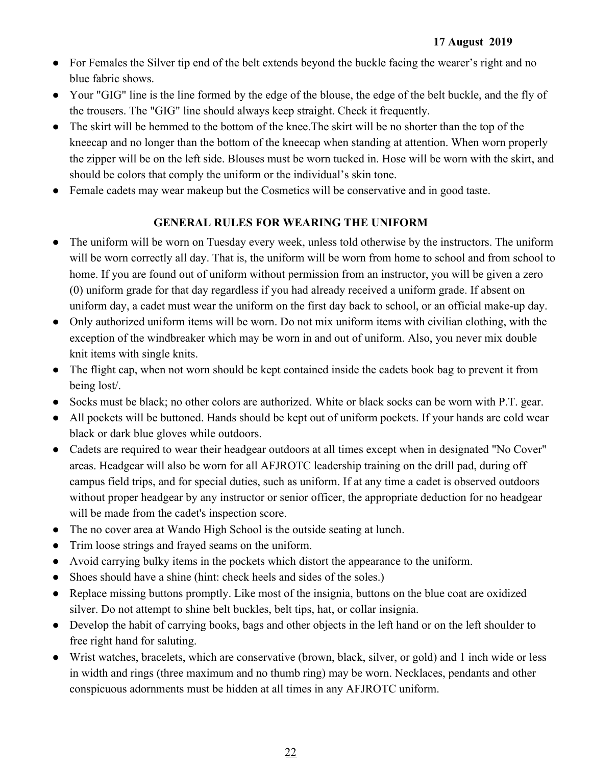- For Females the Silver tip end of the belt extends beyond the buckle facing the wearer's right and no blue fabric shows.
- Your "GIG" line is the line formed by the edge of the blouse, the edge of the belt buckle, and the fly of the trousers. The "GIG" line should always keep straight. Check it frequently.
- The skirt will be hemmed to the bottom of the knee.The skirt will be no shorter than the top of the kneecap and no longer than the bottom of the kneecap when standing at attention. When worn properly the zipper will be on the left side. Blouses must be worn tucked in. Hose will be worn with the skirt, and should be colors that comply the uniform or the individual's skin tone.
- Female cadets may wear makeup but the Cosmetics will be conservative and in good taste.

## GENERAL RULES FOR WEARING THE UNIFORM

- The uniform will be worn on Tuesday every week, unless told otherwise by the instructors. The uniform will be worn correctly all day. That is, the uniform will be worn from home to school and from school to home. If you are found out of uniform without permission from an instructor, you will be given a zero (0) uniform grade for that day regardless if you had already received a uniform grade. If absent on uniform day, a cadet must wear the uniform on the first day back to school, or an official make-up day.
- Only authorized uniform items will be worn. Do not mix uniform items with civilian clothing, with the exception of the windbreaker which may be worn in and out of uniform. Also, you never mix double knit items with single knits.
- The flight cap, when not worn should be kept contained inside the cadets book bag to prevent it from being lost/.
- Socks must be black; no other colors are authorized. White or black socks can be worn with P.T. gear.
- All pockets will be buttoned. Hands should be kept out of uniform pockets. If your hands are cold wear black or dark blue gloves while outdoors.
- Cadets are required to wear their headgear outdoors at all times except when in designated "No Cover" areas. Headgear will also be worn for all AFJROTC leadership training on the drill pad, during off campus field trips, and for special duties, such as uniform. If at any time a cadet is observed outdoors without proper headgear by any instructor or senior officer, the appropriate deduction for no headgear will be made from the cadet's inspection score.
- The no cover area at Wando High School is the outside seating at lunch.
- Trim loose strings and frayed seams on the uniform.
- Avoid carrying bulky items in the pockets which distort the appearance to the uniform.
- Shoes should have a shine (hint: check heels and sides of the soles.)
- Replace missing buttons promptly. Like most of the insignia, buttons on the blue coat are oxidized silver. Do not attempt to shine belt buckles, belt tips, hat, or collar insignia.
- Develop the habit of carrying books, bags and other objects in the left hand or on the left shoulder to free right hand for saluting.
- Wrist watches, bracelets, which are conservative (brown, black, silver, or gold) and 1 inch wide or less in width and rings (three maximum and no thumb ring) may be worn. Necklaces, pendants and other conspicuous adornments must be hidden at all times in any AFJROTC uniform.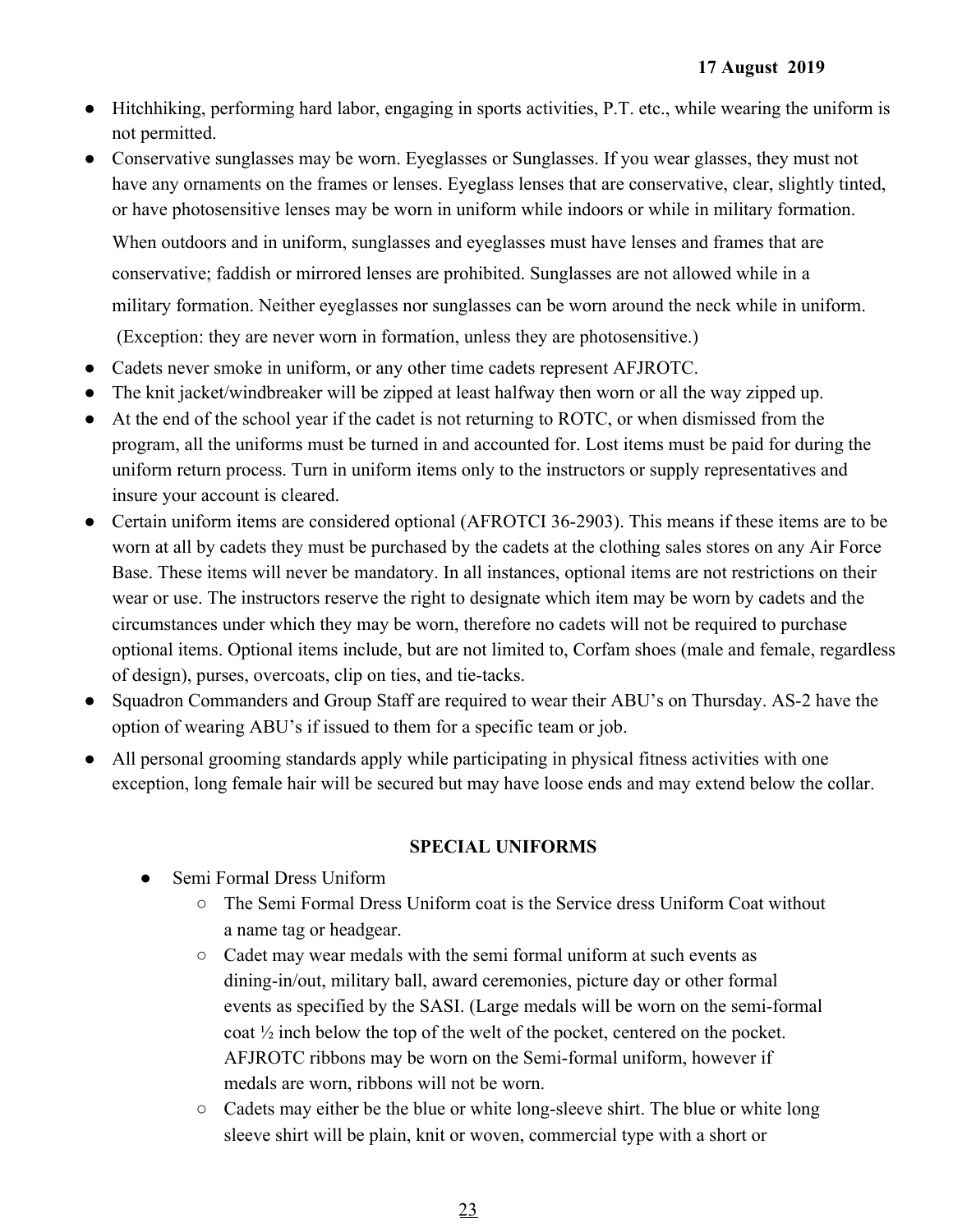- Hitchhiking, performing hard labor, engaging in sports activities, P.T. etc., while wearing the uniform is not permitted.
- Conservative sunglasses may be worn. Eyeglasses or Sunglasses. If you wear glasses, they must not have any ornaments on the frames or lenses. Eyeglass lenses that are conservative, clear, slightly tinted, or have photosensitive lenses may be worn in uniform while indoors or while in military formation.

  When outdoors and in uniform, sunglasses and eyeglasses must have lenses and frames that are conservative; faddish or mirrored lenses are prohibited. Sunglasses are not allowed while in a military formation. Neither eyeglasses nor sunglasses can be worn around the neck while in uniform. (Exception: they are never worn in formation, unless they are photosensitive.)
- Cadets never smoke in uniform, or any other time cadets represent AFJROTC.
- The knit jacket/windbreaker will be zipped at least halfway then worn or all the way zipped up.
- At the end of the school year if the cadet is not returning to ROTC, or when dismissed from the program, all the uniforms must be turned in and accounted for. Lost items must be paid for during the uniform return process. Turn in uniform items only to the instructors or supply representatives and insure your account is cleared.
- Certain uniform items are considered optional (AFROTCI 36-2903). This means if these items are to be worn at all by cadets they must be purchased by the cadets at the clothing sales stores on any Air Force Base. These items will never be mandatory. In all instances, optional items are not restrictions on their wear or use. The instructors reserve the right to designate which item may be worn by cadets and the circumstances under which they may be worn, therefore no cadets will not be required to purchase optional items. Optional items include, but are not limited to, Corfam shoes (male and female, regardless of design), purses, overcoats, clip on ties, and tie-tacks.
- Squadron Commanders and Group Staff are required to wear their ABU's on Thursday. AS-2 have the option of wearing ABU's if issued to them for a specific team or job.
- All personal grooming standards apply while participating in physical fitness activities with one exception, long female hair will be secured but may have loose ends and may extend below the collar.

## SPECIAL UNIFORMS

- Semi Formal Dress Uniform
  - The Semi Formal Dress Uniform coat is the Service dress Uniform Coat without a name tag or headgear.
  - Cadet may wear medals with the semi formal uniform at such events as dining-in/out, military ball, award ceremonies, picture day or other formal events as specified by the SASI. (Large medals will be worn on the semi-formal coat ½ inch below the top of the welt of the pocket, centered on the pocket. AFJROTC ribbons may be worn on the Semi-formal uniform, however if medals are worn, ribbons will not be worn.
  - Cadets may either be the blue or white long-sleeve shirt. The blue or white long sleeve shirt will be plain, knit or woven, commercial type with a short or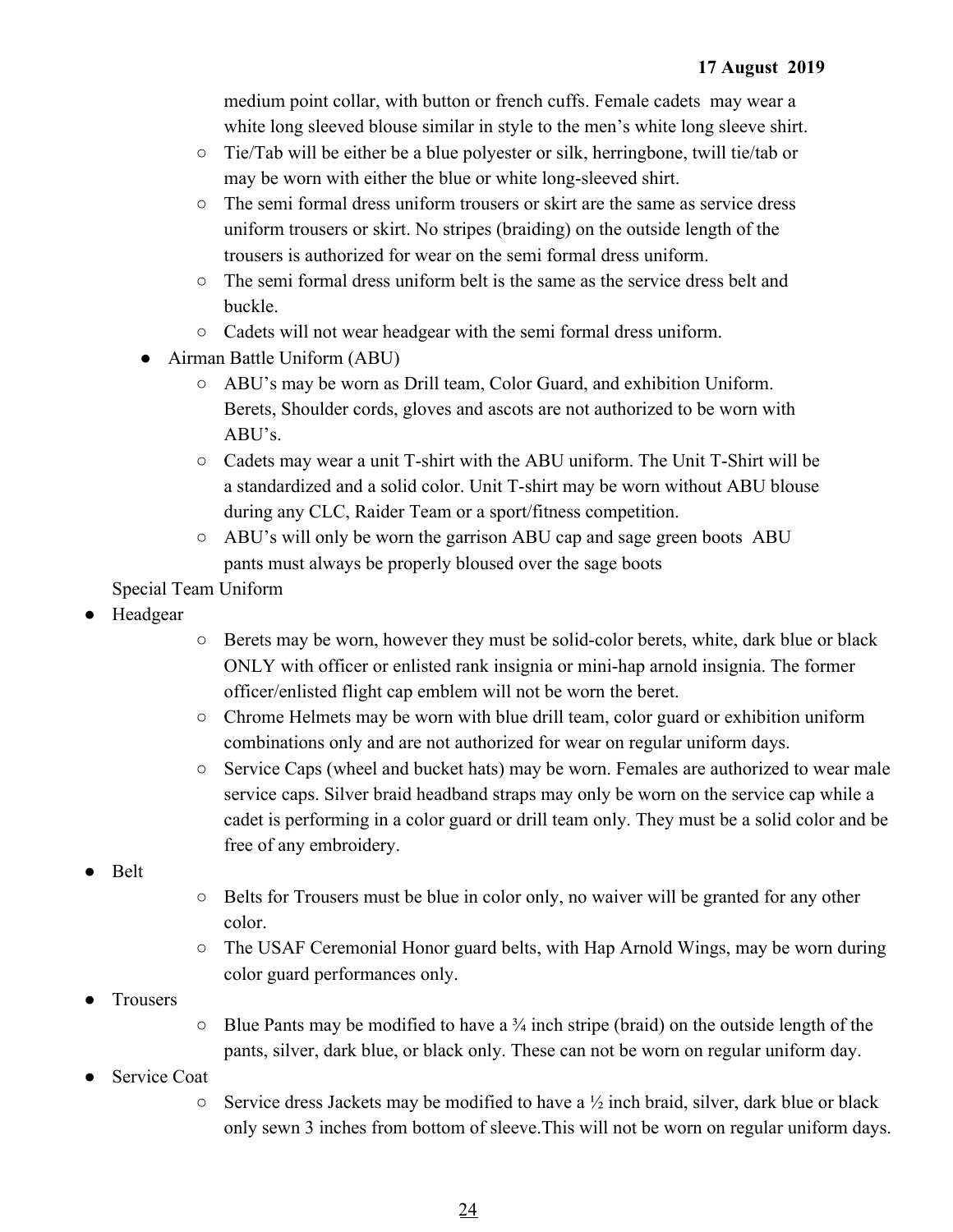medium point collar, with button or french cuffs. Female cadets may wear a white long sleeved blouse similar in style to the men's white long sleeve shirt.
    - Tie/Tab will be either be a blue polyester or silk, herringbone, twill tie/tab or may be worn with either the blue or white long-sleeved shirt.
    - The semi formal dress uniform trousers or skirt are the same as service dress uniform trousers or skirt. No stripes (braiding) on the outside length of the trousers is authorized for wear on the semi formal dress uniform.
    - The semi formal dress uniform belt is the same as the service dress belt and buckle.
    - Cadets will not wear headgear with the semi formal dress uniform.
  - Airman Battle Uniform (ABU)
    - ABU's may be worn as Drill team, Color Guard, and exhibition Uniform. Berets, Shoulder cords, gloves and ascots are not authorized to be worn with ABU's.
    - Cadets may wear a unit T-shirt with the ABU uniform. The Unit T-Shirt will be a standardized and a solid color. Unit T-shirt may be worn without ABU blouse during any CLC, Raider Team or a sport/fitness competition.
    - ABU's will only be worn the garrison ABU cap and sage green boots ABU pants must always be properly bloused over the sage boots

Special Team Uniform

- Headgear
    - Berets may be worn, however they must be solid-color berets, white, dark blue or black ONLY with officer or enlisted rank insignia or mini-hap arnold insignia. The former officer/enlisted flight cap emblem will not be worn the beret.
    - Chrome Helmets may be worn with blue drill team, color guard or exhibition uniform combinations only and are not authorized for wear on regular uniform days.
    - Service Caps (wheel and bucket hats) may be worn. Females are authorized to wear male service caps. Silver braid headband straps may only be worn on the service cap while a cadet is performing in a color guard or drill team only. They must be a solid color and be free of any embroidery.
- Belt
    - Belts for Trousers must be blue in color only, no waiver will be granted for any other color.
    - The USAF Ceremonial Honor guard belts, with Hap Arnold Wings, may be worn during color guard performances only.
- Trousers
    - Blue Pants may be modified to have a ¾ inch stripe (braid) on the outside length of the pants, silver, dark blue, or black only. These can not be worn on regular uniform day.
- Service Coat
    - Service dress Jackets may be modified to have a ½ inch braid, silver, dark blue or black only sewn 3 inches from bottom of sleeve.This will not be worn on regular uniform days.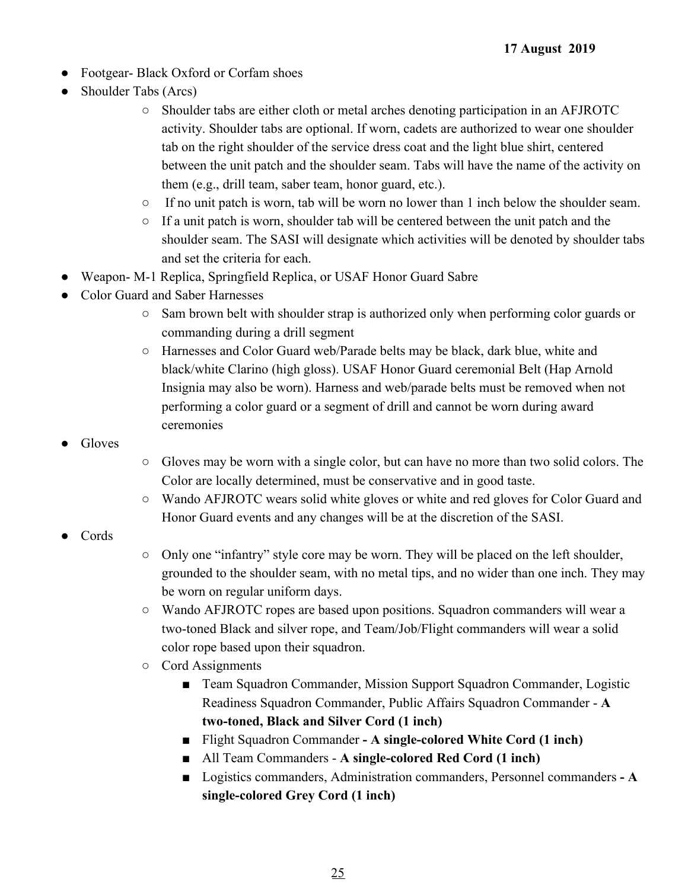- Footgear- Black Oxford or Corfam shoes
- Shoulder Tabs (Arcs)
  - Shoulder tabs are either cloth or metal arches denoting participation in an AFJROTC activity. Shoulder tabs are optional. If worn, cadets are authorized to wear one shoulder tab on the right shoulder of the service dress coat and the light blue shirt, centered between the unit patch and the shoulder seam. Tabs will have the name of the activity on them (e.g., drill team, saber team, honor guard, etc.).
  - If no unit patch is worn, tab will be worn no lower than 1 inch below the shoulder seam.
  - If a unit patch is worn, shoulder tab will be centered between the unit patch and the shoulder seam. The SASI will designate which activities will be denoted by shoulder tabs and set the criteria for each.
- Weapon- M-1 Replica, Springfield Replica, or USAF Honor Guard Sabre
- Color Guard and Saber Harnesses
  - Sam brown belt with shoulder strap is authorized only when performing color guards or commanding during a drill segment
  - Harnesses and Color Guard web/Parade belts may be black, dark blue, white and black/white Clarino (high gloss). USAF Honor Guard ceremonial Belt (Hap Arnold Insignia may also be worn). Harness and web/parade belts must be removed when not performing a color guard or a segment of drill and cannot be worn during award ceremonies
- Gloves
  - Gloves may be worn with a single color, but can have no more than two solid colors. The Color are locally determined, must be conservative and in good taste.
  - Wando AFJROTC wears solid white gloves or white and red gloves for Color Guard and Honor Guard events and any changes will be at the discretion of the SASI.
- Cords
  - Only one "infantry" style core may be worn. They will be placed on the left shoulder, grounded to the shoulder seam, with no metal tips, and no wider than one inch. They may be worn on regular uniform days.
  - Wando AFJROTC ropes are based upon positions. Squadron commanders will wear a two-toned Black and silver rope, and Team/Job/Flight commanders will wear a solid color rope based upon their squadron.
  - Cord Assignments
    - Team Squadron Commander, Mission Support Squadron Commander, Logistic Readiness Squadron Commander, Public Affairs Squadron Commander - **A two-toned, Black and Silver Cord (1 inch)**
    - Flight Squadron Commander **- A single-colored White Cord (1 inch)**
    - All Team Commanders - **A single-colored Red Cord (1 inch)**
    - Logistics commanders, Administration commanders, Personnel commanders **- A single-colored Grey Cord (1 inch)**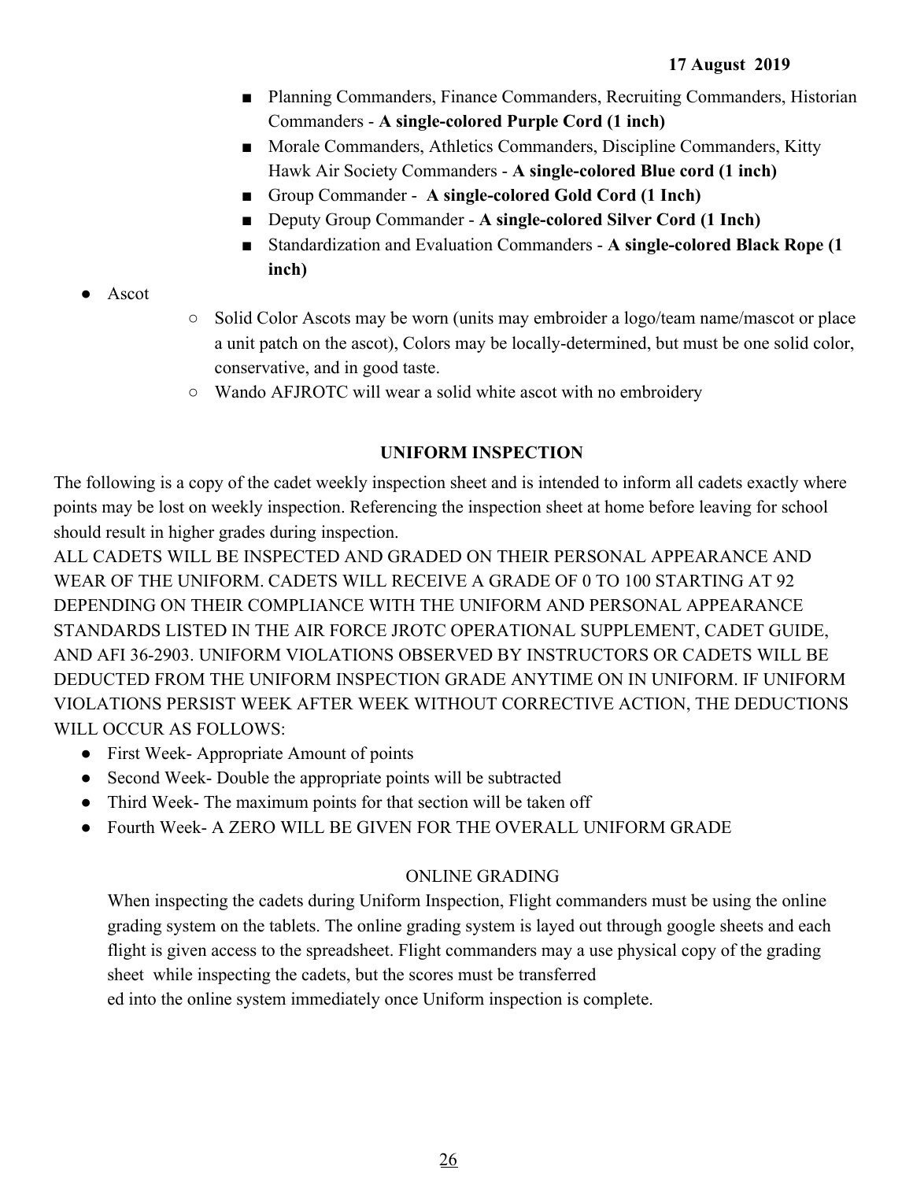- Planning Commanders, Finance Commanders, Recruiting Commanders, Historian Commanders - **A single-colored Purple Cord (1 inch)**
        - Morale Commanders, Athletics Commanders, Discipline Commanders, Kitty Hawk Air Society Commanders - **A single-colored Blue cord (1 inch)**
        - Group Commander - **A single-colored Gold Cord (1 Inch)**
        - Deputy Group Commander - **A single-colored Silver Cord (1 Inch)**
        - Standardization and Evaluation Commanders - **A single-colored Black Rope (1 inch)**

- Ascot
    - Solid Color Ascots may be worn (units may embroider a logo/team name/mascot or place a unit patch on the ascot), Colors may be locally-determined, but must be one solid color, conservative, and in good taste.
    - Wando AFJROTC will wear a solid white ascot with no embroidery

## UNIFORM INSPECTION

The following is a copy of the cadet weekly inspection sheet and is intended to inform all cadets exactly where points may be lost on weekly inspection. Referencing the inspection sheet at home before leaving for school should result in higher grades during inspection.

ALL CADETS WILL BE INSPECTED AND GRADED ON THEIR PERSONAL APPEARANCE AND WEAR OF THE UNIFORM. CADETS WILL RECEIVE A GRADE OF 0 TO 100 STARTING AT 92 DEPENDING ON THEIR COMPLIANCE WITH THE UNIFORM AND PERSONAL APPEARANCE STANDARDS LISTED IN THE AIR FORCE JROTC OPERATIONAL SUPPLEMENT, CADET GUIDE, AND AFI 36-2903. UNIFORM VIOLATIONS OBSERVED BY INSTRUCTORS OR CADETS WILL BE DEDUCTED FROM THE UNIFORM INSPECTION GRADE ANYTIME ON IN UNIFORM. IF UNIFORM VIOLATIONS PERSIST WEEK AFTER WEEK WITHOUT CORRECTIVE ACTION, THE DEDUCTIONS WILL OCCUR AS FOLLOWS:

- First Week- Appropriate Amount of points
- Second Week- Double the appropriate points will be subtracted
- Third Week- The maximum points for that section will be taken off
- Fourth Week- A ZERO WILL BE GIVEN FOR THE OVERALL UNIFORM GRADE

### ONLINE GRADING

When inspecting the cadets during Uniform Inspection, Flight commanders must be using the online grading system on the tablets. The online grading system is layed out through google sheets and each flight is given access to the spreadsheet. Flight commanders may a use physical copy of the grading sheet while inspecting the cadets, but the scores must be transferred
ed into the online system immediately once Uniform inspection is complete.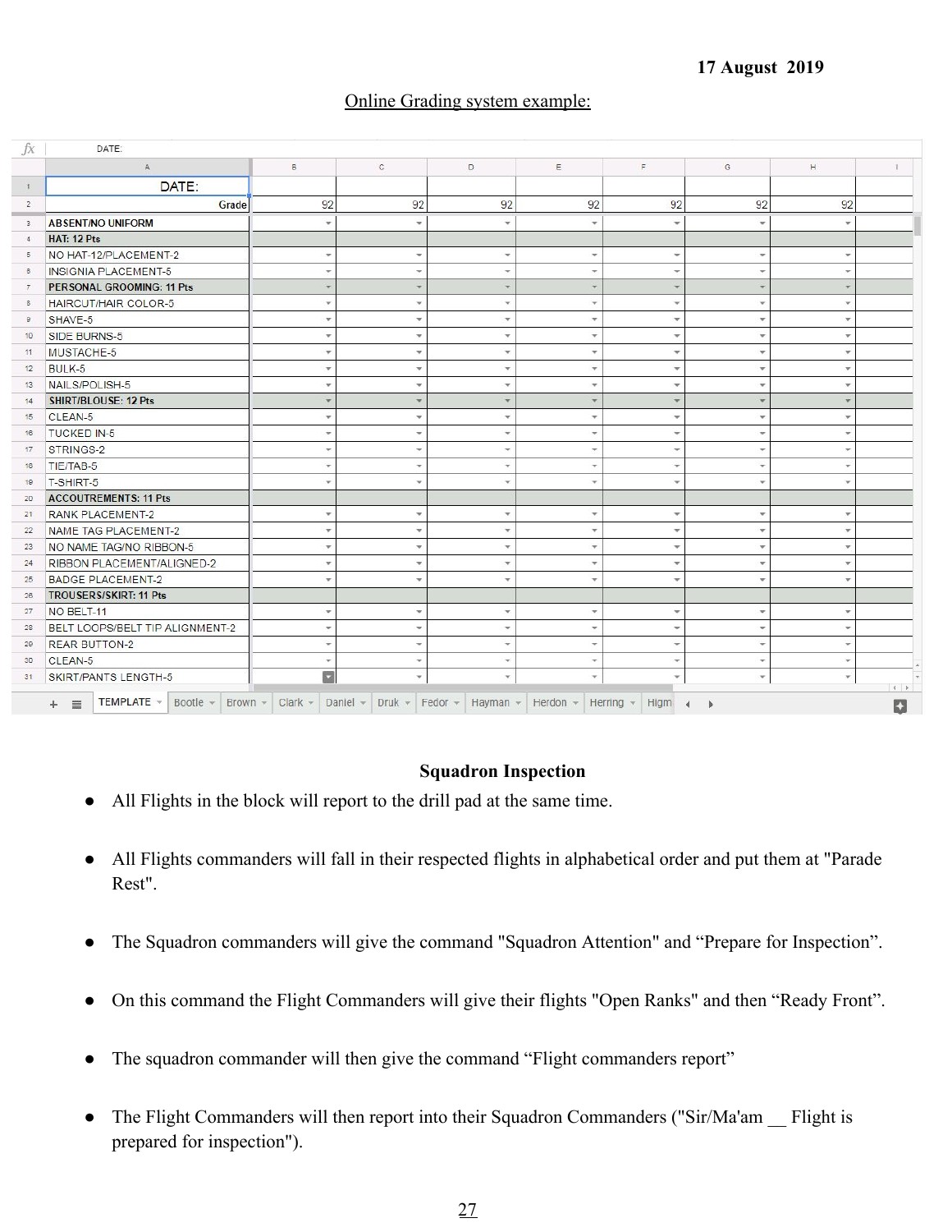17 August 2019

Online Grading system example:

| | A | B | C | D | E | F | G | H | I |
|---|---|---|---|---|---|---|---|---|---|
| 1 | DATE: | | | | | | | | |
| 2 | Grade | 92 | 92 | 92 | 92 | 92 | 92 | 92 | |
| 3 | ABSENT/NO UNIFORM | | | | | | | | |
| 4 | HAT: 12 Pts | | | | | | | | |
| 5 | NO HAT-12/PLACEMENT-2 | | | | | | | | |
| 6 | INSIGNIA PLACEMENT-5 | | | | | | | | |
| 7 | PERSONAL GROOMING: 11 Pts | | | | | | | | |
| 8 | HAIRCUT/HAIR COLOR-5 | | | | | | | | |
| 9 | SHAVE-5 | | | | | | | | |
| 10 | SIDE BURNS-5 | | | | | | | | |
| 11 | MUSTACHE-5 | | | | | | | | |
| 12 | BULK-5 | | | | | | | | |
| 13 | NAILS/POLISH-5 | | | | | | | | |
| 14 | SHIRT/BLOUSE: 12 Pts | | | | | | | | |
| 15 | CLEAN-5 | | | | | | | | |
| 16 | TUCKED IN-5 | | | | | | | | |
| 17 | STRINGS-2 | | | | | | | | |
| 18 | TIE/TAB-5 | | | | | | | | |
| 19 | T-SHIRT-5 | | | | | | | | |
| 20 | ACCOUTREMENTS: 11 Pts | | | | | | | | |
| 21 | RANK PLACEMENT-2 | | | | | | | | |
| 22 | NAME TAG PLACEMENT-2 | | | | | | | | |
| 23 | NO NAME TAG/NO RIBBON-5 | | | | | | | | |
| 24 | RIBBON PLACEMENT/ALIGNED-2 | | | | | | | | |
| 25 | BADGE PLACEMENT-2 | | | | | | | | |
| 26 | TROUSERS/SKIRT: 11 Pts | | | | | | | | |
| 27 | NO BELT-11 | | | | | | | | |
| 28 | BELT LOOPS/BELT TIP ALIGNMENT-2 | | | | | | | | |
| 29 | REAR BUTTON-2 | | | | | | | | |
| 30 | CLEAN-5 | | | | | | | | |
| 31 | SKIRT/PANTS LENGTH-5 | | | | | | | | |

TEMPLATE | Bootle | Brown | Clark | Daniel | Druk | Fedor | Hayman | Herdon | Herring | Higm

## Squadron Inspection

- All Flights in the block will report to the drill pad at the same time.
- All Flights commanders will fall in their respected flights in alphabetical order and put them at "Parade Rest".
- The Squadron commanders will give the command "Squadron Attention" and "Prepare for Inspection".
- On this command the Flight Commanders will give their flights "Open Ranks" and then "Ready Front".
- The squadron commander will then give the command "Flight commanders report"
- The Flight Commanders will then report into their Squadron Commanders ("Sir/Ma'am __ Flight is prepared for inspection").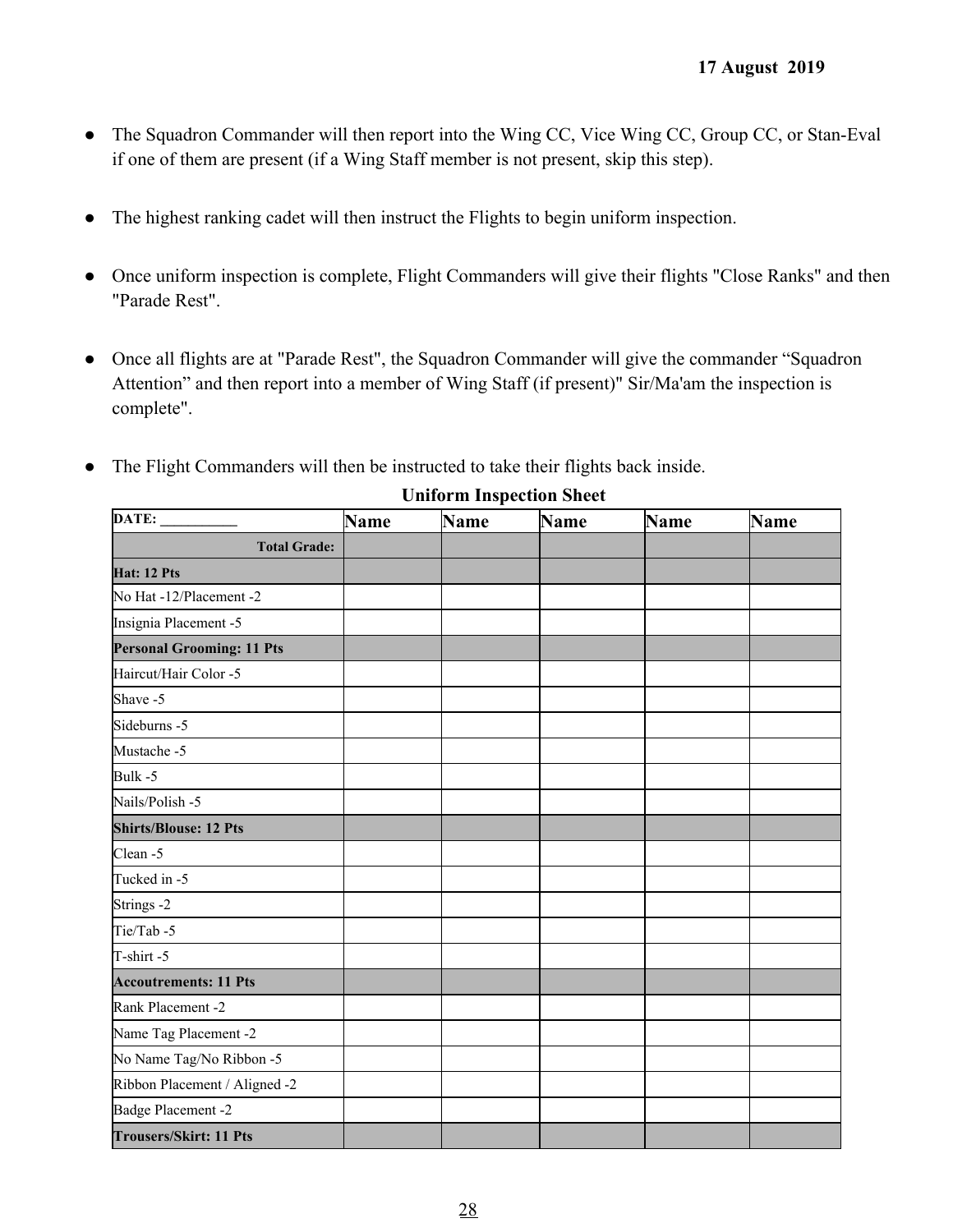- The Squadron Commander will then report into the Wing CC, Vice Wing CC, Group CC, or Stan-Eval if one of them are present (if a Wing Staff member is not present, skip this step).

- The highest ranking cadet will then instruct the Flights to begin uniform inspection.

- Once uniform inspection is complete, Flight Commanders will give their flights "Close Ranks" and then "Parade Rest".

- Once all flights are at "Parade Rest", the Squadron Commander will give the commander “Squadron Attention” and then report into a member of Wing Staff (if present)" Sir/Ma'am the inspection is complete".

- The Flight Commanders will then be instructed to take their flights back inside.

**Uniform Inspection Sheet**

| **DATE: __________** | **Name** | **Name** | **Name** | **Name** | **Name** |
|---|---|---|---|---|---|
| **Total Grade:** | | | | | |
| **Hat: 12 Pts** | | | | | |
| No Hat -12/Placement -2 | | | | | |
| Insignia Placement -5 | | | | | |
| **Personal Grooming: 11 Pts** | | | | | |
| Haircut/Hair Color -5 | | | | | |
| Shave -5 | | | | | |
| Sideburns -5 | | | | | |
| Mustache -5 | | | | | |
| Bulk -5 | | | | | |
| Nails/Polish -5 | | | | | |
| **Shirts/Blouse: 12 Pts** | | | | | |
| Clean -5 | | | | | |
| Tucked in -5 | | | | | |
| Strings -2 | | | | | |
| Tie/Tab -5 | | | | | |
| T-shirt -5 | | | | | |
| **Accoutrements: 11 Pts** | | | | | |
| Rank Placement -2 | | | | | |
| Name Tag Placement -2 | | | | | |
| No Name Tag/No Ribbon -5 | | | | | |
| Ribbon Placement / Aligned -2 | | | | | |
| Badge Placement -2 | | | | | |
| **Trousers/Skirt: 11 Pts** | | | | | |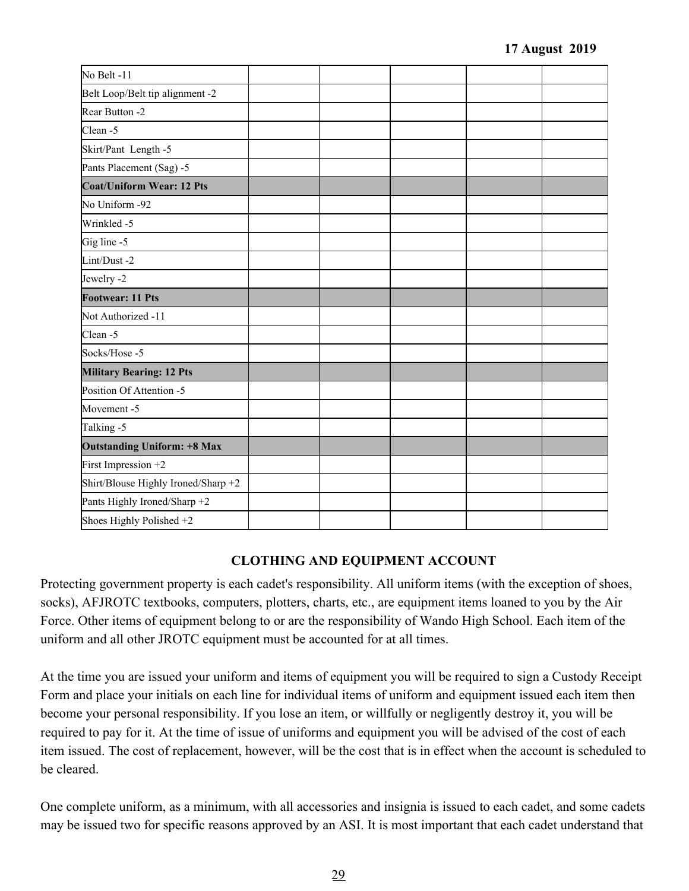| No Belt -11 | | | | | |
|---|---|---|---|---|---|
| Belt Loop/Belt tip alignment -2 | | | | | |
| Rear Button -2 | | | | | |
| Clean -5 | | | | | |
| Skirt/Pant Length -5 | | | | | |
| Pants Placement (Sag) -5 | | | | | |
| **Coat/Uniform Wear: 12 Pts** | | | | | |
| No Uniform -92 | | | | | |
| Wrinkled -5 | | | | | |
| Gig line -5 | | | | | |
| Lint/Dust -2 | | | | | |
| Jewelry -2 | | | | | |
| **Footwear: 11 Pts** | | | | | |
| Not Authorized -11 | | | | | |
| Clean -5 | | | | | |
| Socks/Hose -5 | | | | | |
| **Military Bearing: 12 Pts** | | | | | |
| Position Of Attention -5 | | | | | |
| Movement -5 | | | | | |
| Talking -5 | | | | | |
| **Outstanding Uniform: +8 Max** | | | | | |
| First Impression +2 | | | | | |
| Shirt/Blouse Highly Ironed/Sharp +2 | | | | | |
| Pants Highly Ironed/Sharp +2 | | | | | |
| Shoes Highly Polished +2 | | | | | |

## CLOTHING AND EQUIPMENT ACCOUNT

Protecting government property is each cadet's responsibility. All uniform items (with the exception of shoes, socks), AFJROTC textbooks, computers, plotters, charts, etc., are equipment items loaned to you by the Air Force. Other items of equipment belong to or are the responsibility of Wando High School. Each item of the uniform and all other JROTC equipment must be accounted for at all times.

At the time you are issued your uniform and items of equipment you will be required to sign a Custody Receipt Form and place your initials on each line for individual items of uniform and equipment issued each item then become your personal responsibility. If you lose an item, or willfully or negligently destroy it, you will be required to pay for it. At the time of issue of uniforms and equipment you will be advised of the cost of each item issued. The cost of replacement, however, will be the cost that is in effect when the account is scheduled to be cleared.

One complete uniform, as a minimum, with all accessories and insignia is issued to each cadet, and some cadets may be issued two for specific reasons approved by an ASI. It is most important that each cadet understand that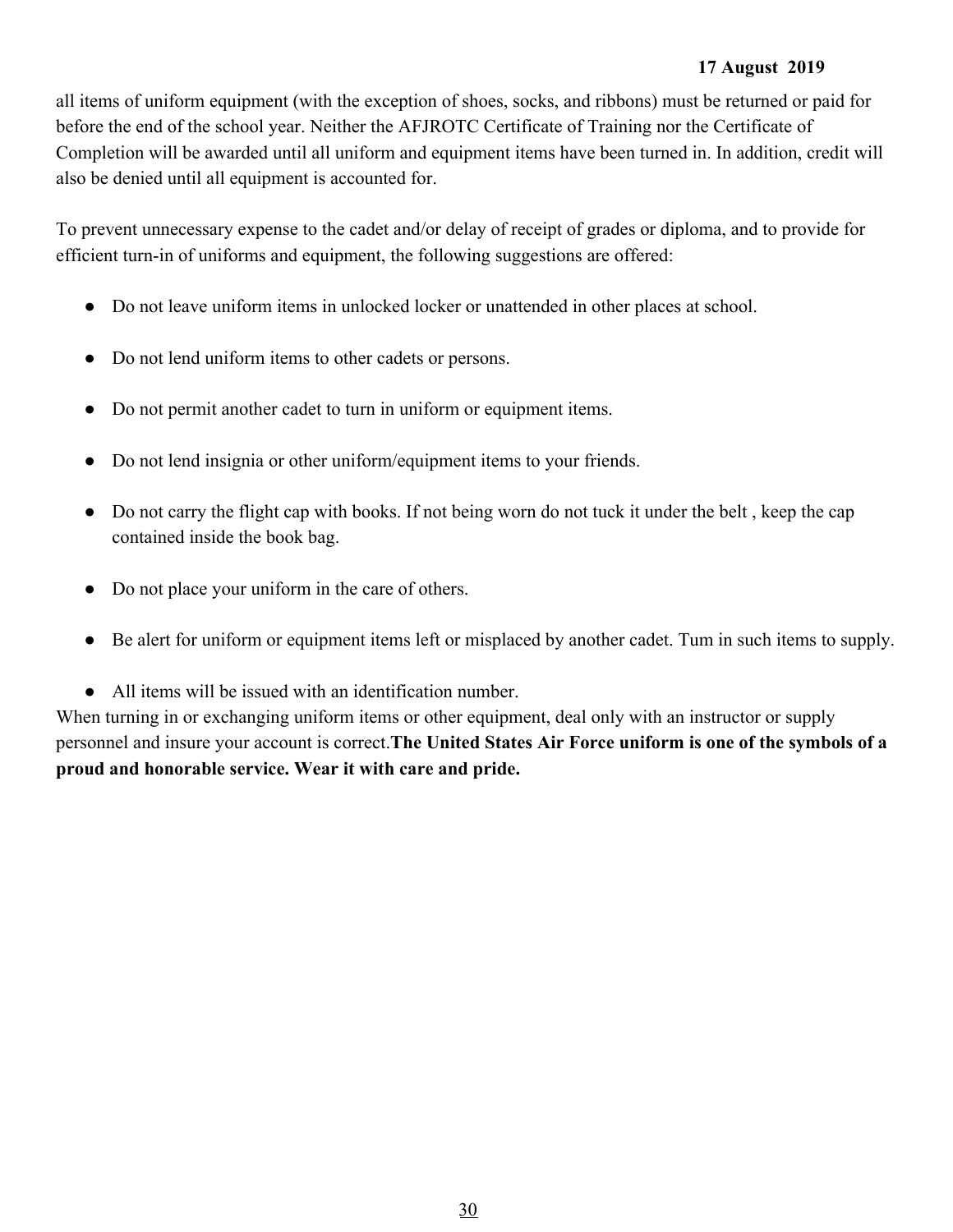all items of uniform equipment (with the exception of shoes, socks, and ribbons) must be returned or paid for before the end of the school year. Neither the AFJROTC Certificate of Training nor the Certificate of Completion will be awarded until all uniform and equipment items have been turned in. In addition, credit will also be denied until all equipment is accounted for.

To prevent unnecessary expense to the cadet and/or delay of receipt of grades or diploma, and to provide for efficient turn-in of uniforms and equipment, the following suggestions are offered:

- Do not leave uniform items in unlocked locker or unattended in other places at school.
- Do not lend uniform items to other cadets or persons.
- Do not permit another cadet to turn in uniform or equipment items.
- Do not lend insignia or other uniform/equipment items to your friends.
- Do not carry the flight cap with books. If not being worn do not tuck it under the belt , keep the cap contained inside the book bag.
- Do not place your uniform in the care of others.
- Be alert for uniform or equipment items left or misplaced by another cadet. Tum in such items to supply.
- All items will be issued with an identification number.

When turning in or exchanging uniform items or other equipment, deal only with an instructor or supply personnel and insure your account is correct.**The United States Air Force uniform is one of the symbols of a proud and honorable service. Wear it with care and pride.**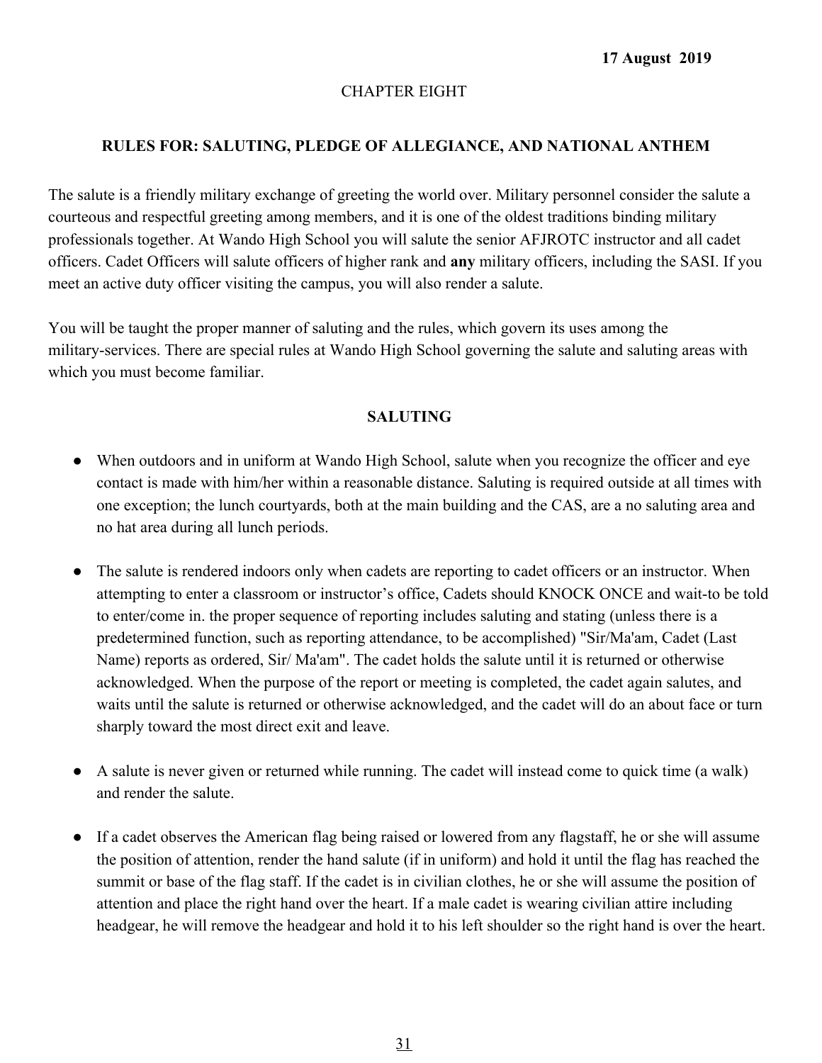**17 August 2019**

CHAPTER EIGHT

## RULES FOR: SALUTING, PLEDGE OF ALLEGIANCE, AND NATIONAL ANTHEM

The salute is a friendly military exchange of greeting the world over. Military personnel consider the salute a courteous and respectful greeting among members, and it is one of the oldest traditions binding military professionals together. At Wando High School you will salute the senior AFJROTC instructor and all cadet officers. Cadet Officers will salute officers of higher rank and **any** military officers, including the SASI. If you meet an active duty officer visiting the campus, you will also render a salute.

You will be taught the proper manner of saluting and the rules, which govern its uses among the military-services. There are special rules at Wando High School governing the salute and saluting areas with which you must become familiar.

### SALUTING

- When outdoors and in uniform at Wando High School, salute when you recognize the officer and eye contact is made with him/her within a reasonable distance. Saluting is required outside at all times with one exception; the lunch courtyards, both at the main building and the CAS, are a no saluting area and no hat area during all lunch periods.

- The salute is rendered indoors only when cadets are reporting to cadet officers or an instructor. When attempting to enter a classroom or instructor's office, Cadets should KNOCK ONCE and wait-to be told to enter/come in. the proper sequence of reporting includes saluting and stating (unless there is a predetermined function, such as reporting attendance, to be accomplished) "Sir/Ma'am, Cadet (Last Name) reports as ordered, Sir/ Ma'am". The cadet holds the salute until it is returned or otherwise acknowledged. When the purpose of the report or meeting is completed, the cadet again salutes, and waits until the salute is returned or otherwise acknowledged, and the cadet will do an about face or turn sharply toward the most direct exit and leave.

- A salute is never given or returned while running. The cadet will instead come to quick time (a walk) and render the salute.

- If a cadet observes the American flag being raised or lowered from any flagstaff, he or she will assume the position of attention, render the hand salute (if in uniform) and hold it until the flag has reached the summit or base of the flag staff. If the cadet is in civilian clothes, he or she will assume the position of attention and place the right hand over the heart. If a male cadet is wearing civilian attire including headgear, he will remove the headgear and hold it to his left shoulder so the right hand is over the heart.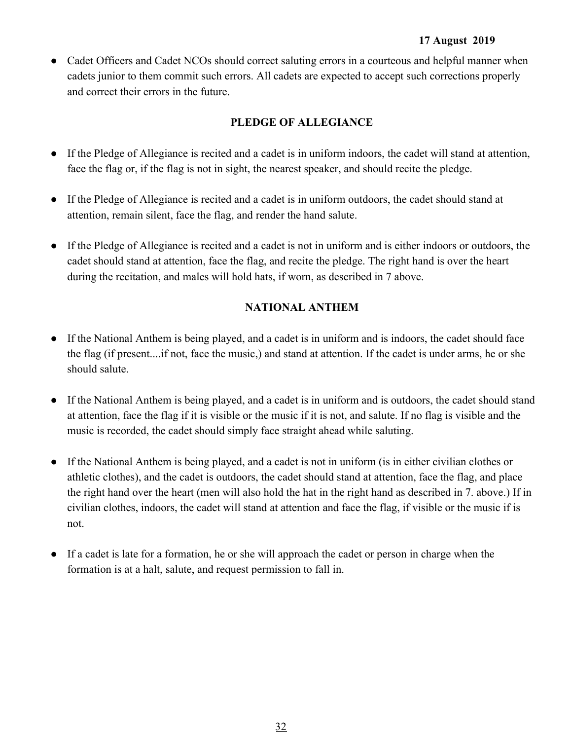- Cadet Officers and Cadet NCOs should correct saluting errors in a courteous and helpful manner when cadets junior to them commit such errors. All cadets are expected to accept such corrections properly and correct their errors in the future.

## PLEDGE OF ALLEGIANCE

- If the Pledge of Allegiance is recited and a cadet is in uniform indoors, the cadet will stand at attention, face the flag or, if the flag is not in sight, the nearest speaker, and should recite the pledge.

- If the Pledge of Allegiance is recited and a cadet is in uniform outdoors, the cadet should stand at attention, remain silent, face the flag, and render the hand salute.

- If the Pledge of Allegiance is recited and a cadet is not in uniform and is either indoors or outdoors, the cadet should stand at attention, face the flag, and recite the pledge. The right hand is over the heart during the recitation, and males will hold hats, if worn, as described in 7 above.

## NATIONAL ANTHEM

- If the National Anthem is being played, and a cadet is in uniform and is indoors, the cadet should face the flag (if present....if not, face the music,) and stand at attention. If the cadet is under arms, he or she should salute.

- If the National Anthem is being played, and a cadet is in uniform and is outdoors, the cadet should stand at attention, face the flag if it is visible or the music if it is not, and salute. If no flag is visible and the music is recorded, the cadet should simply face straight ahead while saluting.

- If the National Anthem is being played, and a cadet is not in uniform (is in either civilian clothes or athletic clothes), and the cadet is outdoors, the cadet should stand at attention, face the flag, and place the right hand over the heart (men will also hold the hat in the right hand as described in 7. above.) If in civilian clothes, indoors, the cadet will stand at attention and face the flag, if visible or the music if is not.

- If a cadet is late for a formation, he or she will approach the cadet or person in charge when the formation is at a halt, salute, and request permission to fall in.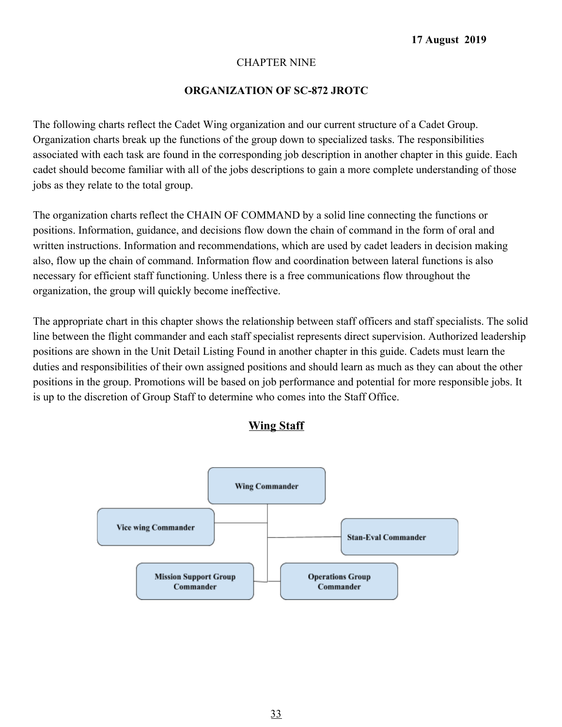17 August 2019

CHAPTER NINE

**ORGANIZATION OF SC-872 JROTC**

The following charts reflect the Cadet Wing organization and our current structure of a Cadet Group. Organization charts break up the functions of the group down to specialized tasks. The responsibilities associated with each task are found in the corresponding job description in another chapter in this guide. Each cadet should become familiar with all of the jobs descriptions to gain a more complete understanding of those jobs as they relate to the total group.

The organization charts reflect the CHAIN OF COMMAND by a solid line connecting the functions or positions. Information, guidance, and decisions flow down the chain of command in the form of oral and written instructions. Information and recommendations, which are used by cadet leaders in decision making also, flow up the chain of command. Information flow and coordination between lateral functions is also necessary for efficient staff functioning. Unless there is a free communications flow throughout the organization, the group will quickly become ineffective.

The appropriate chart in this chapter shows the relationship between staff officers and staff specialists. The solid line between the flight commander and each staff specialist represents direct supervision. Authorized leadership positions are shown in the Unit Detail Listing Found in another chapter in this guide. Cadets must learn the duties and responsibilities of their own assigned positions and should learn as much as they can about the other positions in the group. Promotions will be based on job performance and potential for more responsible jobs. It is up to the discretion of Group Staff to determine who comes into the Staff Office.

## Wing Staff

- **Wing Commander**
  - **Vice wing Commander**
  - **Stan-Eval Commander**
  - **Mission Support Group Commander**
  - **Operations Group Commander**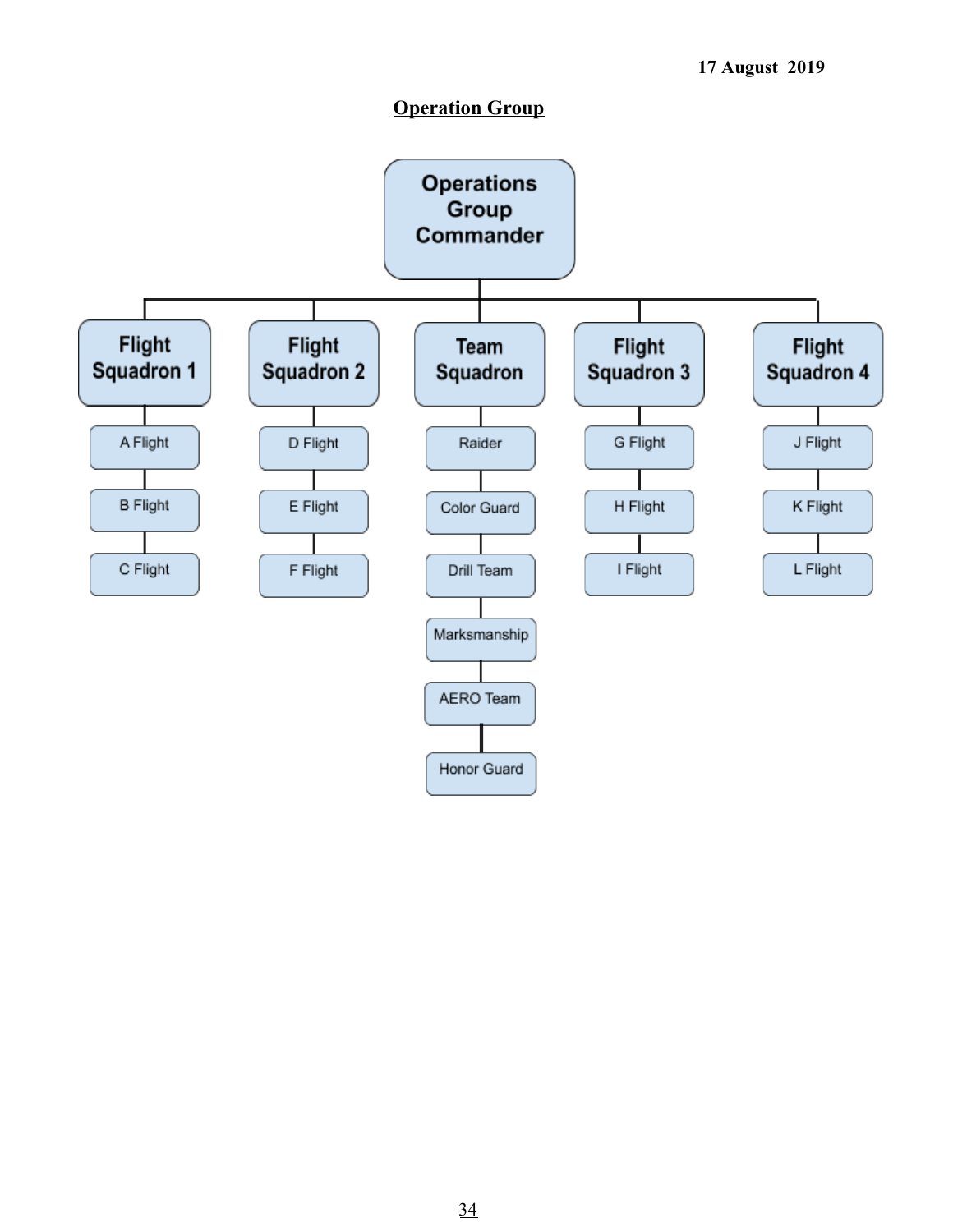17 August 2019

## Operation Group

- **Operations Group Commander**
  - **Flight Squadron 1**
    - A Flight
    - B Flight
    - C Flight
  - **Flight Squadron 2**
    - D Flight
    - E Flight
    - F Flight
  - **Team Squadron**
    - Raider
    - Color Guard
    - Drill Team
    - Marksmanship
    - AERO Team
    - Honor Guard
  - **Flight Squadron 3**
    - G Flight
    - H Flight
    - I Flight
  - **Flight Squadron 4**
    - J Flight
    - K Flight
    - L Flight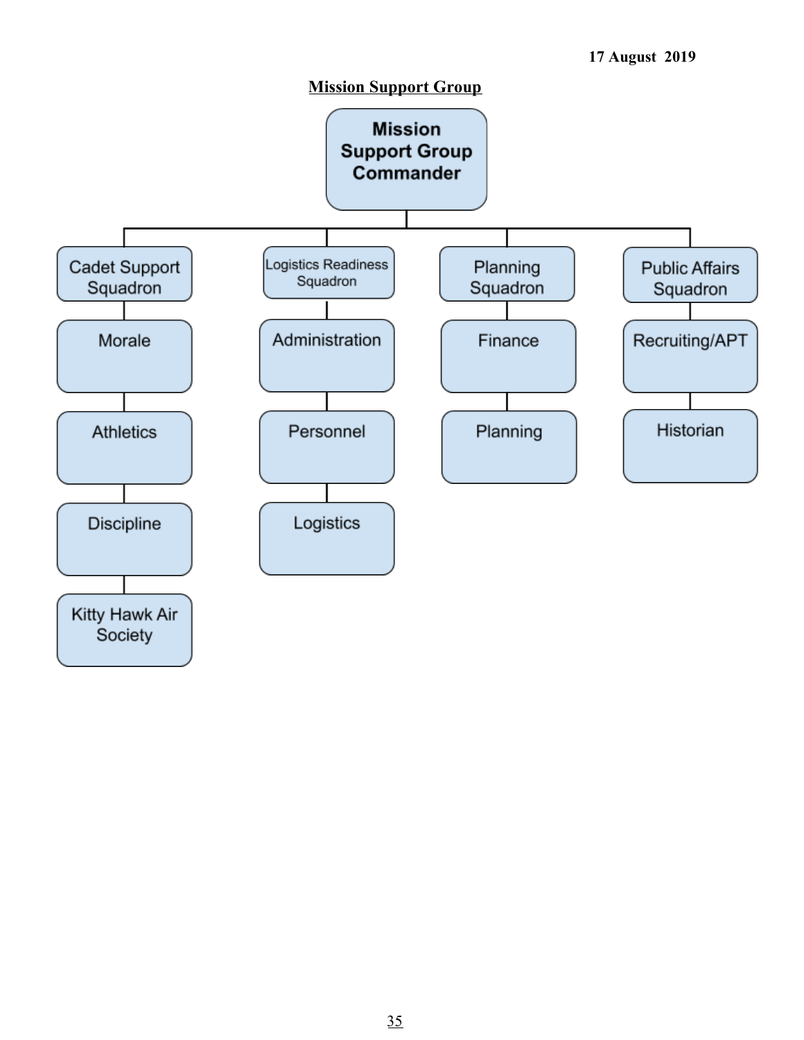17 August 2019

## Mission Support Group

**Mission Support Group Commander**

- Cadet Support Squadron
  - Morale
  - Athletics
  - Discipline
  - Kitty Hawk Air Society
- Logistics Readiness Squadron
  - Administration
  - Personnel
  - Logistics
- Planning Squadron
  - Finance
  - Planning
- Public Affairs Squadron
  - Recruiting/APT
  - Historian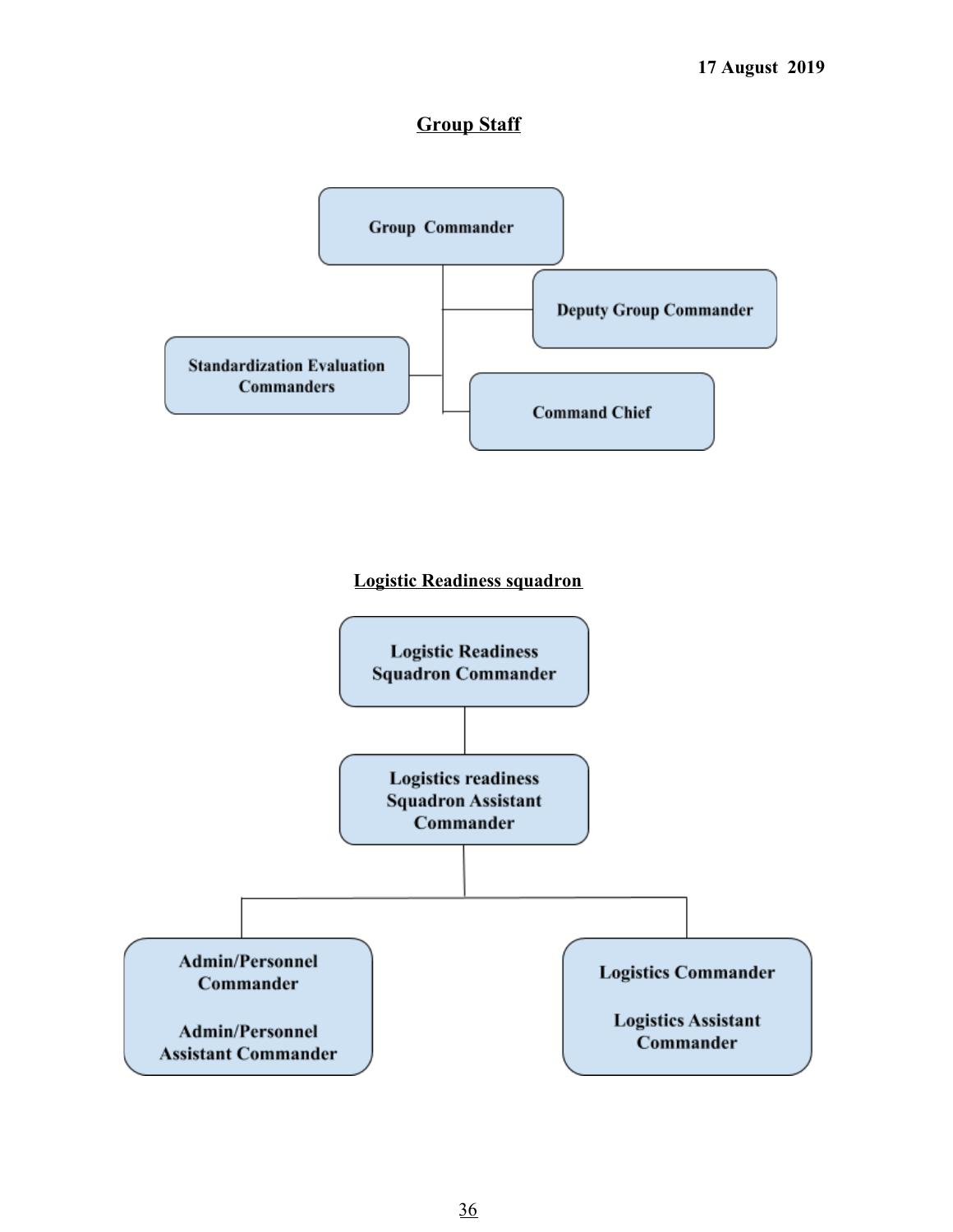17 August 2019

## Group Staff

- Group Commander
  - Deputy Group Commander
  - Standardization Evaluation Commanders
  - Command Chief

## Logistic Readiness squadron

- Logistic Readiness Squadron Commander
  - Logistics readiness Squadron Assistant Commander
    - Admin/Personnel Commander; Admin/Personnel Assistant Commander
    - Logistics Commander; Logistics Assistant Commander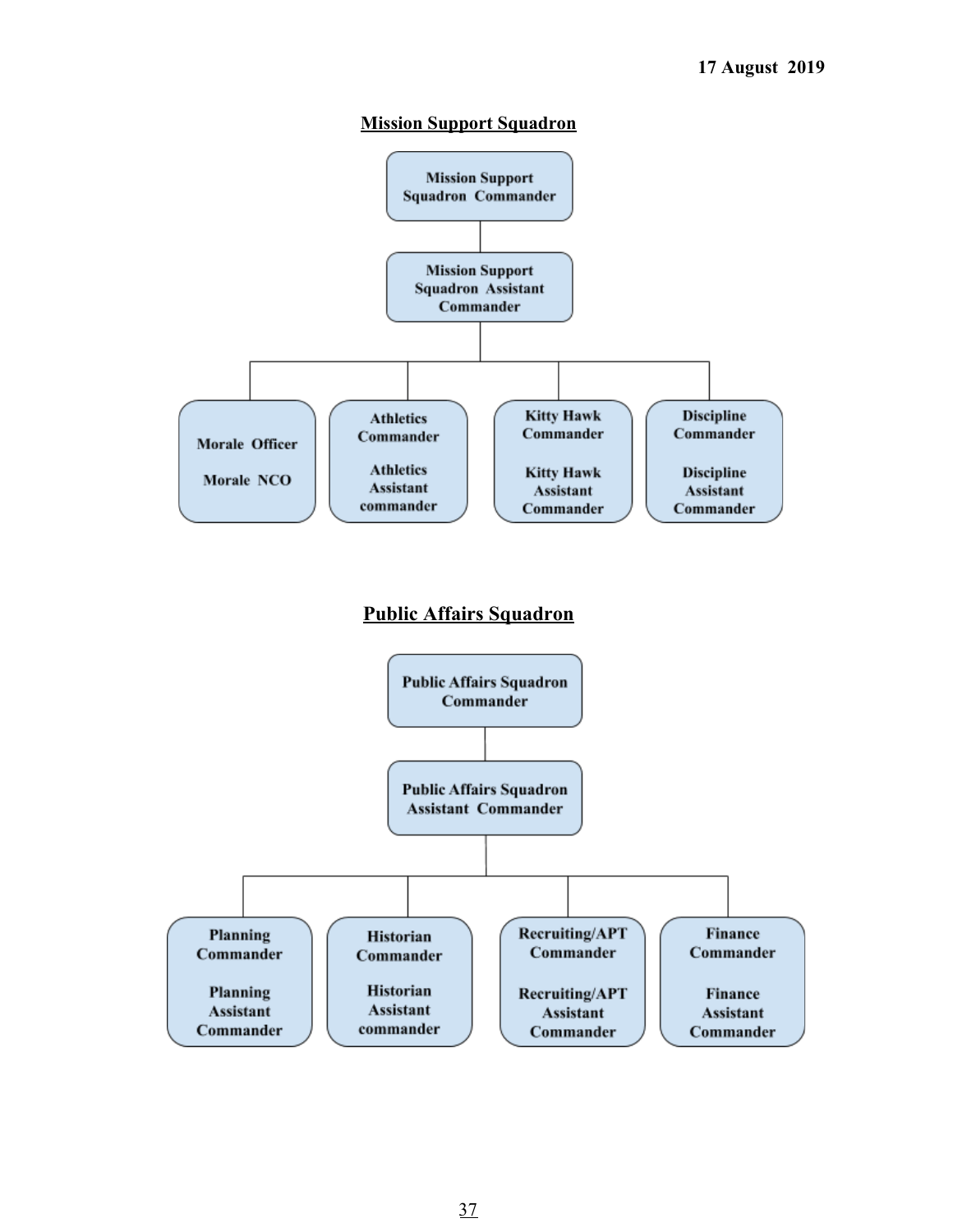17 August 2019

## Mission Support Squadron

- **Mission Support Squadron Commander**
  - **Mission Support Squadron Assistant Commander**
    - **Morale Officer**
      - **Morale NCO**
    - **Athletics Commander**
      - **Athletics Assistant commander**
    - **Kitty Hawk Commander**
      - **Kitty Hawk Assistant Commander**
    - **Discipline Commander**
      - **Discipline Assistant Commander**

## Public Affairs Squadron

- **Public Affairs Squadron Commander**
  - **Public Affairs Squadron Assistant Commander**
    - **Planning Commander**
      - **Planning Assistant Commander**
    - **Historian Commander**
      - **Historian Assistant commander**
    - **Recruiting/APT Commander**
      - **Recruiting/APT Assistant Commander**
    - **Finance Commander**
      - **Finance Assistant Commander**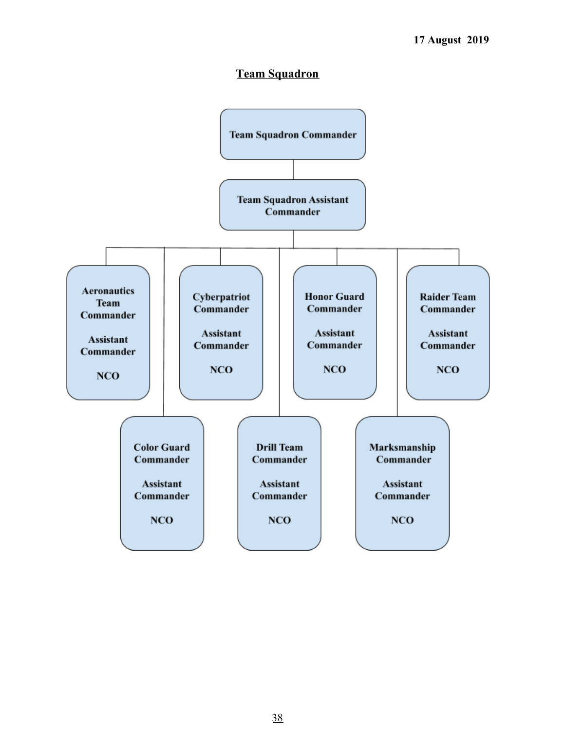## Team Squadron

- **Team Squadron Commander**
  - **Team Squadron Assistant Commander**
    - **Aeronautics Team Commander**
      - Assistant Commander
      - NCO
    - **Color Guard Commander**
      - Assistant Commander
      - NCO
    - **Cyberpatriot Commander**
      - Assistant Commander
      - NCO
    - **Drill Team Commander**
      - Assistant Commander
      - NCO
    - **Honor Guard Commander**
      - Assistant Commander
      - NCO
    - **Marksmanship Commander**
      - Assistant Commander
      - NCO
    - **Raider Team Commander**
      - Assistant Commander
      - NCO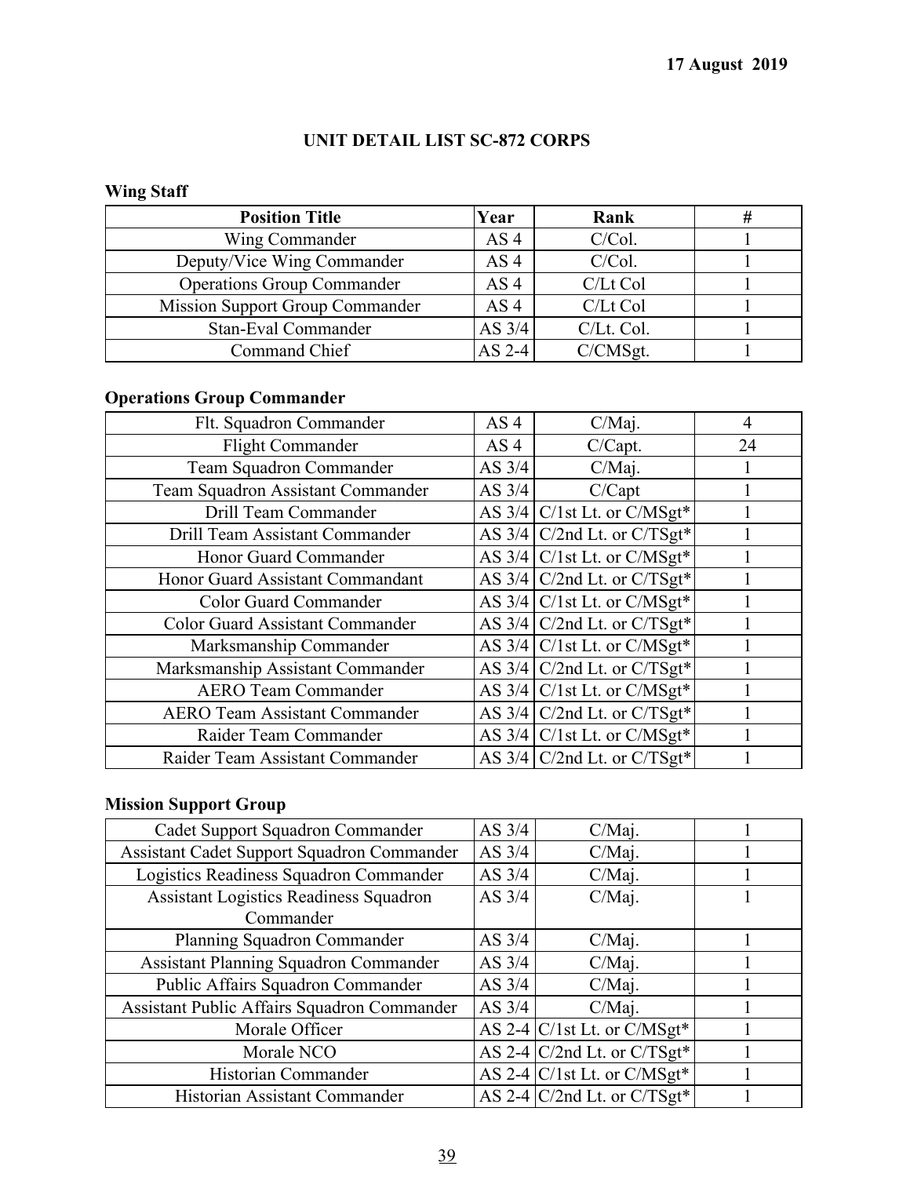17 August 2019

## UNIT DETAIL LIST SC-872 CORPS

### Wing Staff

| Position Title | Year | Rank | # |
|---|---|---|---|
| Wing Commander | AS 4 | C/Col. | 1 |
| Deputy/Vice Wing Commander | AS 4 | C/Col. | 1 |
| Operations Group Commander | AS 4 | C/Lt Col | 1 |
| Mission Support Group Commander | AS 4 | C/Lt Col | 1 |
| Stan-Eval Commander | AS 3/4 | C/Lt. Col. | 1 |
| Command Chief | AS 2-4 | C/CMSgt. | 1 |

### Operations Group Commander

| Position Title | Year | Rank | # |
|---|---|---|---|
| Flt. Squadron Commander | AS 4 | C/Maj. | 4 |
| Flight Commander | AS 4 | C/Capt. | 24 |
| Team Squadron Commander | AS 3/4 | C/Maj. | 1 |
| Team Squadron Assistant Commander | AS 3/4 | C/Capt | 1 |
| Drill Team Commander | AS 3/4 | C/1st Lt. or C/MSgt* | 1 |
| Drill Team Assistant Commander | AS 3/4 | C/2nd Lt. or C/TSgt* | 1 |
| Honor Guard Commander | AS 3/4 | C/1st Lt. or C/MSgt* | 1 |
| Honor Guard Assistant Commandant | AS 3/4 | C/2nd Lt. or C/TSgt* | 1 |
| Color Guard Commander | AS 3/4 | C/1st Lt. or C/MSgt* | 1 |
| Color Guard Assistant Commander | AS 3/4 | C/2nd Lt. or C/TSgt* | 1 |
| Marksmanship Commander | AS 3/4 | C/1st Lt. or C/MSgt* | 1 |
| Marksmanship Assistant Commander | AS 3/4 | C/2nd Lt. or C/TSgt* | 1 |
| AERO Team Commander | AS 3/4 | C/1st Lt. or C/MSgt* | 1 |
| AERO Team Assistant Commander | AS 3/4 | C/2nd Lt. or C/TSgt* | 1 |
| Raider Team Commander | AS 3/4 | C/1st Lt. or C/MSgt* | 1 |
| Raider Team Assistant Commander | AS 3/4 | C/2nd Lt. or C/TSgt* | 1 |

### Mission Support Group

| Position Title | Year | Rank | # |
|---|---|---|---|
| Cadet Support Squadron Commander | AS 3/4 | C/Maj. | 1 |
| Assistant Cadet Support Squadron Commander | AS 3/4 | C/Maj. | 1 |
| Logistics Readiness Squadron Commander | AS 3/4 | C/Maj. | 1 |
| Assistant Logistics Readiness Squadron Commander | AS 3/4 | C/Maj. | 1 |
| Planning Squadron Commander | AS 3/4 | C/Maj. | 1 |
| Assistant Planning Squadron Commander | AS 3/4 | C/Maj. | 1 |
| Public Affairs Squadron Commander | AS 3/4 | C/Maj. | 1 |
| Assistant Public Affairs Squadron Commander | AS 3/4 | C/Maj. | 1 |
| Morale Officer | AS 2-4 | C/1st Lt. or C/MSgt* | 1 |
| Morale NCO | AS 2-4 | C/2nd Lt. or C/TSgt* | 1 |
| Historian Commander | AS 2-4 | C/1st Lt. or C/MSgt* | 1 |
| Historian Assistant Commander | AS 2-4 | C/2nd Lt. or C/TSgt* | 1 |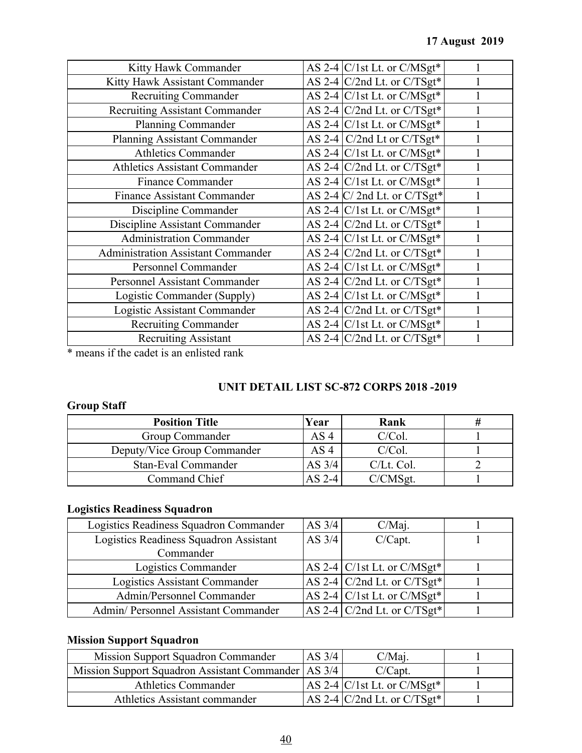| | | | |
|---|---|---|---|
| Kitty Hawk Commander | AS 2-4 | C/1st Lt. or C/MSgt* | 1 |
| Kitty Hawk Assistant Commander | AS 2-4 | C/2nd Lt. or C/TSgt* | 1 |
| Recruiting Commander | AS 2-4 | C/1st Lt. or C/MSgt* | 1 |
| Recruiting Assistant Commander | AS 2-4 | C/2nd Lt. or C/TSgt* | 1 |
| Planning Commander | AS 2-4 | C/1st Lt. or C/MSgt* | 1 |
| Planning Assistant Commander | AS 2-4 | C/2nd Lt or C/TSgt* | 1 |
| Athletics Commander | AS 2-4 | C/1st Lt. or C/MSgt* | 1 |
| Athletics Assistant Commander | AS 2-4 | C/2nd Lt. or C/TSgt* | 1 |
| Finance Commander | AS 2-4 | C/1st Lt. or C/MSgt* | 1 |
| Finance Assistant Commander | AS 2-4 | C/ 2nd Lt. or C/TSgt* | 1 |
| Discipline Commander | AS 2-4 | C/1st Lt. or C/MSgt* | 1 |
| Discipline Assistant Commander | AS 2-4 | C/2nd Lt. or C/TSgt* | 1 |
| Administration Commander | AS 2-4 | C/1st Lt. or C/MSgt* | 1 |
| Administration Assistant Commander | AS 2-4 | C/2nd Lt. or C/TSgt* | 1 |
| Personnel Commander | AS 2-4 | C/1st Lt. or C/MSgt* | 1 |
| Personnel Assistant Commander | AS 2-4 | C/2nd Lt. or C/TSgt* | 1 |
| Logistic Commander (Supply) | AS 2-4 | C/1st Lt. or C/MSgt* | 1 |
| Logistic Assistant Commander | AS 2-4 | C/2nd Lt. or C/TSgt* | 1 |
| Recruiting Commander | AS 2-4 | C/1st Lt. or C/MSgt* | 1 |
| Recruiting Assistant | AS 2-4 | C/2nd Lt. or C/TSgt* | 1 |

* means if the cadet is an enlisted rank

**UNIT DETAIL LIST SC-872 CORPS 2018 -2019**

**Group Staff**

| Position Title | Year | Rank | # |
|---|---|---|---|
| Group Commander | AS 4 | C/Col. | 1 |
| Deputy/Vice Group Commander | AS 4 | C/Col. | 1 |
| Stan-Eval Commander | AS 3/4 | C/Lt. Col. | 2 |
| Command Chief | AS 2-4 | C/CMSgt. | 1 |

**Logistics Readiness Squadron**

| | | | |
|---|---|---|---|
| Logistics Readiness Squadron Commander | AS 3/4 | C/Maj. | 1 |
| Logistics Readiness Squadron Assistant Commander | AS 3/4 | C/Capt. | 1 |
| Logistics Commander | AS 2-4 | C/1st Lt. or C/MSgt* | 1 |
| Logistics Assistant Commander | AS 2-4 | C/2nd Lt. or C/TSgt* | 1 |
| Admin/Personnel Commander | AS 2-4 | C/1st Lt. or C/MSgt* | 1 |
| Admin/ Personnel Assistant Commander | AS 2-4 | C/2nd Lt. or C/TSgt* | 1 |

**Mission Support Squadron**

| | | | |
|---|---|---|---|
| Mission Support Squadron Commander | AS 3/4 | C/Maj. | 1 |
| Mission Support Squadron Assistant Commander | AS 3/4 | C/Capt. | 1 |
| Athletics Commander | AS 2-4 | C/1st Lt. or C/MSgt* | 1 |
| Athletics Assistant commander | AS 2-4 | C/2nd Lt. or C/TSgt* | 1 |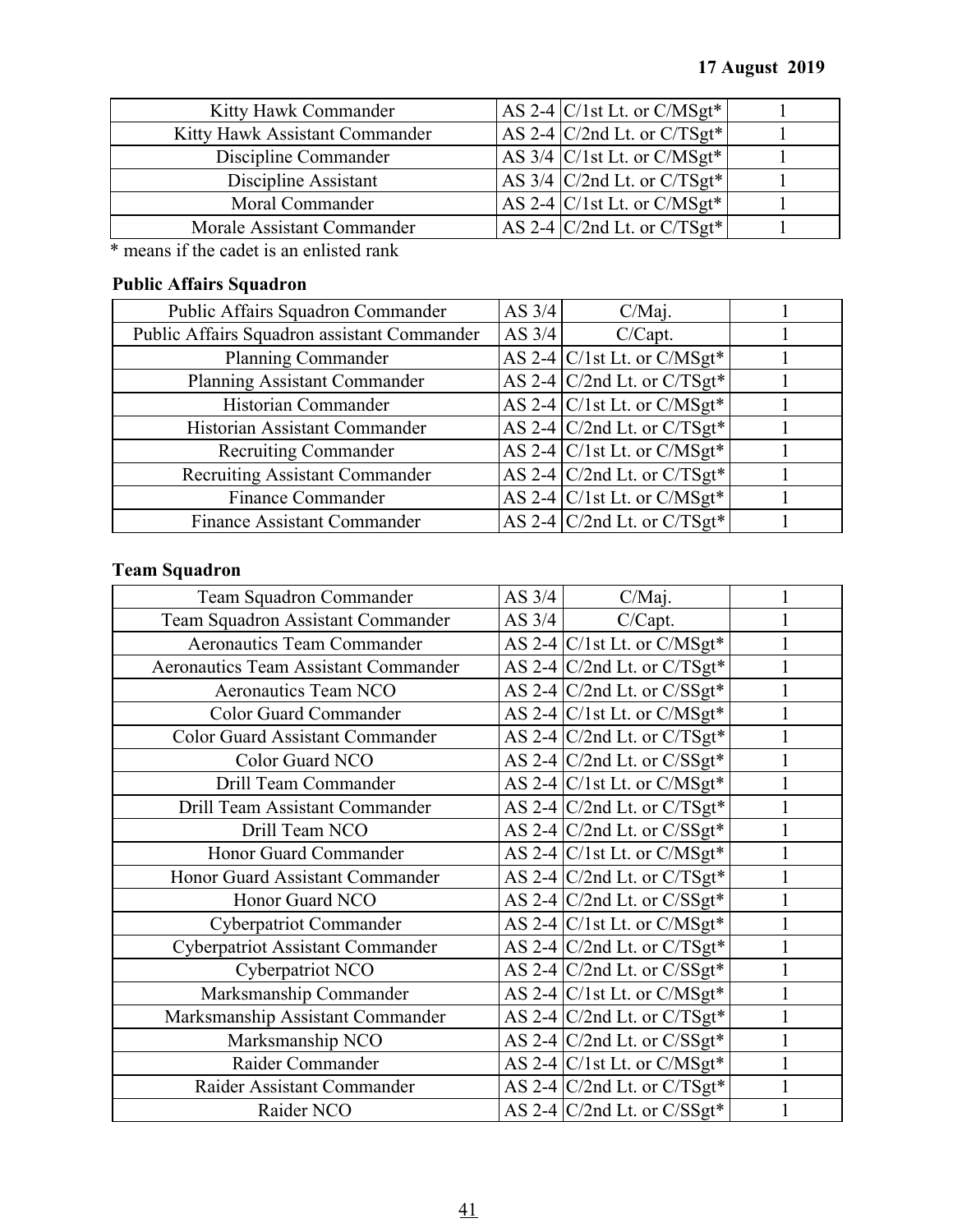| Kitty Hawk Commander | AS 2-4 | C/1st Lt. or C/MSgt* | 1 |
|---|---|---|---|
| Kitty Hawk Assistant Commander | AS 2-4 | C/2nd Lt. or C/TSgt* | 1 |
| Discipline Commander | AS 3/4 | C/1st Lt. or C/MSgt* | 1 |
| Discipline Assistant | AS 3/4 | C/2nd Lt. or C/TSgt* | 1 |
| Moral Commander | AS 2-4 | C/1st Lt. or C/MSgt* | 1 |
| Morale Assistant Commander | AS 2-4 | C/2nd Lt. or C/TSgt* | 1 |

* means if the cadet is an enlisted rank

**Public Affairs Squadron**

| Public Affairs Squadron Commander | AS 3/4 | C/Maj. | 1 |
|---|---|---|---|
| Public Affairs Squadron assistant Commander | AS 3/4 | C/Capt. | 1 |
| Planning Commander | AS 2-4 | C/1st Lt. or C/MSgt* | 1 |
| Planning Assistant Commander | AS 2-4 | C/2nd Lt. or C/TSgt* | 1 |
| Historian Commander | AS 2-4 | C/1st Lt. or C/MSgt* | 1 |
| Historian Assistant Commander | AS 2-4 | C/2nd Lt. or C/TSgt* | 1 |
| Recruiting Commander | AS 2-4 | C/1st Lt. or C/MSgt* | 1 |
| Recruiting Assistant Commander | AS 2-4 | C/2nd Lt. or C/TSgt* | 1 |
| Finance Commander | AS 2-4 | C/1st Lt. or C/MSgt* | 1 |
| Finance Assistant Commander | AS 2-4 | C/2nd Lt. or C/TSgt* | 1 |

**Team Squadron**

| Team Squadron Commander | AS 3/4 | C/Maj. | 1 |
|---|---|---|---|
| Team Squadron Assistant Commander | AS 3/4 | C/Capt. | 1 |
| Aeronautics Team Commander | AS 2-4 | C/1st Lt. or C/MSgt* | 1 |
| Aeronautics Team Assistant Commander | AS 2-4 | C/2nd Lt. or C/TSgt* | 1 |
| Aeronautics Team NCO | AS 2-4 | C/2nd Lt. or C/SSgt* | 1 |
| Color Guard Commander | AS 2-4 | C/1st Lt. or C/MSgt* | 1 |
| Color Guard Assistant Commander | AS 2-4 | C/2nd Lt. or C/TSgt* | 1 |
| Color Guard NCO | AS 2-4 | C/2nd Lt. or C/SSgt* | 1 |
| Drill Team Commander | AS 2-4 | C/1st Lt. or C/MSgt* | 1 |
| Drill Team Assistant Commander | AS 2-4 | C/2nd Lt. or C/TSgt* | 1 |
| Drill Team NCO | AS 2-4 | C/2nd Lt. or C/SSgt* | 1 |
| Honor Guard Commander | AS 2-4 | C/1st Lt. or C/MSgt* | 1 |
| Honor Guard Assistant Commander | AS 2-4 | C/2nd Lt. or C/TSgt* | 1 |
| Honor Guard NCO | AS 2-4 | C/2nd Lt. or C/SSgt* | 1 |
| Cyberpatriot Commander | AS 2-4 | C/1st Lt. or C/MSgt* | 1 |
| Cyberpatriot Assistant Commander | AS 2-4 | C/2nd Lt. or C/TSgt* | 1 |
| Cyberpatriot NCO | AS 2-4 | C/2nd Lt. or C/SSgt* | 1 |
| Marksmanship Commander | AS 2-4 | C/1st Lt. or C/MSgt* | 1 |
| Marksmanship Assistant Commander | AS 2-4 | C/2nd Lt. or C/TSgt* | 1 |
| Marksmanship NCO | AS 2-4 | C/2nd Lt. or C/SSgt* | 1 |
| Raider Commander | AS 2-4 | C/1st Lt. or C/MSgt* | 1 |
| Raider Assistant Commander | AS 2-4 | C/2nd Lt. or C/TSgt* | 1 |
| Raider NCO | AS 2-4 | C/2nd Lt. or C/SSgt* | 1 |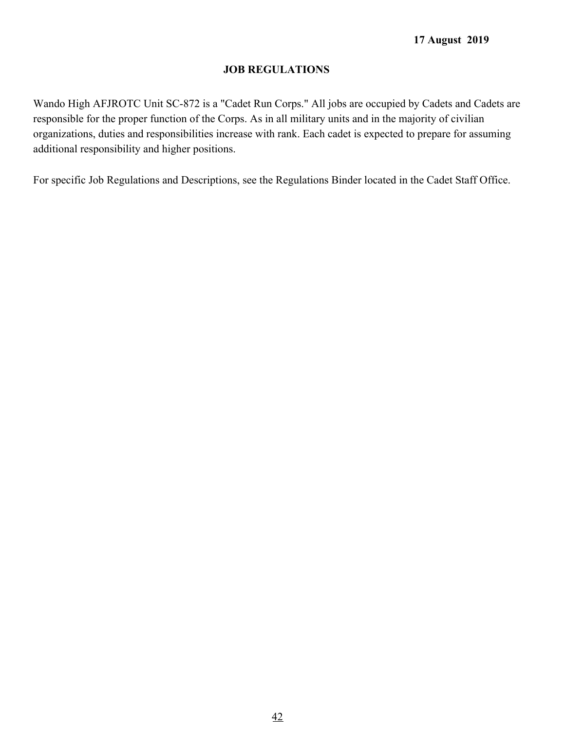**17 August 2019**

## JOB REGULATIONS

Wando High AFJROTC Unit SC-872 is a "Cadet Run Corps." All jobs are occupied by Cadets and Cadets are responsible for the proper function of the Corps. As in all military units and in the majority of civilian organizations, duties and responsibilities increase with rank. Each cadet is expected to prepare for assuming additional responsibility and higher positions.

For specific Job Regulations and Descriptions, see the Regulations Binder located in the Cadet Staff Office.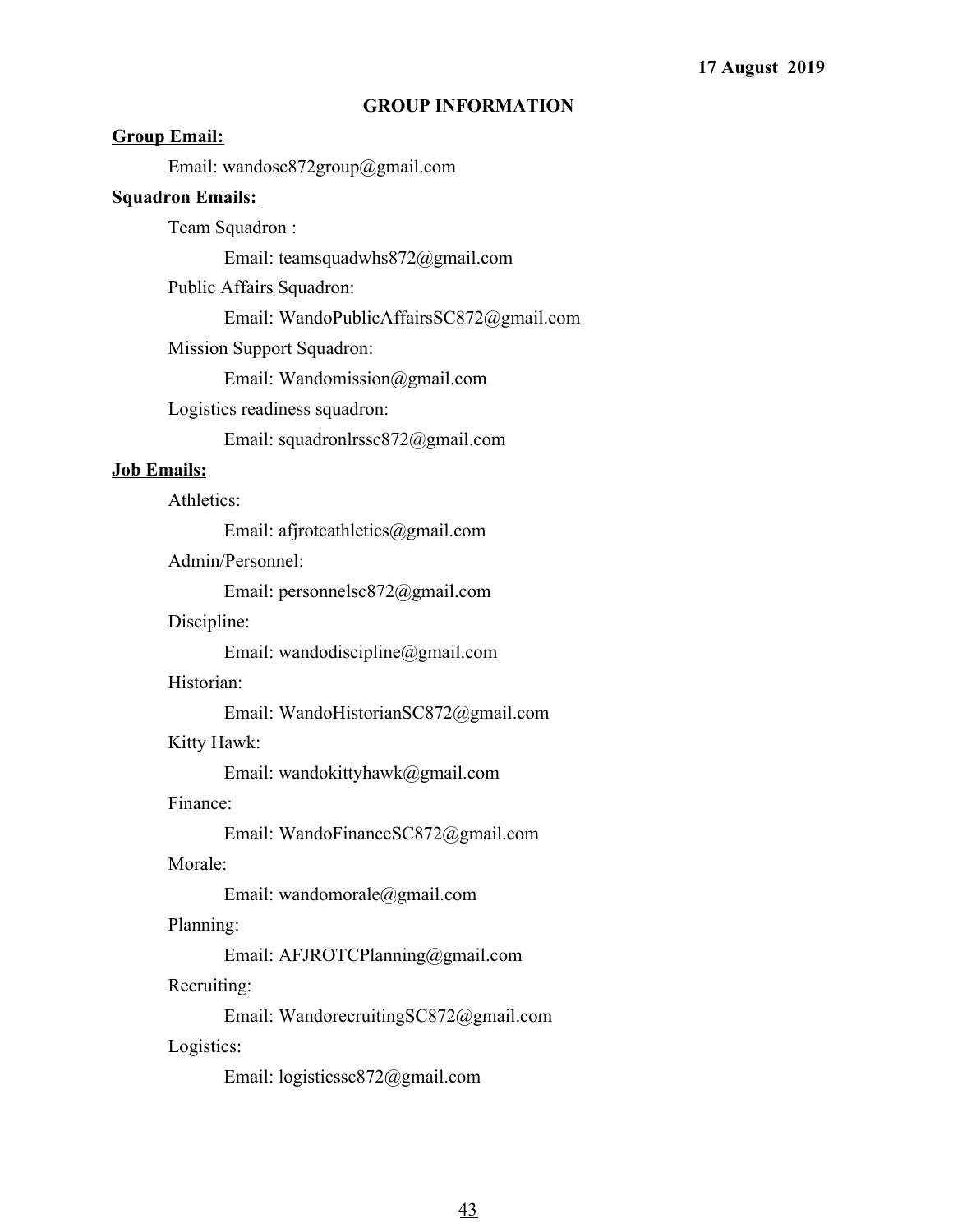17 August 2019

# GROUP INFORMATION

**Group Email:**

Email: wandosc872group@gmail.com

**Squadron Emails:**

Team Squadron :

Email: teamsquadwhs872@gmail.com

Public Affairs Squadron:

Email: WandoPublicAffairsSC872@gmail.com

Mission Support Squadron:

Email: Wandomission@gmail.com

Logistics readiness squadron:

Email: squadronlrssc872@gmail.com

**Job Emails:**

Athletics:

Email: afjrotcathletics@gmail.com

Admin/Personnel:

Email: personnelsc872@gmail.com

Discipline:

Email: wandodiscipline@gmail.com

Historian:

Email: WandoHistorianSC872@gmail.com

Kitty Hawk:

Email: wandokittyhawk@gmail.com

Finance:

Email: WandoFinanceSC872@gmail.com

Morale:

Email: wandomorale@gmail.com

Planning:

Email: AFJROTCPlanning@gmail.com

Recruiting:

Email: WandorecruitingSC872@gmail.com

Logistics:

Email: logisticssc872@gmail.com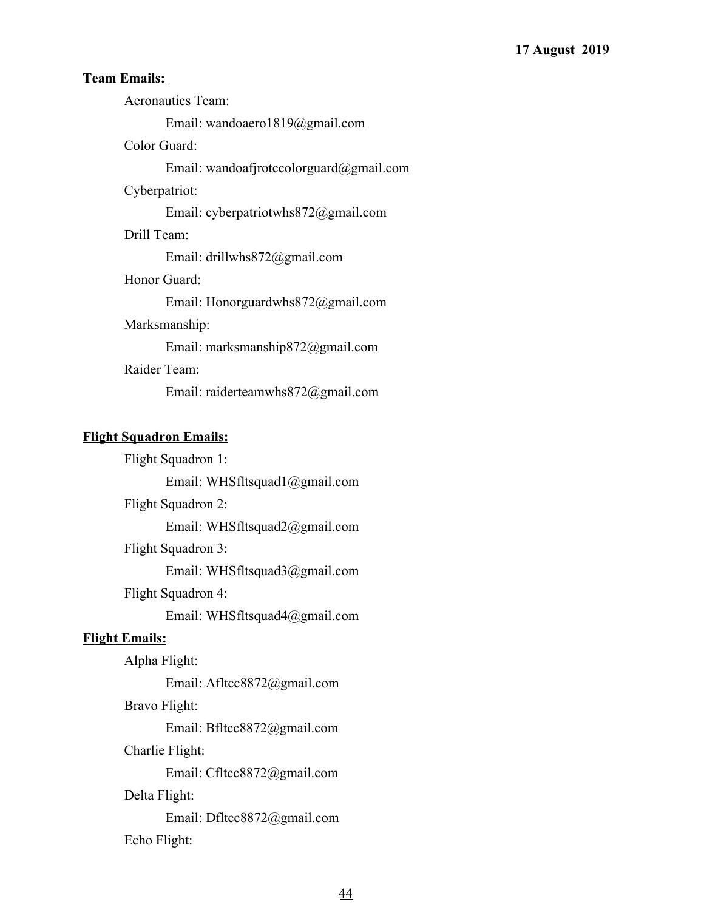**Team Emails:**

Aeronautics Team:

Email: wandoaero1819@gmail.com

Color Guard:

Email: wandoafjrotccolorguard@gmail.com

Cyberpatriot:

Email: cyberpatriotwhs872@gmail.com

Drill Team:

Email: drillwhs872@gmail.com

Honor Guard:

Email: Honorguardwhs872@gmail.com

Marksmanship:

Email: marksmanship872@gmail.com

Raider Team:

Email: raiderteamwhs872@gmail.com

**Flight Squadron Emails:**

Flight Squadron 1:

Email: WHSfltsquad1@gmail.com

Flight Squadron 2:

Email: WHSfltsquad2@gmail.com

Flight Squadron 3:

Email: WHSfltsquad3@gmail.com

Flight Squadron 4:

Email: WHSfltsquad4@gmail.com

**Flight Emails:**

Alpha Flight:

Email: Afltcc8872@gmail.com

Bravo Flight:

Email: Bfltcc8872@gmail.com

Charlie Flight:

Email: Cfltcc8872@gmail.com

Delta Flight:

Email: Dfltcc8872@gmail.com

Echo Flight: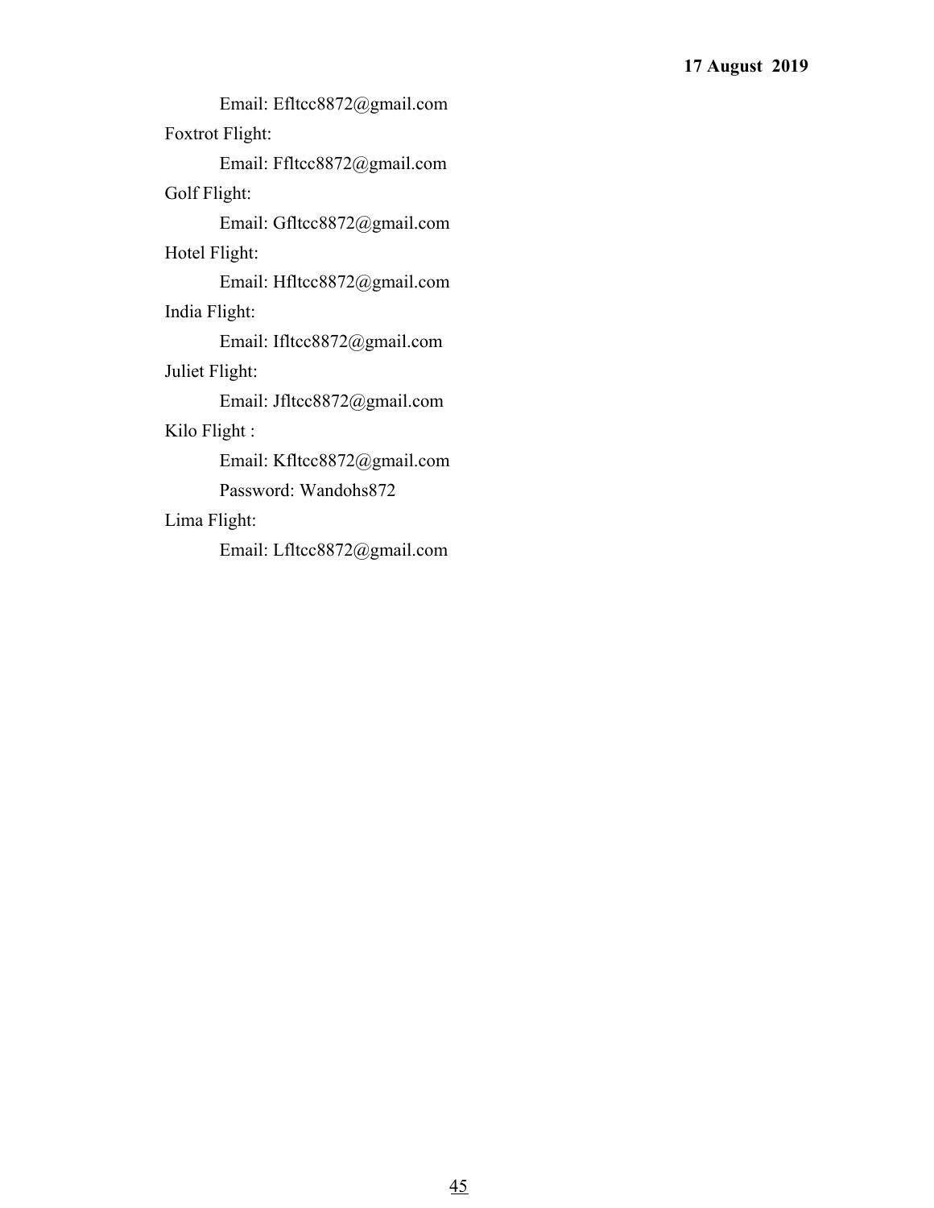Email: Efltcc8872@gmail.com

Foxtrot Flight:

Email: Ffltcc8872@gmail.com

Golf Flight:

Email: Gfltcc8872@gmail.com

Hotel Flight:

Email: Hfltcc8872@gmail.com

India Flight:

Email: Ifltcc8872@gmail.com

Juliet Flight:

Email: Jfltcc8872@gmail.com

Kilo Flight :

Email: Kfltcc8872@gmail.com

Password: Wandohs872

Lima Flight:

Email: Lfltcc8872@gmail.com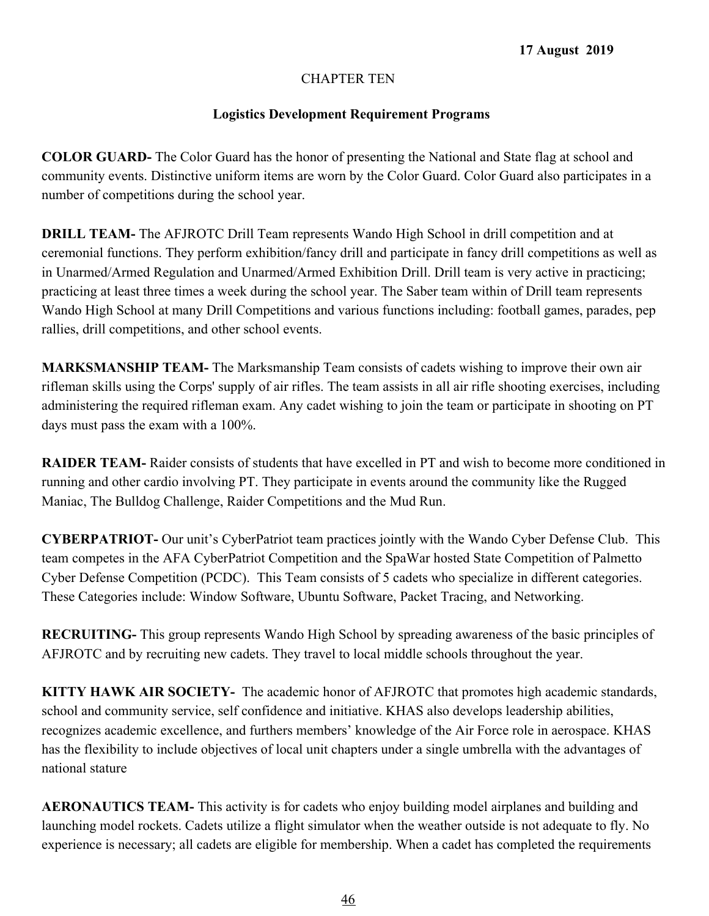17 August 2019

# CHAPTER TEN

## Logistics Development Requirement Programs

**COLOR GUARD-** The Color Guard has the honor of presenting the National and State flag at school and community events. Distinctive uniform items are worn by the Color Guard. Color Guard also participates in a number of competitions during the school year.

**DRILL TEAM-** The AFJROTC Drill Team represents Wando High School in drill competition and at ceremonial functions. They perform exhibition/fancy drill and participate in fancy drill competitions as well as in Unarmed/Armed Regulation and Unarmed/Armed Exhibition Drill. Drill team is very active in practicing; practicing at least three times a week during the school year. The Saber team within of Drill team represents Wando High School at many Drill Competitions and various functions including: football games, parades, pep rallies, drill competitions, and other school events.

**MARKSMANSHIP TEAM-** The Marksmanship Team consists of cadets wishing to improve their own air rifleman skills using the Corps' supply of air rifles. The team assists in all air rifle shooting exercises, including administering the required rifleman exam. Any cadet wishing to join the team or participate in shooting on PT days must pass the exam with a 100%.

**RAIDER TEAM-** Raider consists of students that have excelled in PT and wish to become more conditioned in running and other cardio involving PT. They participate in events around the community like the Rugged Maniac, The Bulldog Challenge, Raider Competitions and the Mud Run.

**CYBERPATRIOT-** Our unit's CyberPatriot team practices jointly with the Wando Cyber Defense Club. This team competes in the AFA CyberPatriot Competition and the SpaWar hosted State Competition of Palmetto Cyber Defense Competition (PCDC). This Team consists of 5 cadets who specialize in different categories. These Categories include: Window Software, Ubuntu Software, Packet Tracing, and Networking.

**RECRUITING-** This group represents Wando High School by spreading awareness of the basic principles of AFJROTC and by recruiting new cadets. They travel to local middle schools throughout the year.

**KITTY HAWK AIR SOCIETY-** The academic honor of AFJROTC that promotes high academic standards, school and community service, self confidence and initiative. KHAS also develops leadership abilities, recognizes academic excellence, and furthers members' knowledge of the Air Force role in aerospace. KHAS has the flexibility to include objectives of local unit chapters under a single umbrella with the advantages of national stature

**AERONAUTICS TEAM-** This activity is for cadets who enjoy building model airplanes and building and launching model rockets. Cadets utilize a flight simulator when the weather outside is not adequate to fly. No experience is necessary; all cadets are eligible for membership. When a cadet has completed the requirements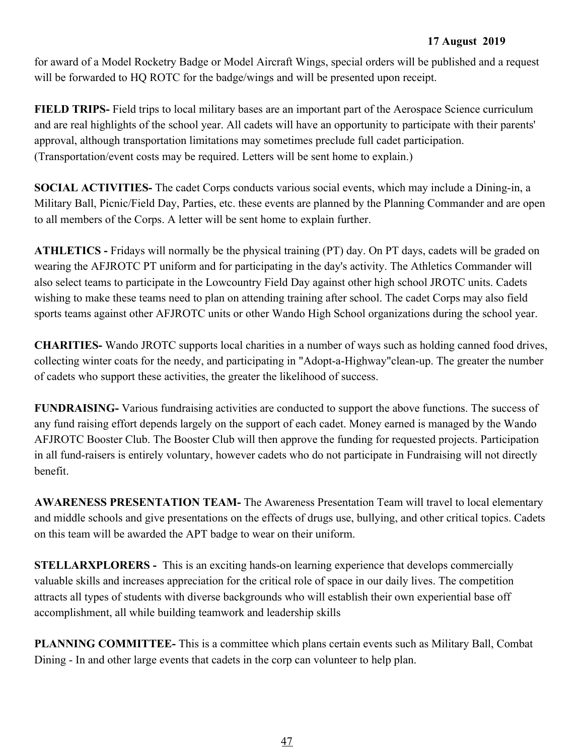for award of a Model Rocketry Badge or Model Aircraft Wings, special orders will be published and a request will be forwarded to HQ ROTC for the badge/wings and will be presented upon receipt.

**FIELD TRIPS-** Field trips to local military bases are an important part of the Aerospace Science curriculum and are real highlights of the school year. All cadets will have an opportunity to participate with their parents' approval, although transportation limitations may sometimes preclude full cadet participation. (Transportation/event costs may be required. Letters will be sent home to explain.)

**SOCIAL ACTIVITIES-** The cadet Corps conducts various social events, which may include a Dining-in, a Military Ball, Picnic/Field Day, Parties, etc. these events are planned by the Planning Commander and are open to all members of the Corps. A letter will be sent home to explain further.

**ATHLETICS -** Fridays will normally be the physical training (PT) day. On PT days, cadets will be graded on wearing the AFJROTC PT uniform and for participating in the day's activity. The Athletics Commander will also select teams to participate in the Lowcountry Field Day against other high school JROTC units. Cadets wishing to make these teams need to plan on attending training after school. The cadet Corps may also field sports teams against other AFJROTC units or other Wando High School organizations during the school year.

**CHARITIES-** Wando JROTC supports local charities in a number of ways such as holding canned food drives, collecting winter coats for the needy, and participating in "Adopt-a-Highway"clean-up. The greater the number of cadets who support these activities, the greater the likelihood of success.

**FUNDRAISING-** Various fundraising activities are conducted to support the above functions. The success of any fund raising effort depends largely on the support of each cadet. Money earned is managed by the Wando AFJROTC Booster Club. The Booster Club will then approve the funding for requested projects. Participation in all fund-raisers is entirely voluntary, however cadets who do not participate in Fundraising will not directly benefit.

**AWARENESS PRESENTATION TEAM-** The Awareness Presentation Team will travel to local elementary and middle schools and give presentations on the effects of drugs use, bullying, and other critical topics. Cadets on this team will be awarded the APT badge to wear on their uniform.

**STELLARXPLORERS -** This is an exciting hands-on learning experience that develops commercially valuable skills and increases appreciation for the critical role of space in our daily lives. The competition attracts all types of students with diverse backgrounds who will establish their own experiential base off accomplishment, all while building teamwork and leadership skills

**PLANNING COMMITTEE-** This is a committee which plans certain events such as Military Ball, Combat Dining - In and other large events that cadets in the corp can volunteer to help plan.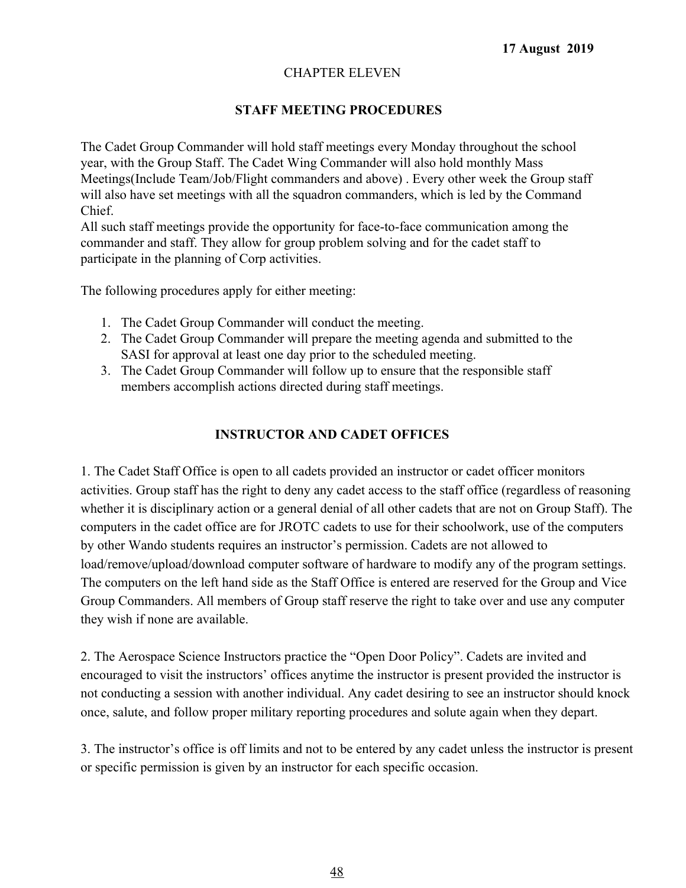**17 August 2019**

CHAPTER ELEVEN

## STAFF MEETING PROCEDURES

The Cadet Group Commander will hold staff meetings every Monday throughout the school year, with the Group Staff. The Cadet Wing Commander will also hold monthly Mass Meetings(Include Team/Job/Flight commanders and above) . Every other week the Group staff will also have set meetings with all the squadron commanders, which is led by the Command Chief.
All such staff meetings provide the opportunity for face-to-face communication among the commander and staff. They allow for group problem solving and for the cadet staff to participate in the planning of Corp activities.

The following procedures apply for either meeting:

1. The Cadet Group Commander will conduct the meeting.
2. The Cadet Group Commander will prepare the meeting agenda and submitted to the SASI for approval at least one day prior to the scheduled meeting.
3. The Cadet Group Commander will follow up to ensure that the responsible staff members accomplish actions directed during staff meetings.

## INSTRUCTOR AND CADET OFFICES

1. The Cadet Staff Office is open to all cadets provided an instructor or cadet officer monitors activities. Group staff has the right to deny any cadet access to the staff office (regardless of reasoning whether it is disciplinary action or a general denial of all other cadets that are not on Group Staff). The computers in the cadet office are for JROTC cadets to use for their schoolwork, use of the computers by other Wando students requires an instructor's permission. Cadets are not allowed to load/remove/upload/download computer software of hardware to modify any of the program settings. The computers on the left hand side as the Staff Office is entered are reserved for the Group and Vice Group Commanders. All members of Group staff reserve the right to take over and use any computer they wish if none are available.

2. The Aerospace Science Instructors practice the "Open Door Policy". Cadets are invited and encouraged to visit the instructors' offices anytime the instructor is present provided the instructor is not conducting a session with another individual. Any cadet desiring to see an instructor should knock once, salute, and follow proper military reporting procedures and solute again when they depart.

3. The instructor's office is off limits and not to be entered by any cadet unless the instructor is present or specific permission is given by an instructor for each specific occasion.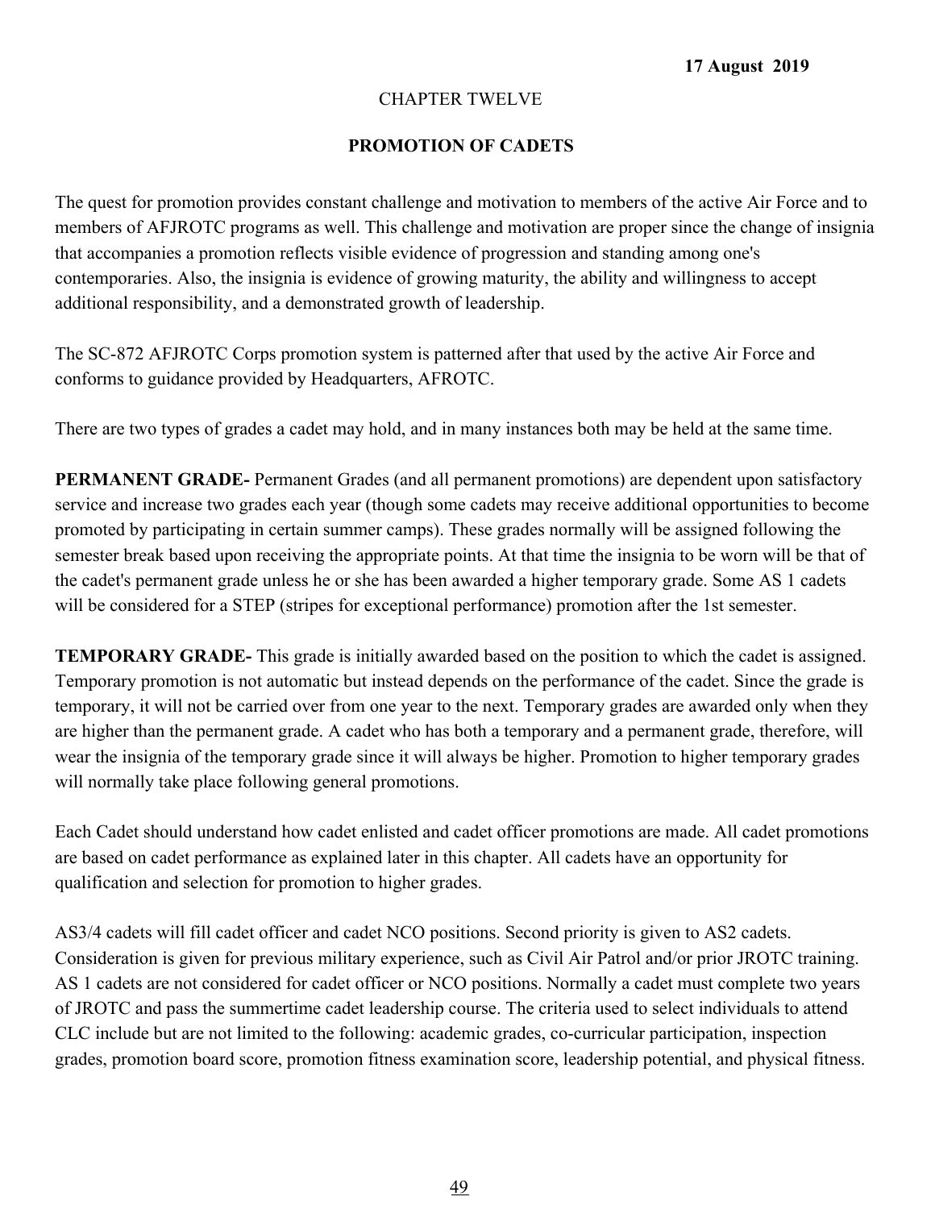17 August 2019

CHAPTER TWELVE

## PROMOTION OF CADETS

The quest for promotion provides constant challenge and motivation to members of the active Air Force and to members of AFJROTC programs as well. This challenge and motivation are proper since the change of insignia that accompanies a promotion reflects visible evidence of progression and standing among one's contemporaries. Also, the insignia is evidence of growing maturity, the ability and willingness to accept additional responsibility, and a demonstrated growth of leadership.

The SC-872 AFJROTC Corps promotion system is patterned after that used by the active Air Force and conforms to guidance provided by Headquarters, AFROTC.

There are two types of grades a cadet may hold, and in many instances both may be held at the same time.

**PERMANENT GRADE-** Permanent Grades (and all permanent promotions) are dependent upon satisfactory service and increase two grades each year (though some cadets may receive additional opportunities to become promoted by participating in certain summer camps). These grades normally will be assigned following the semester break based upon receiving the appropriate points. At that time the insignia to be worn will be that of the cadet's permanent grade unless he or she has been awarded a higher temporary grade. Some AS 1 cadets will be considered for a STEP (stripes for exceptional performance) promotion after the 1st semester.

**TEMPORARY GRADE-** This grade is initially awarded based on the position to which the cadet is assigned. Temporary promotion is not automatic but instead depends on the performance of the cadet. Since the grade is temporary, it will not be carried over from one year to the next. Temporary grades are awarded only when they are higher than the permanent grade. A cadet who has both a temporary and a permanent grade, therefore, will wear the insignia of the temporary grade since it will always be higher. Promotion to higher temporary grades will normally take place following general promotions.

Each Cadet should understand how cadet enlisted and cadet officer promotions are made. All cadet promotions are based on cadet performance as explained later in this chapter. All cadets have an opportunity for qualification and selection for promotion to higher grades.

AS3/4 cadets will fill cadet officer and cadet NCO positions. Second priority is given to AS2 cadets. Consideration is given for previous military experience, such as Civil Air Patrol and/or prior JROTC training. AS 1 cadets are not considered for cadet officer or NCO positions. Normally a cadet must complete two years of JROTC and pass the summertime cadet leadership course. The criteria used to select individuals to attend CLC include but are not limited to the following: academic grades, co-curricular participation, inspection grades, promotion board score, promotion fitness examination score, leadership potential, and physical fitness.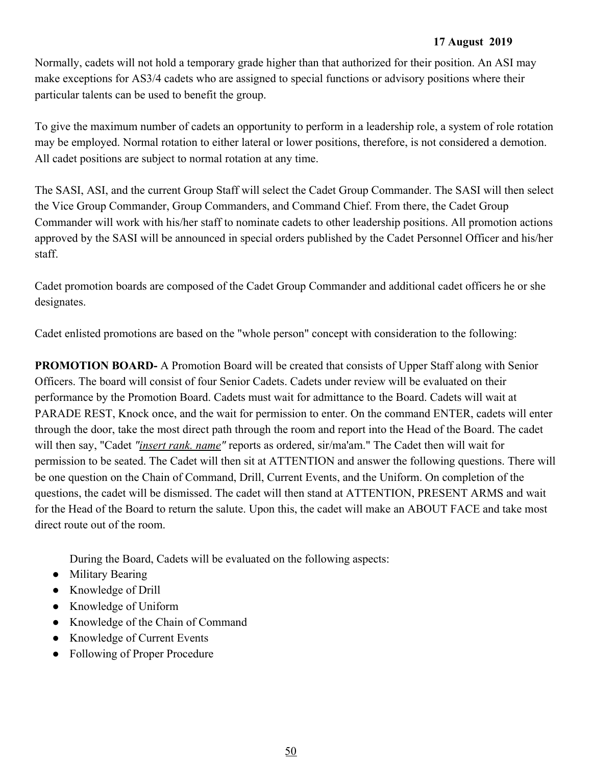Normally, cadets will not hold a temporary grade higher than that authorized for their position. An ASI may make exceptions for AS3/4 cadets who are assigned to special functions or advisory positions where their particular talents can be used to benefit the group.

To give the maximum number of cadets an opportunity to perform in a leadership role, a system of role rotation may be employed. Normal rotation to either lateral or lower positions, therefore, is not considered a demotion. All cadet positions are subject to normal rotation at any time.

The SASI, ASI, and the current Group Staff will select the Cadet Group Commander. The SASI will then select the Vice Group Commander, Group Commanders, and Command Chief. From there, the Cadet Group Commander will work with his/her staff to nominate cadets to other leadership positions. All promotion actions approved by the SASI will be announced in special orders published by the Cadet Personnel Officer and his/her staff.

Cadet promotion boards are composed of the Cadet Group Commander and additional cadet officers he or she designates.

Cadet enlisted promotions are based on the "whole person" concept with consideration to the following:

**PROMOTION BOARD-** A Promotion Board will be created that consists of Upper Staff along with Senior Officers. The board will consist of four Senior Cadets. Cadets under review will be evaluated on their performance by the Promotion Board. Cadets must wait for admittance to the Board. Cadets will wait at PARADE REST, Knock once, and the wait for permission to enter. On the command ENTER, cadets will enter through the door, take the most direct path through the room and report into the Head of the Board. The cadet will then say, "Cadet *"insert rank. name"* reports as ordered, sir/ma'am." The Cadet then will wait for permission to be seated. The Cadet will then sit at ATTENTION and answer the following questions. There will be one question on the Chain of Command, Drill, Current Events, and the Uniform. On completion of the questions, the cadet will be dismissed. The cadet will then stand at ATTENTION, PRESENT ARMS and wait for the Head of the Board to return the salute. Upon this, the cadet will make an ABOUT FACE and take most direct route out of the room.

During the Board, Cadets will be evaluated on the following aspects:

- Military Bearing
- Knowledge of Drill
- Knowledge of Uniform
- Knowledge of the Chain of Command
- Knowledge of Current Events
- Following of Proper Procedure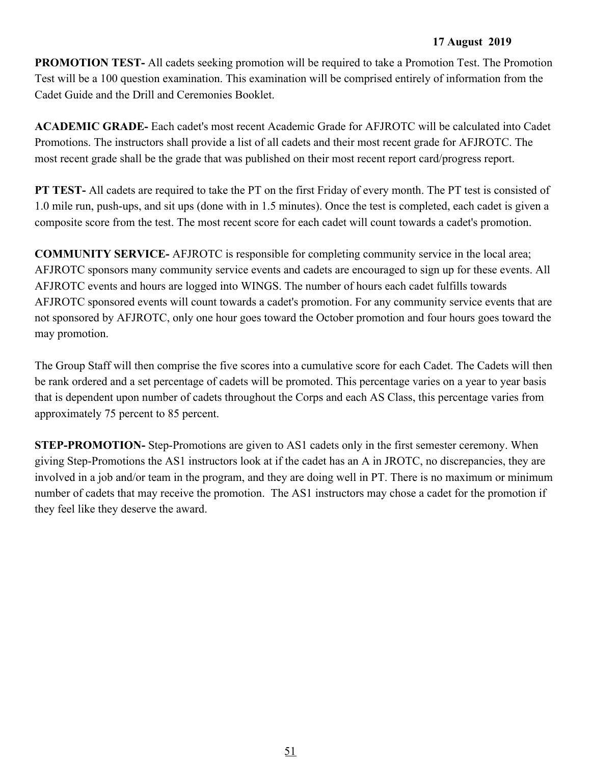**PROMOTION TEST-** All cadets seeking promotion will be required to take a Promotion Test. The Promotion Test will be a 100 question examination. This examination will be comprised entirely of information from the Cadet Guide and the Drill and Ceremonies Booklet.

**ACADEMIC GRADE-** Each cadet's most recent Academic Grade for AFJROTC will be calculated into Cadet Promotions. The instructors shall provide a list of all cadets and their most recent grade for AFJROTC. The most recent grade shall be the grade that was published on their most recent report card/progress report.

**PT TEST-** All cadets are required to take the PT on the first Friday of every month. The PT test is consisted of 1.0 mile run, push-ups, and sit ups (done with in 1.5 minutes). Once the test is completed, each cadet is given a composite score from the test. The most recent score for each cadet will count towards a cadet's promotion.

**COMMUNITY SERVICE-** AFJROTC is responsible for completing community service in the local area; AFJROTC sponsors many community service events and cadets are encouraged to sign up for these events. All AFJROTC events and hours are logged into WINGS. The number of hours each cadet fulfills towards AFJROTC sponsored events will count towards a cadet's promotion. For any community service events that are not sponsored by AFJROTC, only one hour goes toward the October promotion and four hours goes toward the may promotion.

The Group Staff will then comprise the five scores into a cumulative score for each Cadet. The Cadets will then be rank ordered and a set percentage of cadets will be promoted. This percentage varies on a year to year basis that is dependent upon number of cadets throughout the Corps and each AS Class, this percentage varies from approximately 75 percent to 85 percent.

**STEP-PROMOTION-** Step-Promotions are given to AS1 cadets only in the first semester ceremony. When giving Step-Promotions the AS1 instructors look at if the cadet has an A in JROTC, no discrepancies, they are involved in a job and/or team in the program, and they are doing well in PT. There is no maximum or minimum number of cadets that may receive the promotion. The AS1 instructors may chose a cadet for the promotion if they feel like they deserve the award.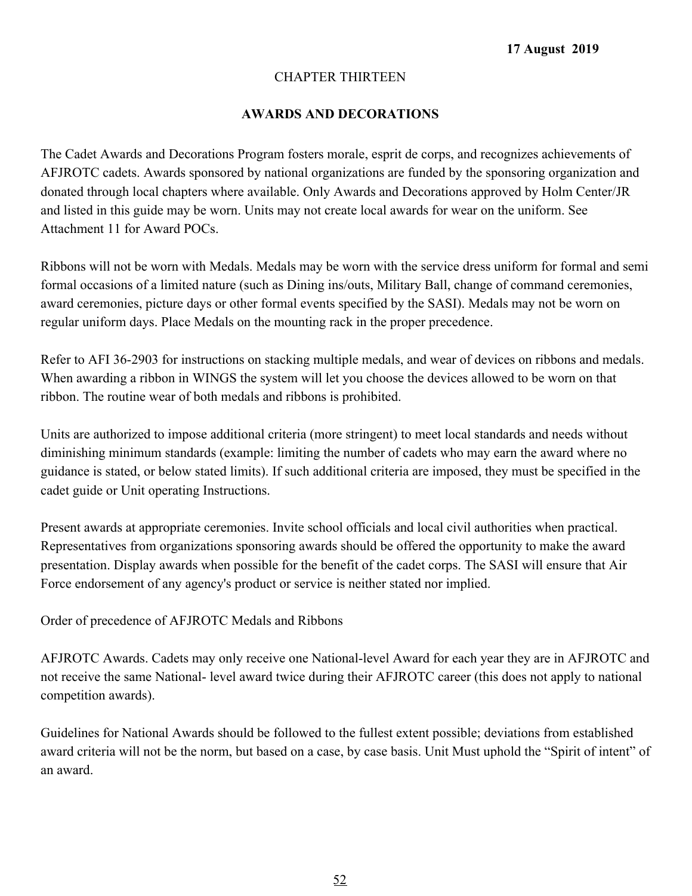17 August 2019

CHAPTER THIRTEEN

## AWARDS AND DECORATIONS

The Cadet Awards and Decorations Program fosters morale, esprit de corps, and recognizes achievements of AFJROTC cadets. Awards sponsored by national organizations are funded by the sponsoring organization and donated through local chapters where available. Only Awards and Decorations approved by Holm Center/JR and listed in this guide may be worn. Units may not create local awards for wear on the uniform. See Attachment 11 for Award POCs.

Ribbons will not be worn with Medals. Medals may be worn with the service dress uniform for formal and semi formal occasions of a limited nature (such as Dining ins/outs, Military Ball, change of command ceremonies, award ceremonies, picture days or other formal events specified by the SASI). Medals may not be worn on regular uniform days. Place Medals on the mounting rack in the proper precedence.

Refer to AFI 36-2903 for instructions on stacking multiple medals, and wear of devices on ribbons and medals. When awarding a ribbon in WINGS the system will let you choose the devices allowed to be worn on that ribbon. The routine wear of both medals and ribbons is prohibited.

Units are authorized to impose additional criteria (more stringent) to meet local standards and needs without diminishing minimum standards (example: limiting the number of cadets who may earn the award where no guidance is stated, or below stated limits). If such additional criteria are imposed, they must be specified in the cadet guide or Unit operating Instructions.

Present awards at appropriate ceremonies. Invite school officials and local civil authorities when practical. Representatives from organizations sponsoring awards should be offered the opportunity to make the award presentation. Display awards when possible for the benefit of the cadet corps. The SASI will ensure that Air Force endorsement of any agency's product or service is neither stated nor implied.

Order of precedence of AFJROTC Medals and Ribbons

AFJROTC Awards. Cadets may only receive one National-level Award for each year they are in AFJROTC and not receive the same National- level award twice during their AFJROTC career (this does not apply to national competition awards).

Guidelines for National Awards should be followed to the fullest extent possible; deviations from established award criteria will not be the norm, but based on a case, by case basis. Unit Must uphold the "Spirit of intent" of an award.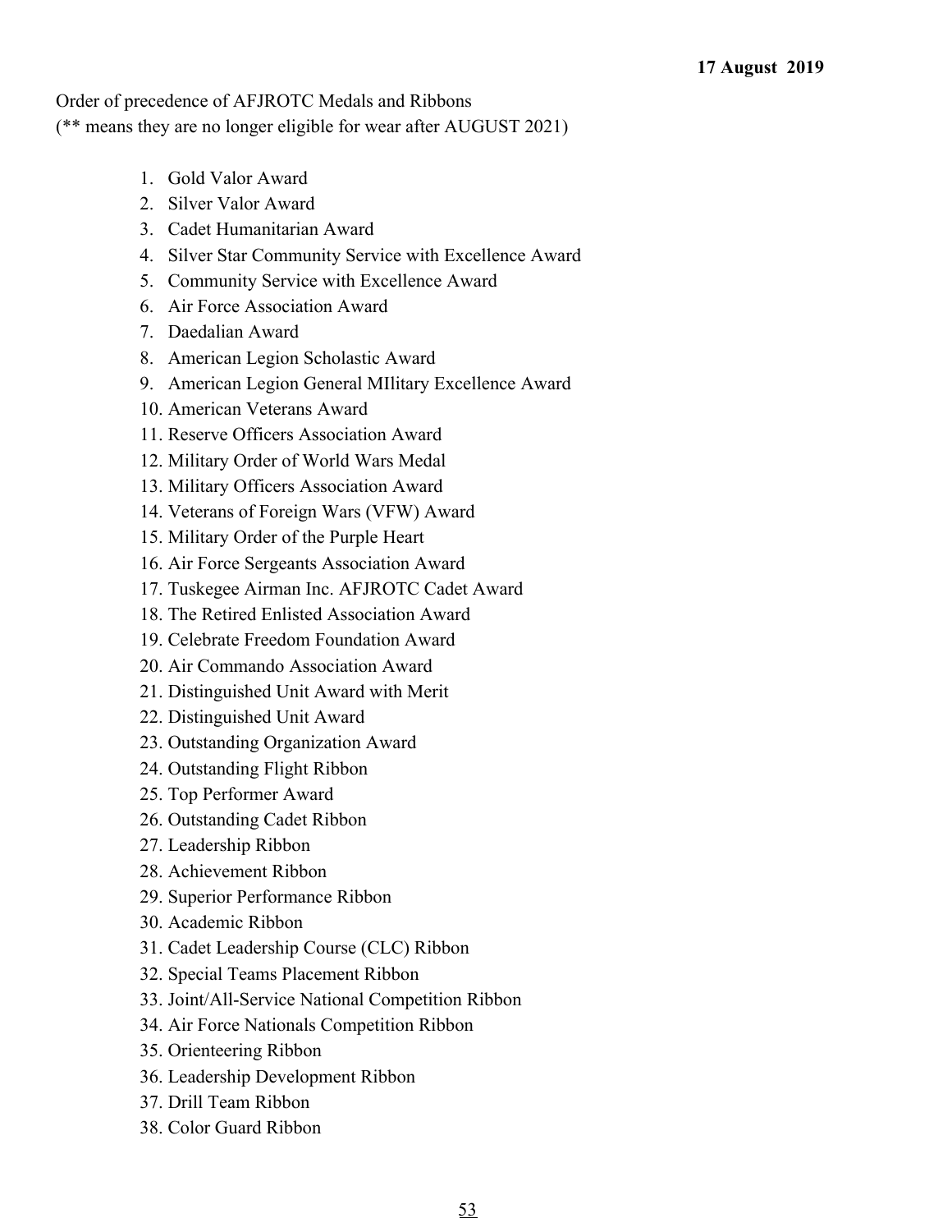17 August 2019

Order of precedence of AFJROTC Medals and Ribbons
(** means they are no longer eligible for wear after AUGUST 2021)

1. Gold Valor Award
2. Silver Valor Award
3. Cadet Humanitarian Award
4. Silver Star Community Service with Excellence Award
5. Community Service with Excellence Award
6. Air Force Association Award
7. Daedalian Award
8. American Legion Scholastic Award
9. American Legion General MIlitary Excellence Award
10. American Veterans Award
11. Reserve Officers Association Award
12. Military Order of World Wars Medal
13. Military Officers Association Award
14. Veterans of Foreign Wars (VFW) Award
15. Military Order of the Purple Heart
16. Air Force Sergeants Association Award
17. Tuskegee Airman Inc. AFJROTC Cadet Award
18. The Retired Enlisted Association Award
19. Celebrate Freedom Foundation Award
20. Air Commando Association Award
21. Distinguished Unit Award with Merit
22. Distinguished Unit Award
23. Outstanding Organization Award
24. Outstanding Flight Ribbon
25. Top Performer Award
26. Outstanding Cadet Ribbon
27. Leadership Ribbon
28. Achievement Ribbon
29. Superior Performance Ribbon
30. Academic Ribbon
31. Cadet Leadership Course (CLC) Ribbon
32. Special Teams Placement Ribbon
33. Joint/All-Service National Competition Ribbon
34. Air Force Nationals Competition Ribbon
35. Orienteering Ribbon
36. Leadership Development Ribbon
37. Drill Team Ribbon
38. Color Guard Ribbon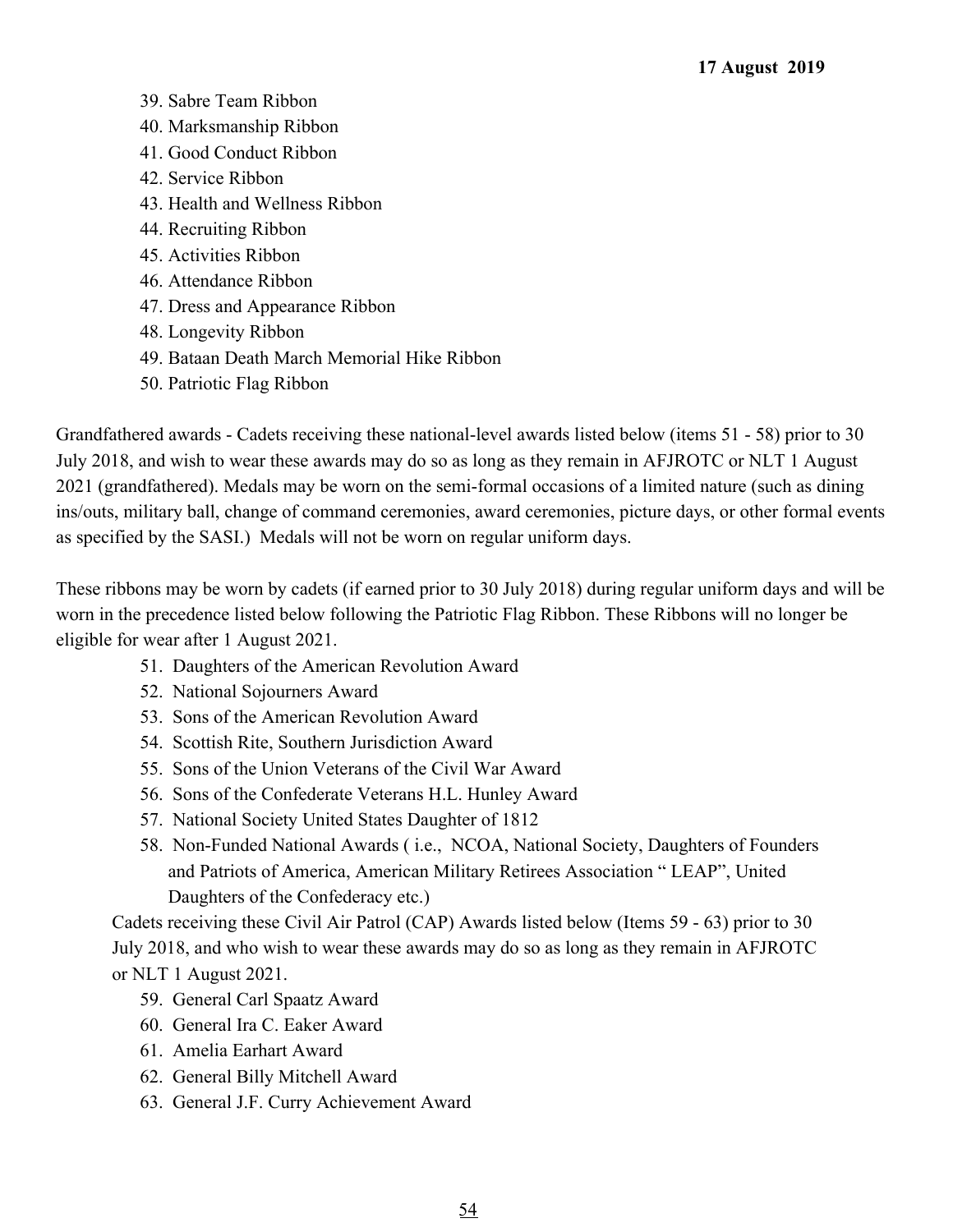39. Sabre Team Ribbon
40. Marksmanship Ribbon
41. Good Conduct Ribbon
42. Service Ribbon
43. Health and Wellness Ribbon
44. Recruiting Ribbon
45. Activities Ribbon
46. Attendance Ribbon
47. Dress and Appearance Ribbon
48. Longevity Ribbon
49. Bataan Death March Memorial Hike Ribbon
50. Patriotic Flag Ribbon

Grandfathered awards - Cadets receiving these national-level awards listed below (items 51 - 58) prior to 30 July 2018, and wish to wear these awards may do so as long as they remain in AFJROTC or NLT 1 August 2021 (grandfathered). Medals may be worn on the semi-formal occasions of a limited nature (such as dining ins/outs, military ball, change of command ceremonies, award ceremonies, picture days, or other formal events as specified by the SASI.) Medals will not be worn on regular uniform days.

These ribbons may be worn by cadets (if earned prior to 30 July 2018) during regular uniform days and will be worn in the precedence listed below following the Patriotic Flag Ribbon. These Ribbons will no longer be eligible for wear after 1 August 2021.

51. Daughters of the American Revolution Award
52. National Sojourners Award
53. Sons of the American Revolution Award
54. Scottish Rite, Southern Jurisdiction Award
55. Sons of the Union Veterans of the Civil War Award
56. Sons of the Confederate Veterans H.L. Hunley Award
57. National Society United States Daughter of 1812
58. Non-Funded National Awards ( i.e., NCOA, National Society, Daughters of Founders and Patriots of America, American Military Retirees Association " LEAP", United Daughters of the Confederacy etc.)

Cadets receiving these Civil Air Patrol (CAP) Awards listed below (Items 59 - 63) prior to 30 July 2018, and who wish to wear these awards may do so as long as they remain in AFJROTC or NLT 1 August 2021.

59. General Carl Spaatz Award
60. General Ira C. Eaker Award
61. Amelia Earhart Award
62. General Billy Mitchell Award
63. General J.F. Curry Achievement Award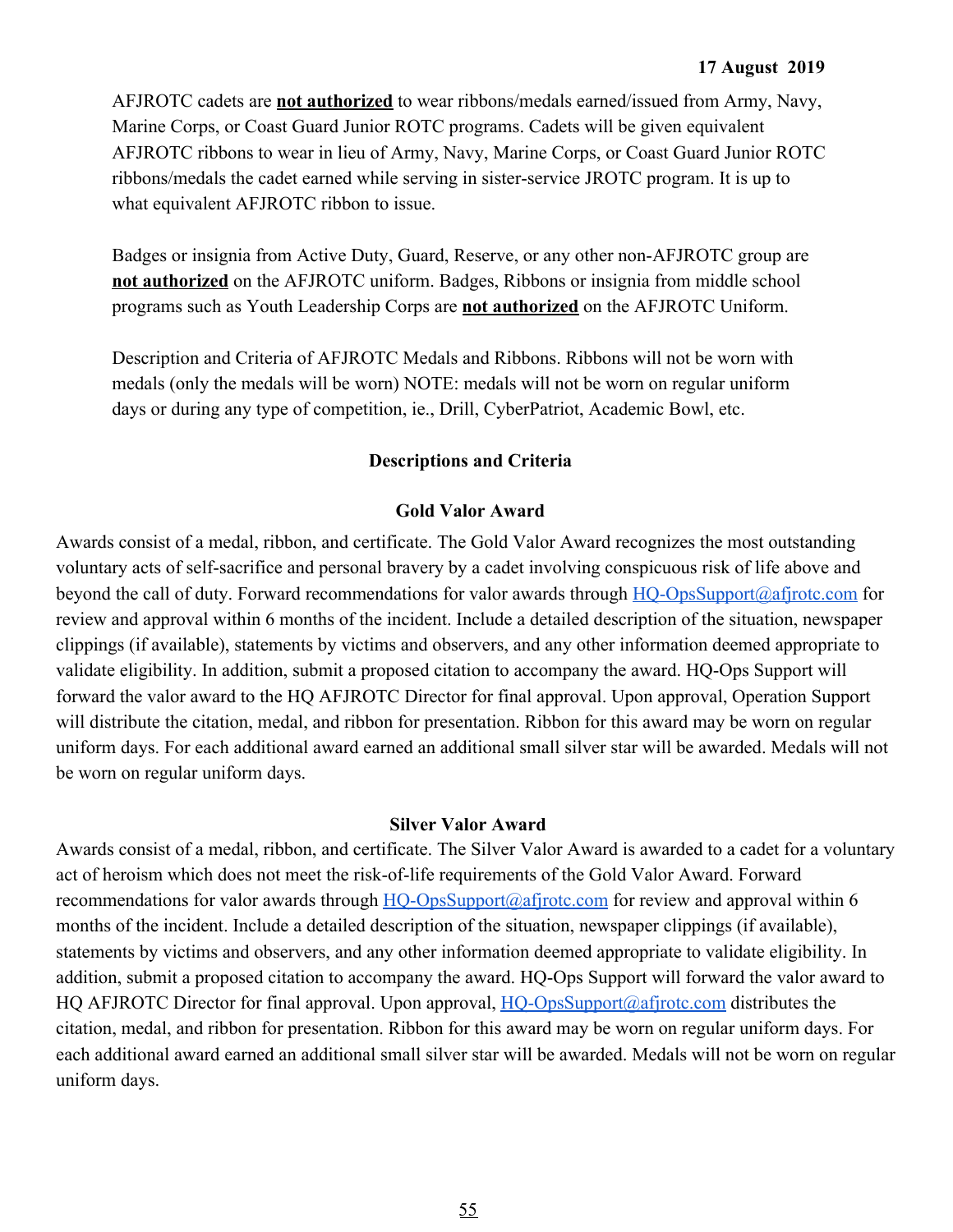AFJROTC cadets are **not authorized** to wear ribbons/medals earned/issued from Army, Navy, Marine Corps, or Coast Guard Junior ROTC programs. Cadets will be given equivalent AFJROTC ribbons to wear in lieu of Army, Navy, Marine Corps, or Coast Guard Junior ROTC ribbons/medals the cadet earned while serving in sister-service JROTC program. It is up to what equivalent AFJROTC ribbon to issue.

Badges or insignia from Active Duty, Guard, Reserve, or any other non-AFJROTC group are **not authorized** on the AFJROTC uniform. Badges, Ribbons or insignia from middle school programs such as Youth Leadership Corps are **not authorized** on the AFJROTC Uniform.

Description and Criteria of AFJROTC Medals and Ribbons. Ribbons will not be worn with medals (only the medals will be worn) NOTE: medals will not be worn on regular uniform days or during any type of competition, ie., Drill, CyberPatriot, Academic Bowl, etc.

## Descriptions and Criteria

### Gold Valor Award

Awards consist of a medal, ribbon, and certificate. The Gold Valor Award recognizes the most outstanding voluntary acts of self-sacrifice and personal bravery by a cadet involving conspicuous risk of life above and beyond the call of duty. Forward recommendations for valor awards through HQ-OpsSupport@afjrotc.com for review and approval within 6 months of the incident. Include a detailed description of the situation, newspaper clippings (if available), statements by victims and observers, and any other information deemed appropriate to validate eligibility. In addition, submit a proposed citation to accompany the award. HQ-Ops Support will forward the valor award to the HQ AFJROTC Director for final approval. Upon approval, Operation Support will distribute the citation, medal, and ribbon for presentation. Ribbon for this award may be worn on regular uniform days. For each additional award earned an additional small silver star will be awarded. Medals will not be worn on regular uniform days.

### Silver Valor Award

Awards consist of a medal, ribbon, and certificate. The Silver Valor Award is awarded to a cadet for a voluntary act of heroism which does not meet the risk-of-life requirements of the Gold Valor Award. Forward recommendations for valor awards through HQ-OpsSupport@afjrotc.com for review and approval within 6 months of the incident. Include a detailed description of the situation, newspaper clippings (if available), statements by victims and observers, and any other information deemed appropriate to validate eligibility. In addition, submit a proposed citation to accompany the award. HQ-Ops Support will forward the valor award to HQ AFJROTC Director for final approval. Upon approval, HQ-OpsSupport@afjrotc.com distributes the citation, medal, and ribbon for presentation. Ribbon for this award may be worn on regular uniform days. For each additional award earned an additional small silver star will be awarded. Medals will not be worn on regular uniform days.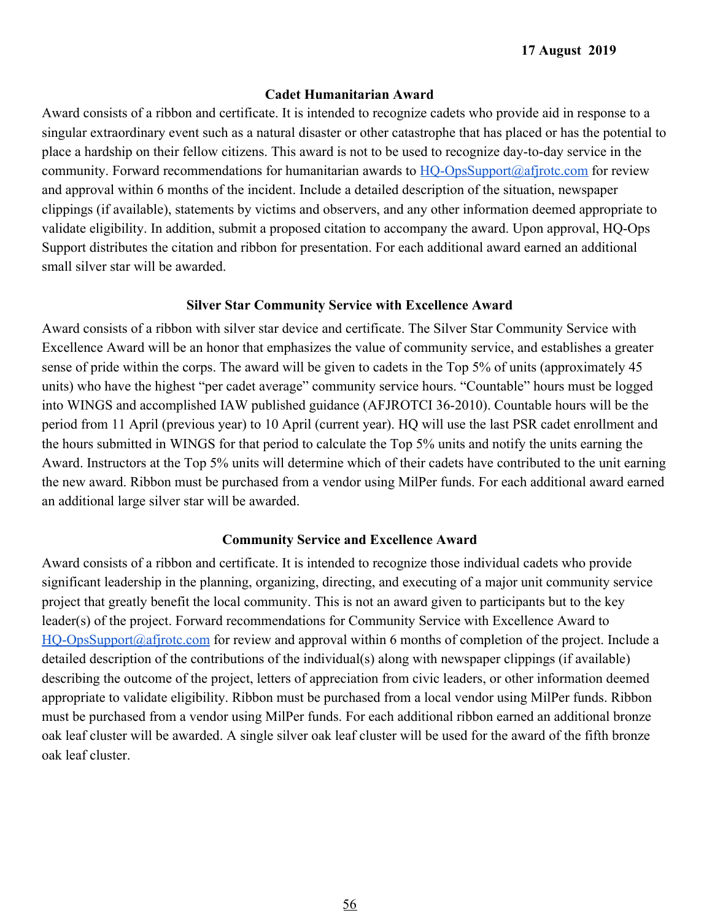### Cadet Humanitarian Award

Award consists of a ribbon and certificate. It is intended to recognize cadets who provide aid in response to a singular extraordinary event such as a natural disaster or other catastrophe that has placed or has the potential to place a hardship on their fellow citizens. This award is not to be used to recognize day-to-day service in the community. Forward recommendations for humanitarian awards to HQ-OpsSupport@afjrotc.com for review and approval within 6 months of the incident. Include a detailed description of the situation, newspaper clippings (if available), statements by victims and observers, and any other information deemed appropriate to validate eligibility. In addition, submit a proposed citation to accompany the award. Upon approval, HQ-Ops Support distributes the citation and ribbon for presentation. For each additional award earned an additional small silver star will be awarded.

### Silver Star Community Service with Excellence Award

Award consists of a ribbon with silver star device and certificate. The Silver Star Community Service with Excellence Award will be an honor that emphasizes the value of community service, and establishes a greater sense of pride within the corps. The award will be given to cadets in the Top 5% of units (approximately 45 units) who have the highest "per cadet average" community service hours. "Countable" hours must be logged into WINGS and accomplished IAW published guidance (AFJROTCI 36-2010). Countable hours will be the period from 11 April (previous year) to 10 April (current year). HQ will use the last PSR cadet enrollment and the hours submitted in WINGS for that period to calculate the Top 5% units and notify the units earning the Award. Instructors at the Top 5% units will determine which of their cadets have contributed to the unit earning the new award. Ribbon must be purchased from a vendor using MilPer funds. For each additional award earned an additional large silver star will be awarded.

### Community Service and Excellence Award

Award consists of a ribbon and certificate. It is intended to recognize those individual cadets who provide significant leadership in the planning, organizing, directing, and executing of a major unit community service project that greatly benefit the local community. This is not an award given to participants but to the key leader(s) of the project. Forward recommendations for Community Service with Excellence Award to HQ-OpsSupport@afjrotc.com for review and approval within 6 months of completion of the project. Include a detailed description of the contributions of the individual(s) along with newspaper clippings (if available) describing the outcome of the project, letters of appreciation from civic leaders, or other information deemed appropriate to validate eligibility. Ribbon must be purchased from a local vendor using MilPer funds. Ribbon must be purchased from a vendor using MilPer funds. For each additional ribbon earned an additional bronze oak leaf cluster will be awarded. A single silver oak leaf cluster will be used for the award of the fifth bronze oak leaf cluster.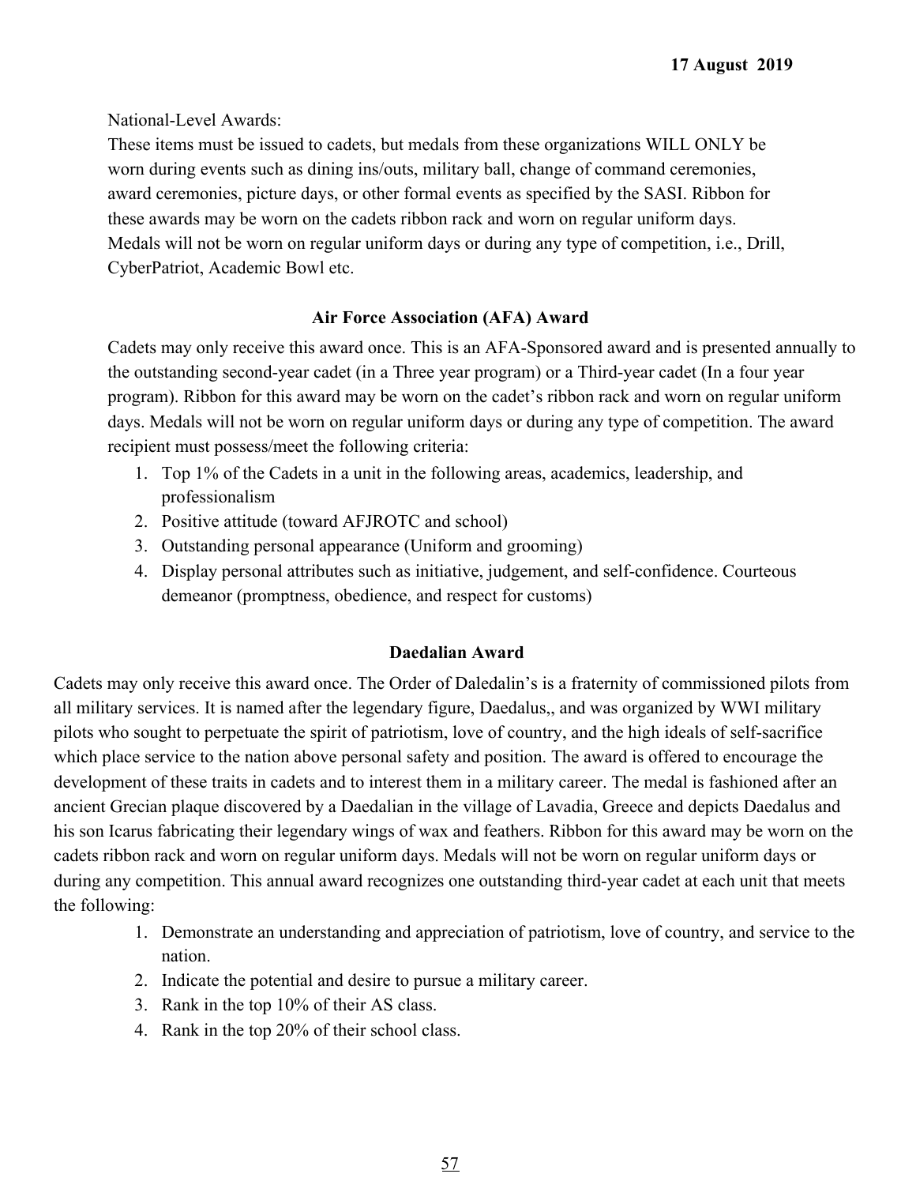National-Level Awards:
These items must be issued to cadets, but medals from these organizations WILL ONLY be worn during events such as dining ins/outs, military ball, change of command ceremonies, award ceremonies, picture days, or other formal events as specified by the SASI. Ribbon for these awards may be worn on the cadets ribbon rack and worn on regular uniform days. Medals will not be worn on regular uniform days or during any type of competition, i.e., Drill, CyberPatriot, Academic Bowl etc.

### Air Force Association (AFA) Award

Cadets may only receive this award once. This is an AFA-Sponsored award and is presented annually to the outstanding second-year cadet (in a Three year program) or a Third-year cadet (In a four year program). Ribbon for this award may be worn on the cadet's ribbon rack and worn on regular uniform days. Medals will not be worn on regular uniform days or during any type of competition. The award recipient must possess/meet the following criteria:

1. Top 1% of the Cadets in a unit in the following areas, academics, leadership, and professionalism
2. Positive attitude (toward AFJROTC and school)
3. Outstanding personal appearance (Uniform and grooming)
4. Display personal attributes such as initiative, judgement, and self-confidence. Courteous demeanor (promptness, obedience, and respect for customs)

### Daedalian Award

Cadets may only receive this award once. The Order of Daledalin's is a fraternity of commissioned pilots from all military services. It is named after the legendary figure, Daedalus,, and was organized by WWI military pilots who sought to perpetuate the spirit of patriotism, love of country, and the high ideals of self-sacrifice which place service to the nation above personal safety and position. The award is offered to encourage the development of these traits in cadets and to interest them in a military career. The medal is fashioned after an ancient Grecian plaque discovered by a Daedalian in the village of Lavadia, Greece and depicts Daedalus and his son Icarus fabricating their legendary wings of wax and feathers. Ribbon for this award may be worn on the cadets ribbon rack and worn on regular uniform days. Medals will not be worn on regular uniform days or during any competition. This annual award recognizes one outstanding third-year cadet at each unit that meets the following:

1. Demonstrate an understanding and appreciation of patriotism, love of country, and service to the nation.
2. Indicate the potential and desire to pursue a military career.
3. Rank in the top 10% of their AS class.
4. Rank in the top 20% of their school class.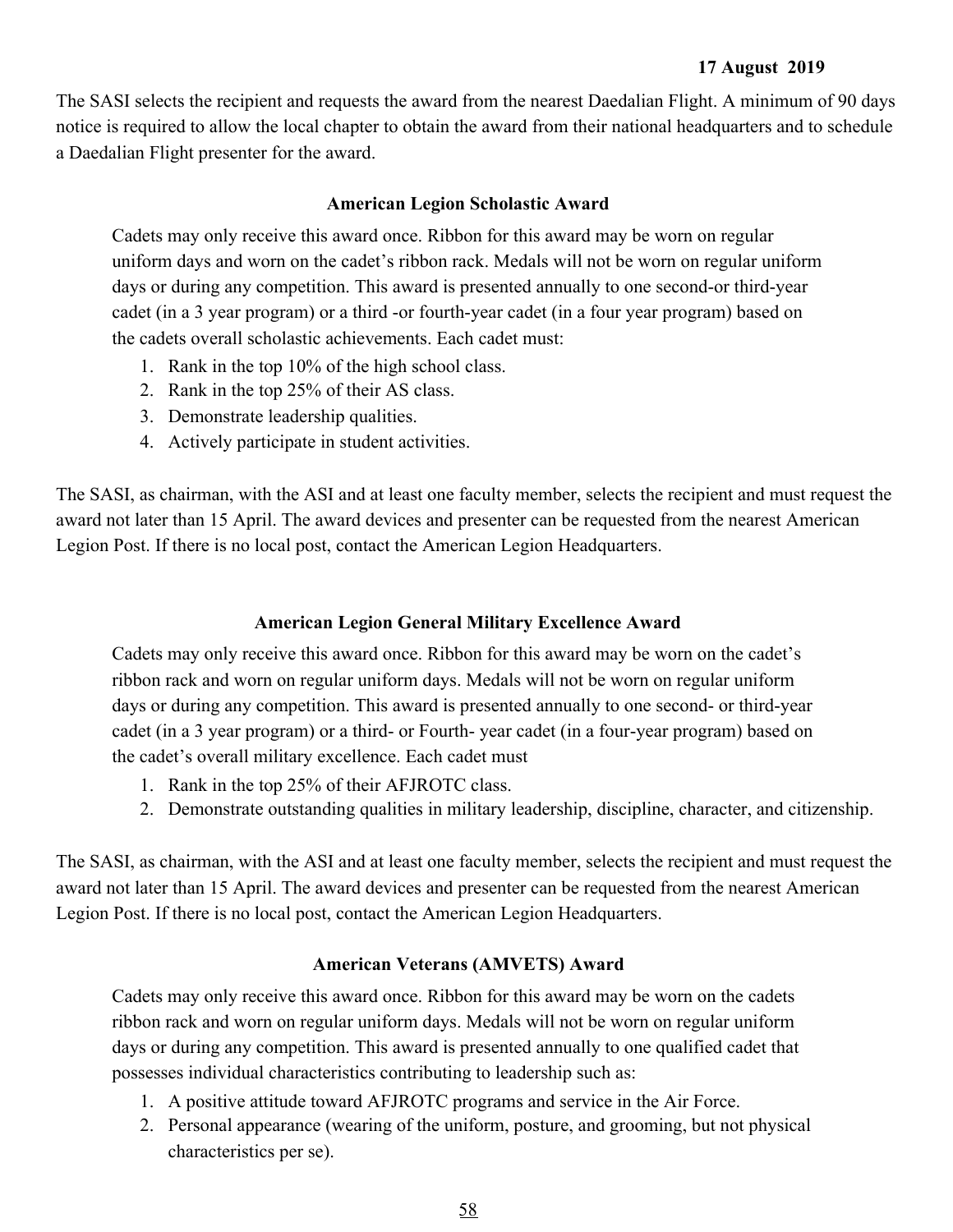The SASI selects the recipient and requests the award from the nearest Daedalian Flight. A minimum of 90 days notice is required to allow the local chapter to obtain the award from their national headquarters and to schedule a Daedalian Flight presenter for the award.

### American Legion Scholastic Award

Cadets may only receive this award once. Ribbon for this award may be worn on regular uniform days and worn on the cadet's ribbon rack. Medals will not be worn on regular uniform days or during any competition. This award is presented annually to one second-or third-year cadet (in a 3 year program) or a third -or fourth-year cadet (in a four year program) based on the cadets overall scholastic achievements. Each cadet must:

1. Rank in the top 10% of the high school class.
2. Rank in the top 25% of their AS class.
3. Demonstrate leadership qualities.
4. Actively participate in student activities.

The SASI, as chairman, with the ASI and at least one faculty member, selects the recipient and must request the award not later than 15 April. The award devices and presenter can be requested from the nearest American Legion Post. If there is no local post, contact the American Legion Headquarters.

### American Legion General Military Excellence Award

Cadets may only receive this award once. Ribbon for this award may be worn on the cadet's ribbon rack and worn on regular uniform days. Medals will not be worn on regular uniform days or during any competition. This award is presented annually to one second- or third-year cadet (in a 3 year program) or a third- or Fourth- year cadet (in a four-year program) based on the cadet's overall military excellence. Each cadet must

1. Rank in the top 25% of their AFJROTC class.
2. Demonstrate outstanding qualities in military leadership, discipline, character, and citizenship.

The SASI, as chairman, with the ASI and at least one faculty member, selects the recipient and must request the award not later than 15 April. The award devices and presenter can be requested from the nearest American Legion Post. If there is no local post, contact the American Legion Headquarters.

### American Veterans (AMVETS) Award

Cadets may only receive this award once. Ribbon for this award may be worn on the cadets ribbon rack and worn on regular uniform days. Medals will not be worn on regular uniform days or during any competition. This award is presented annually to one qualified cadet that possesses individual characteristics contributing to leadership such as:

1. A positive attitude toward AFJROTC programs and service in the Air Force.
2. Personal appearance (wearing of the uniform, posture, and grooming, but not physical characteristics per se).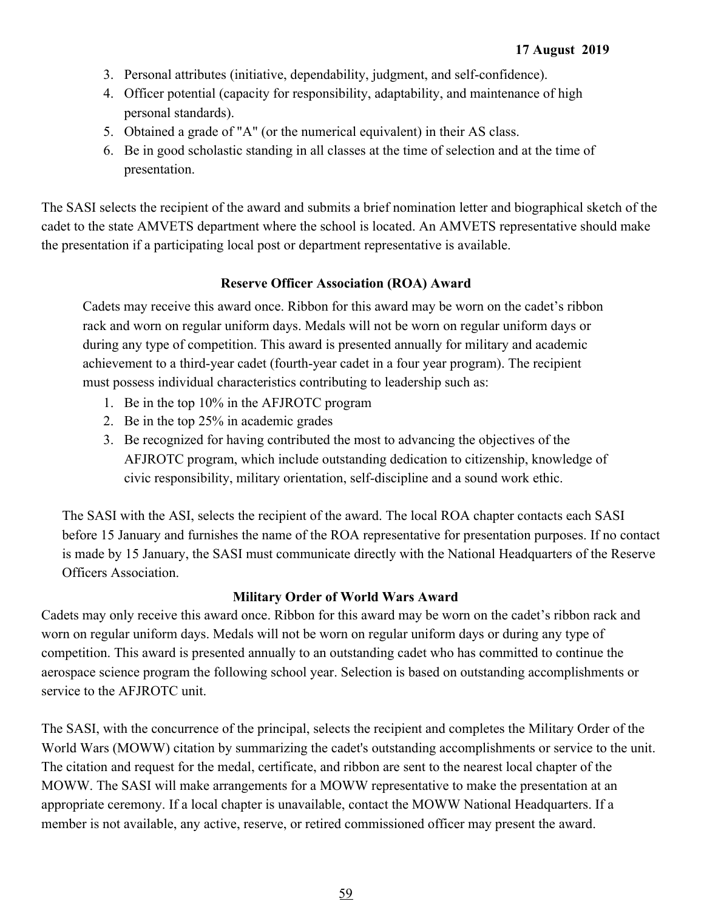3. Personal attributes (initiative, dependability, judgment, and self-confidence).
4. Officer potential (capacity for responsibility, adaptability, and maintenance of high personal standards).
5. Obtained a grade of "A" (or the numerical equivalent) in their AS class.
6. Be in good scholastic standing in all classes at the time of selection and at the time of presentation.

The SASI selects the recipient of the award and submits a brief nomination letter and biographical sketch of the cadet to the state AMVETS department where the school is located. An AMVETS representative should make the presentation if a participating local post or department representative is available.

### Reserve Officer Association (ROA) Award

Cadets may receive this award once. Ribbon for this award may be worn on the cadet's ribbon rack and worn on regular uniform days. Medals will not be worn on regular uniform days or during any type of competition. This award is presented annually for military and academic achievement to a third-year cadet (fourth-year cadet in a four year program). The recipient must possess individual characteristics contributing to leadership such as:

1. Be in the top 10% in the AFJROTC program
2. Be in the top 25% in academic grades
3. Be recognized for having contributed the most to advancing the objectives of the AFJROTC program, which include outstanding dedication to citizenship, knowledge of civic responsibility, military orientation, self-discipline and a sound work ethic.

The SASI with the ASI, selects the recipient of the award. The local ROA chapter contacts each SASI before 15 January and furnishes the name of the ROA representative for presentation purposes. If no contact is made by 15 January, the SASI must communicate directly with the National Headquarters of the Reserve Officers Association.

### Military Order of World Wars Award

Cadets may only receive this award once. Ribbon for this award may be worn on the cadet's ribbon rack and worn on regular uniform days. Medals will not be worn on regular uniform days or during any type of competition. This award is presented annually to an outstanding cadet who has committed to continue the aerospace science program the following school year. Selection is based on outstanding accomplishments or service to the AFJROTC unit.

The SASI, with the concurrence of the principal, selects the recipient and completes the Military Order of the World Wars (MOWW) citation by summarizing the cadet's outstanding accomplishments or service to the unit. The citation and request for the medal, certificate, and ribbon are sent to the nearest local chapter of the MOWW. The SASI will make arrangements for a MOWW representative to make the presentation at an appropriate ceremony. If a local chapter is unavailable, contact the MOWW National Headquarters. If a member is not available, any active, reserve, or retired commissioned officer may present the award.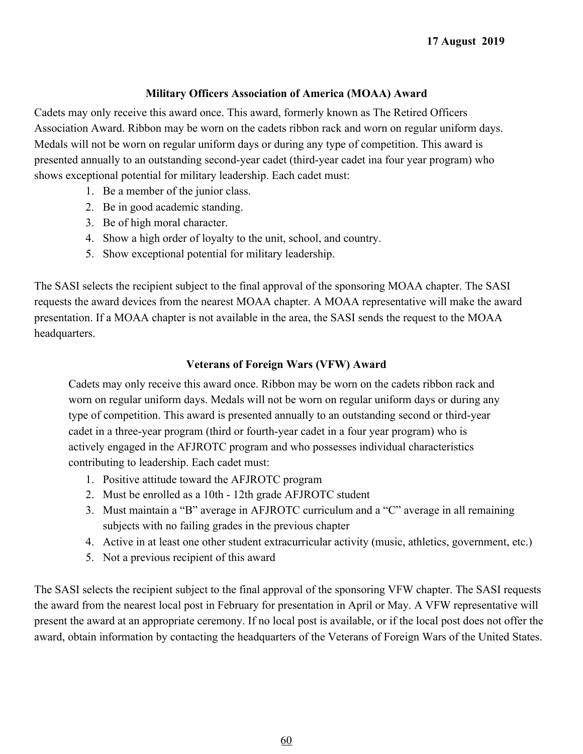### Military Officers Association of America (MOAA) Award

Cadets may only receive this award once. This award, formerly known as The Retired Officers Association Award. Ribbon may be worn on the cadets ribbon rack and worn on regular uniform days. Medals will not be worn on regular uniform days or during any type of competition. This award is presented annually to an outstanding second-year cadet (third-year cadet ina four year program) who shows exceptional potential for military leadership. Each cadet must:

1. Be a member of the junior class.
2. Be in good academic standing.
3. Be of high moral character.
4. Show a high order of loyalty to the unit, school, and country.
5. Show exceptional potential for military leadership.

The SASI selects the recipient subject to the final approval of the sponsoring MOAA chapter. The SASI requests the award devices from the nearest MOAA chapter. A MOAA representative will make the award presentation. If a MOAA chapter is not available in the area, the SASI sends the request to the MOAA headquarters.

### Veterans of Foreign Wars (VFW) Award

Cadets may only receive this award once. Ribbon may be worn on the cadets ribbon rack and worn on regular uniform days. Medals will not be worn on regular uniform days or during any type of competition. This award is presented annually to an outstanding second or third-year cadet in a three-year program (third or fourth-year cadet in a four year program) who is actively engaged in the AFJROTC program and who possesses individual characteristics contributing to leadership. Each cadet must:

1. Positive attitude toward the AFJROTC program
2. Must be enrolled as a 10th - 12th grade AFJROTC student
3. Must maintain a "B" average in AFJROTC curriculum and a "C" average in all remaining subjects with no failing grades in the previous chapter
4. Active in at least one other student extracurricular activity (music, athletics, government, etc.)
5. Not a previous recipient of this award

The SASI selects the recipient subject to the final approval of the sponsoring VFW chapter. The SASI requests the award from the nearest local post in February for presentation in April or May. A VFW representative will present the award at an appropriate ceremony. If no local post is available, or if the local post does not offer the award, obtain information by contacting the headquarters of the Veterans of Foreign Wars of the United States.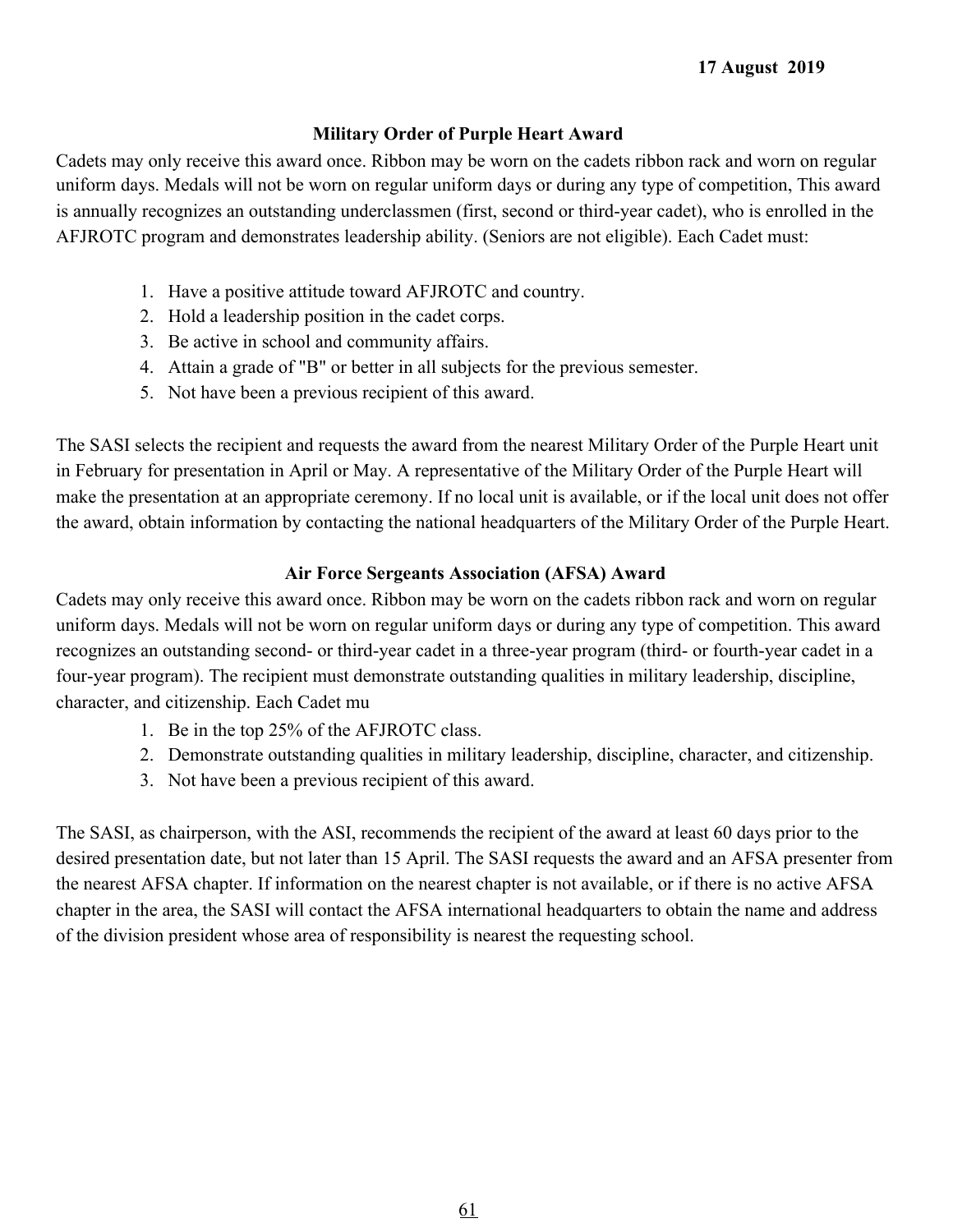## Military Order of Purple Heart Award

Cadets may only receive this award once. Ribbon may be worn on the cadets ribbon rack and worn on regular uniform days. Medals will not be worn on regular uniform days or during any type of competition, This award is annually recognizes an outstanding underclassmen (first, second or third-year cadet), who is enrolled in the AFJROTC program and demonstrates leadership ability. (Seniors are not eligible). Each Cadet must:

1. Have a positive attitude toward AFJROTC and country.
2. Hold a leadership position in the cadet corps.
3. Be active in school and community affairs.
4. Attain a grade of "B" or better in all subjects for the previous semester.
5. Not have been a previous recipient of this award.

The SASI selects the recipient and requests the award from the nearest Military Order of the Purple Heart unit in February for presentation in April or May. A representative of the Military Order of the Purple Heart will make the presentation at an appropriate ceremony. If no local unit is available, or if the local unit does not offer the award, obtain information by contacting the national headquarters of the Military Order of the Purple Heart.

## Air Force Sergeants Association (AFSA) Award

Cadets may only receive this award once. Ribbon may be worn on the cadets ribbon rack and worn on regular uniform days. Medals will not be worn on regular uniform days or during any type of competition. This award recognizes an outstanding second- or third-year cadet in a three-year program (third- or fourth-year cadet in a four-year program). The recipient must demonstrate outstanding qualities in military leadership, discipline, character, and citizenship. Each Cadet mu

1. Be in the top 25% of the AFJROTC class.
2. Demonstrate outstanding qualities in military leadership, discipline, character, and citizenship.
3. Not have been a previous recipient of this award.

The SASI, as chairperson, with the ASI, recommends the recipient of the award at least 60 days prior to the desired presentation date, but not later than 15 April. The SASI requests the award and an AFSA presenter from the nearest AFSA chapter. If information on the nearest chapter is not available, or if there is no active AFSA chapter in the area, the SASI will contact the AFSA international headquarters to obtain the name and address of the division president whose area of responsibility is nearest the requesting school.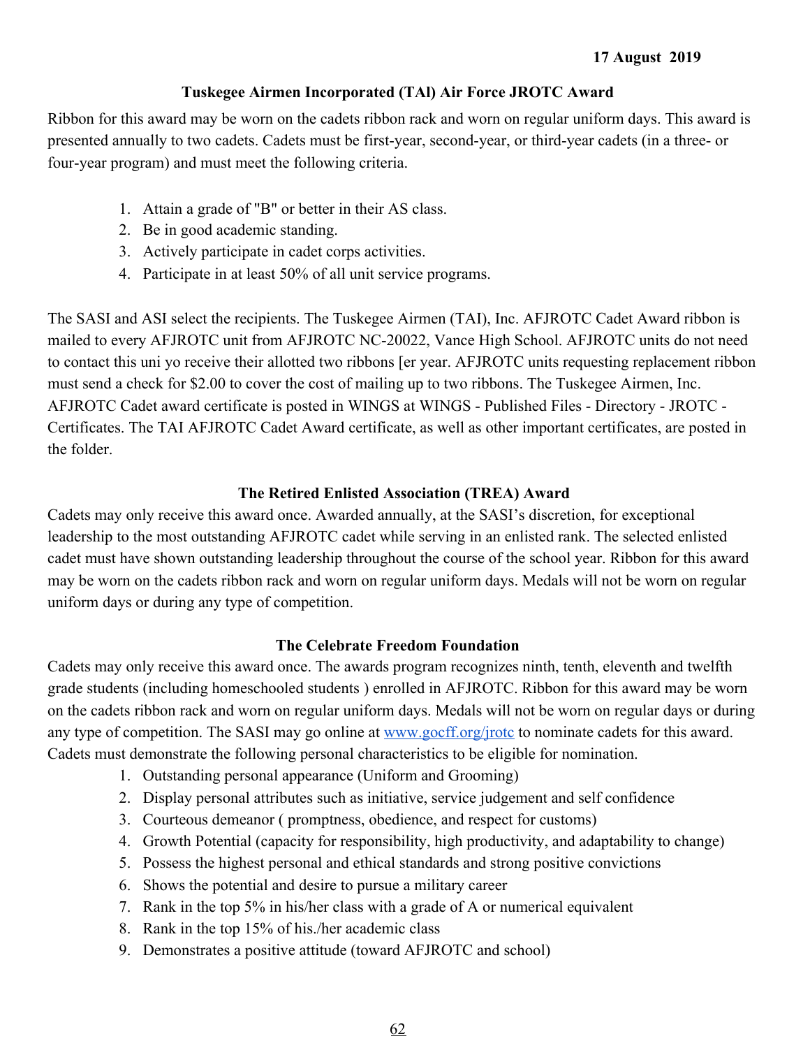17 August 2019

## Tuskegee Airmen Incorporated (TAl) Air Force JROTC Award

Ribbon for this award may be worn on the cadets ribbon rack and worn on regular uniform days. This award is presented annually to two cadets. Cadets must be first-year, second-year, or third-year cadets (in a three- or four-year program) and must meet the following criteria.

1. Attain a grade of "B" or better in their AS class.
2. Be in good academic standing.
3. Actively participate in cadet corps activities.
4. Participate in at least 50% of all unit service programs.

The SASI and ASI select the recipients. The Tuskegee Airmen (TAI), Inc. AFJROTC Cadet Award ribbon is mailed to every AFJROTC unit from AFJROTC NC-20022, Vance High School. AFJROTC units do not need to contact this uni yo receive their allotted two ribbons [er year. AFJROTC units requesting replacement ribbon must send a check for $2.00 to cover the cost of mailing up to two ribbons. The Tuskegee Airmen, Inc. AFJROTC Cadet award certificate is posted in WINGS at WINGS - Published Files - Directory - JROTC - Certificates. The TAI AFJROTC Cadet Award certificate, as well as other important certificates, are posted in the folder.

## The Retired Enlisted Association (TREA) Award

Cadets may only receive this award once. Awarded annually, at the SASI's discretion, for exceptional leadership to the most outstanding AFJROTC cadet while serving in an enlisted rank. The selected enlisted cadet must have shown outstanding leadership throughout the course of the school year. Ribbon for this award may be worn on the cadets ribbon rack and worn on regular uniform days. Medals will not be worn on regular uniform days or during any type of competition.

## The Celebrate Freedom Foundation

Cadets may only receive this award once. The awards program recognizes ninth, tenth, eleventh and twelfth grade students (including homeschooled students ) enrolled in AFJROTC. Ribbon for this award may be worn on the cadets ribbon rack and worn on regular uniform days. Medals will not be worn on regular days or during any type of competition. The SASI may go online at www.gocff.org/jrotc to nominate cadets for this award. Cadets must demonstrate the following personal characteristics to be eligible for nomination.

1. Outstanding personal appearance (Uniform and Grooming)
2. Display personal attributes such as initiative, service judgement and self confidence
3. Courteous demeanor ( promptness, obedience, and respect for customs)
4. Growth Potential (capacity for responsibility, high productivity, and adaptability to change)
5. Possess the highest personal and ethical standards and strong positive convictions
6. Shows the potential and desire to pursue a military career
7. Rank in the top 5% in his/her class with a grade of A or numerical equivalent
8. Rank in the top 15% of his./her academic class
9. Demonstrates a positive attitude (toward AFJROTC and school)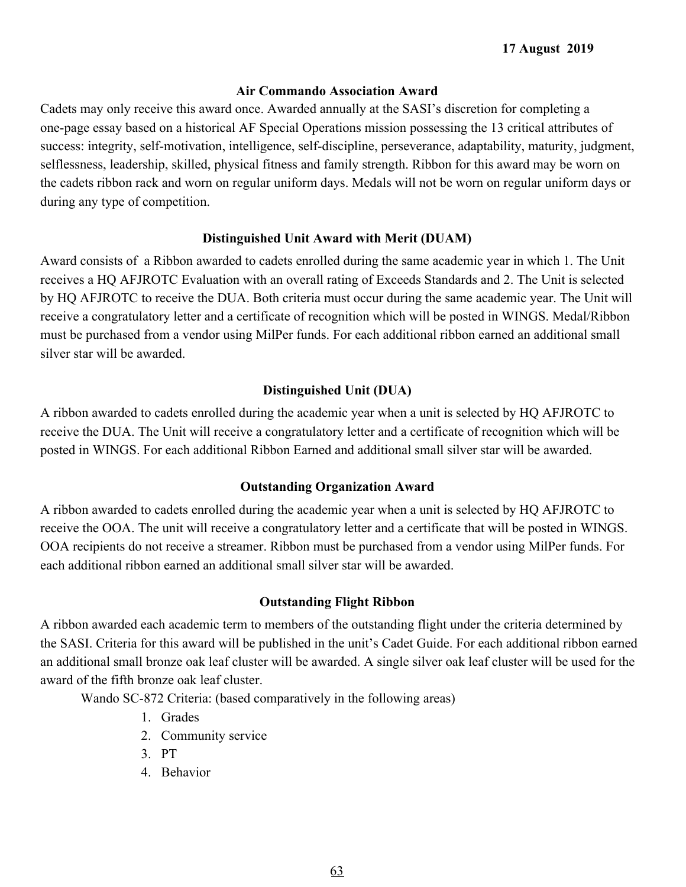### Air Commando Association Award

Cadets may only receive this award once. Awarded annually at the SASI's discretion for completing a one-page essay based on a historical AF Special Operations mission possessing the 13 critical attributes of success: integrity, self-motivation, intelligence, self-discipline, perseverance, adaptability, maturity, judgment, selflessness, leadership, skilled, physical fitness and family strength. Ribbon for this award may be worn on the cadets ribbon rack and worn on regular uniform days. Medals will not be worn on regular uniform days or during any type of competition.

### Distinguished Unit Award with Merit (DUAM)

Award consists of a Ribbon awarded to cadets enrolled during the same academic year in which 1. The Unit receives a HQ AFJROTC Evaluation with an overall rating of Exceeds Standards and 2. The Unit is selected by HQ AFJROTC to receive the DUA. Both criteria must occur during the same academic year. The Unit will receive a congratulatory letter and a certificate of recognition which will be posted in WINGS. Medal/Ribbon must be purchased from a vendor using MilPer funds. For each additional ribbon earned an additional small silver star will be awarded.

### Distinguished Unit (DUA)

A ribbon awarded to cadets enrolled during the academic year when a unit is selected by HQ AFJROTC to receive the DUA. The Unit will receive a congratulatory letter and a certificate of recognition which will be posted in WINGS. For each additional Ribbon Earned and additional small silver star will be awarded.

### Outstanding Organization Award

A ribbon awarded to cadets enrolled during the academic year when a unit is selected by HQ AFJROTC to receive the OOA. The unit will receive a congratulatory letter and a certificate that will be posted in WINGS. OOA recipients do not receive a streamer. Ribbon must be purchased from a vendor using MilPer funds. For each additional ribbon earned an additional small silver star will be awarded.

### Outstanding Flight Ribbon

A ribbon awarded each academic term to members of the outstanding flight under the criteria determined by the SASI. Criteria for this award will be published in the unit's Cadet Guide. For each additional ribbon earned an additional small bronze oak leaf cluster will be awarded. A single silver oak leaf cluster will be used for the award of the fifth bronze oak leaf cluster.

Wando SC-872 Criteria: (based comparatively in the following areas)

1. Grades
2. Community service
3. PT
4. Behavior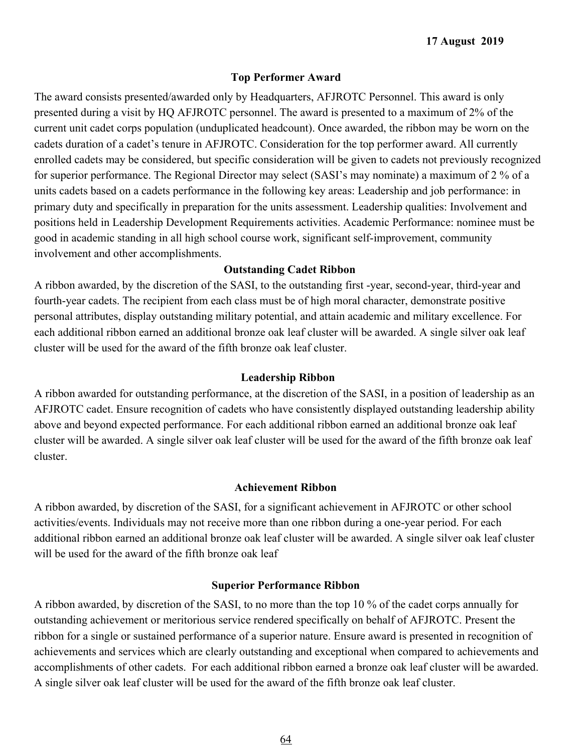### Top Performer Award

The award consists presented/awarded only by Headquarters, AFJROTC Personnel. This award is only presented during a visit by HQ AFJROTC personnel. The award is presented to a maximum of 2% of the current unit cadet corps population (unduplicated headcount). Once awarded, the ribbon may be worn on the cadets duration of a cadet's tenure in AFJROTC. Consideration for the top performer award. All currently enrolled cadets may be considered, but specific consideration will be given to cadets not previously recognized for superior performance. The Regional Director may select (SASI's may nominate) a maximum of 2 % of a units cadets based on a cadets performance in the following key areas: Leadership and job performance: in primary duty and specifically in preparation for the units assessment. Leadership qualities: Involvement and positions held in Leadership Development Requirements activities. Academic Performance: nominee must be good in academic standing in all high school course work, significant self-improvement, community involvement and other accomplishments.

### Outstanding Cadet Ribbon

A ribbon awarded, by the discretion of the SASI, to the outstanding first -year, second-year, third-year and fourth-year cadets. The recipient from each class must be of high moral character, demonstrate positive personal attributes, display outstanding military potential, and attain academic and military excellence. For each additional ribbon earned an additional bronze oak leaf cluster will be awarded. A single silver oak leaf cluster will be used for the award of the fifth bronze oak leaf cluster.

### Leadership Ribbon

A ribbon awarded for outstanding performance, at the discretion of the SASI, in a position of leadership as an AFJROTC cadet. Ensure recognition of cadets who have consistently displayed outstanding leadership ability above and beyond expected performance. For each additional ribbon earned an additional bronze oak leaf cluster will be awarded. A single silver oak leaf cluster will be used for the award of the fifth bronze oak leaf cluster.

### Achievement Ribbon

A ribbon awarded, by discretion of the SASI, for a significant achievement in AFJROTC or other school activities/events. Individuals may not receive more than one ribbon during a one-year period. For each additional ribbon earned an additional bronze oak leaf cluster will be awarded. A single silver oak leaf cluster will be used for the award of the fifth bronze oak leaf

### Superior Performance Ribbon

A ribbon awarded, by discretion of the SASI, to no more than the top 10 % of the cadet corps annually for outstanding achievement or meritorious service rendered specifically on behalf of AFJROTC. Present the ribbon for a single or sustained performance of a superior nature. Ensure award is presented in recognition of achievements and services which are clearly outstanding and exceptional when compared to achievements and accomplishments of other cadets. For each additional ribbon earned a bronze oak leaf cluster will be awarded. A single silver oak leaf cluster will be used for the award of the fifth bronze oak leaf cluster.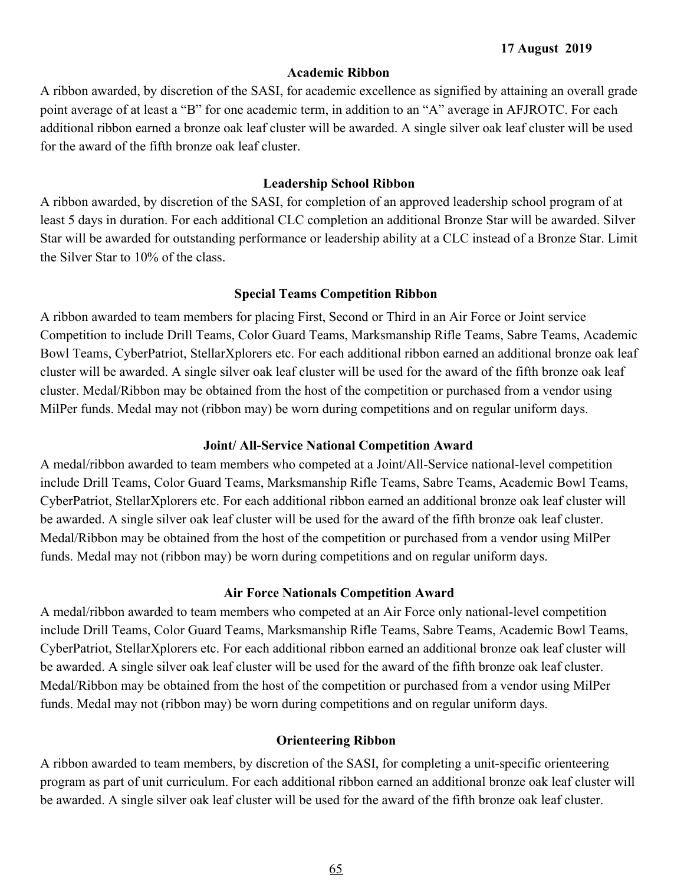17 August 2019

### Academic Ribbon

A ribbon awarded, by discretion of the SASI, for academic excellence as signified by attaining an overall grade point average of at least a "B" for one academic term, in addition to an "A" average in AFJROTC. For each additional ribbon earned a bronze oak leaf cluster will be awarded. A single silver oak leaf cluster will be used for the award of the fifth bronze oak leaf cluster.

### Leadership School Ribbon

A ribbon awarded, by discretion of the SASI, for completion of an approved leadership school program of at least 5 days in duration. For each additional CLC completion an additional Bronze Star will be awarded. Silver Star will be awarded for outstanding performance or leadership ability at a CLC instead of a Bronze Star. Limit the Silver Star to 10% of the class.

### Special Teams Competition Ribbon

A ribbon awarded to team members for placing First, Second or Third in an Air Force or Joint service Competition to include Drill Teams, Color Guard Teams, Marksmanship Rifle Teams, Sabre Teams, Academic Bowl Teams, CyberPatriot, StellarXplorers etc. For each additional ribbon earned an additional bronze oak leaf cluster will be awarded. A single silver oak leaf cluster will be used for the award of the fifth bronze oak leaf cluster. Medal/Ribbon may be obtained from the host of the competition or purchased from a vendor using MilPer funds. Medal may not (ribbon may) be worn during competitions and on regular uniform days.

### Joint/ All-Service National Competition Award

A medal/ribbon awarded to team members who competed at a Joint/All-Service national-level competition include Drill Teams, Color Guard Teams, Marksmanship Rifle Teams, Sabre Teams, Academic Bowl Teams, CyberPatriot, StellarXplorers etc. For each additional ribbon earned an additional bronze oak leaf cluster will be awarded. A single silver oak leaf cluster will be used for the award of the fifth bronze oak leaf cluster. Medal/Ribbon may be obtained from the host of the competition or purchased from a vendor using MilPer funds. Medal may not (ribbon may) be worn during competitions and on regular uniform days.

### Air Force Nationals Competition Award

A medal/ribbon awarded to team members who competed at an Air Force only national-level competition include Drill Teams, Color Guard Teams, Marksmanship Rifle Teams, Sabre Teams, Academic Bowl Teams, CyberPatriot, StellarXplorers etc. For each additional ribbon earned an additional bronze oak leaf cluster will be awarded. A single silver oak leaf cluster will be used for the award of the fifth bronze oak leaf cluster. Medal/Ribbon may be obtained from the host of the competition or purchased from a vendor using MilPer funds. Medal may not (ribbon may) be worn during competitions and on regular uniform days.

### Orienteering Ribbon

A ribbon awarded to team members, by discretion of the SASI, for completing a unit-specific orienteering program as part of unit curriculum. For each additional ribbon earned an additional bronze oak leaf cluster will be awarded. A single silver oak leaf cluster will be used for the award of the fifth bronze oak leaf cluster.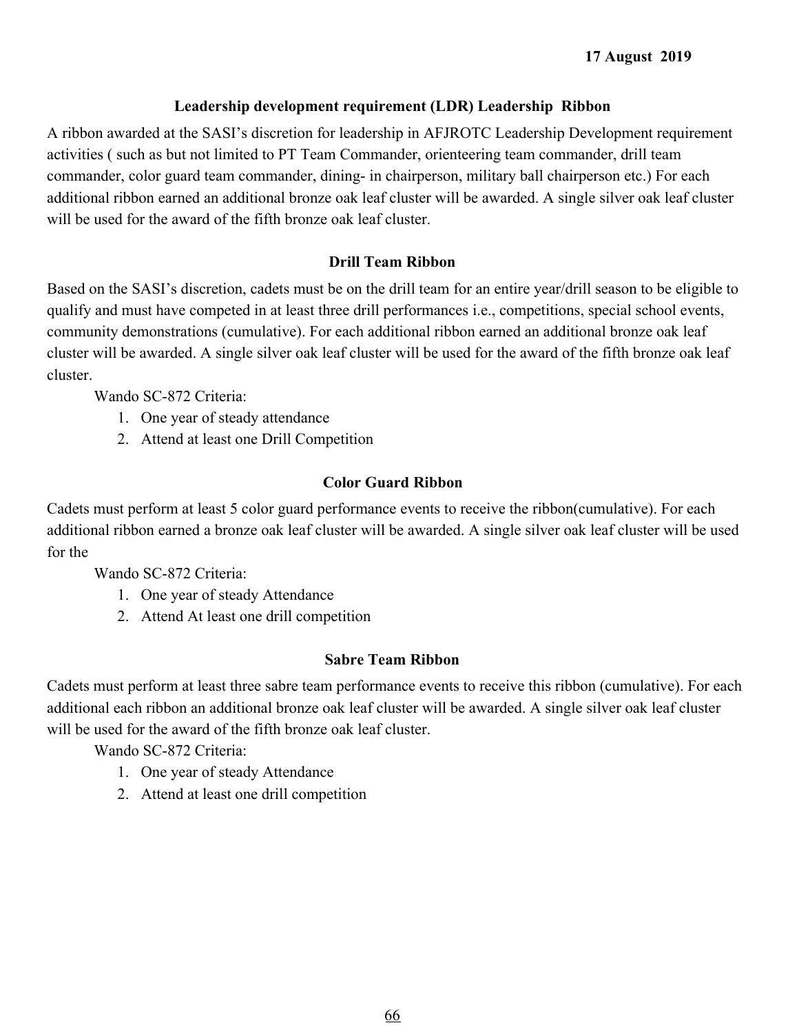### Leadership development requirement (LDR) Leadership Ribbon

A ribbon awarded at the SASI's discretion for leadership in AFJROTC Leadership Development requirement activities ( such as but not limited to PT Team Commander, orienteering team commander, drill team commander, color guard team commander, dining- in chairperson, military ball chairperson etc.) For each additional ribbon earned an additional bronze oak leaf cluster will be awarded. A single silver oak leaf cluster will be used for the award of the fifth bronze oak leaf cluster.

### Drill Team Ribbon

Based on the SASI's discretion, cadets must be on the drill team for an entire year/drill season to be eligible to qualify and must have competed in at least three drill performances i.e., competitions, special school events, community demonstrations (cumulative). For each additional ribbon earned an additional bronze oak leaf cluster will be awarded. A single silver oak leaf cluster will be used for the award of the fifth bronze oak leaf cluster.

Wando SC-872 Criteria:

1. One year of steady attendance
2. Attend at least one Drill Competition

### Color Guard Ribbon

Cadets must perform at least 5 color guard performance events to receive the ribbon(cumulative). For each additional ribbon earned a bronze oak leaf cluster will be awarded. A single silver oak leaf cluster will be used for the

Wando SC-872 Criteria:

1. One year of steady Attendance
2. Attend At least one drill competition

### Sabre Team Ribbon

Cadets must perform at least three sabre team performance events to receive this ribbon (cumulative). For each additional each ribbon an additional bronze oak leaf cluster will be awarded. A single silver oak leaf cluster will be used for the award of the fifth bronze oak leaf cluster.

Wando SC-872 Criteria:

1. One year of steady Attendance
2. Attend at least one drill competition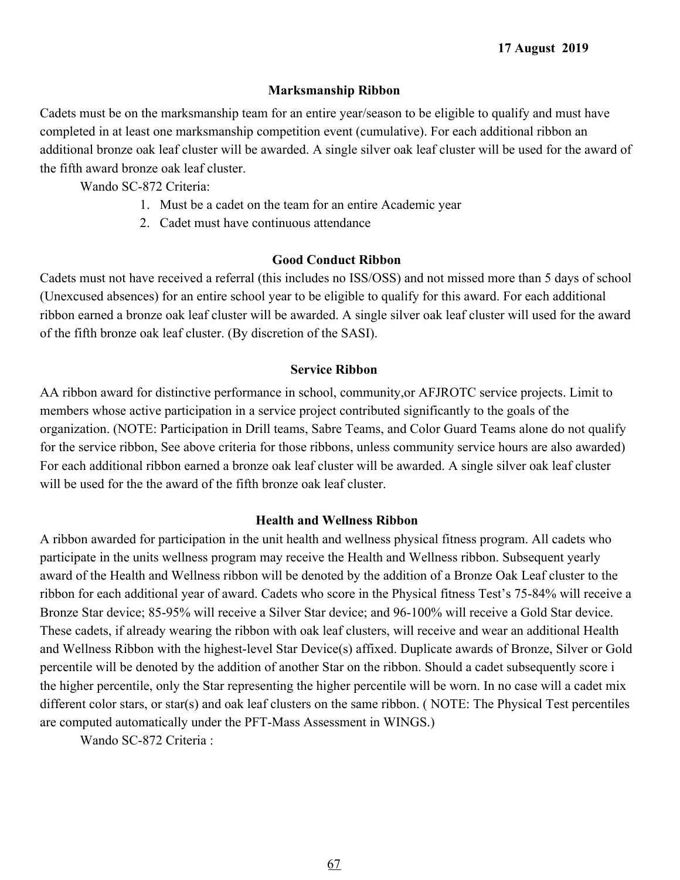17 August 2019

### Marksmanship Ribbon

Cadets must be on the marksmanship team for an entire year/season to be eligible to qualify and must have completed in at least one marksmanship competition event (cumulative). For each additional ribbon an additional bronze oak leaf cluster will be awarded. A single silver oak leaf cluster will be used for the award of the fifth award bronze oak leaf cluster.

Wando SC-872 Criteria:

1. Must be a cadet on the team for an entire Academic year
2. Cadet must have continuous attendance

### Good Conduct Ribbon

Cadets must not have received a referral (this includes no ISS/OSS) and not missed more than 5 days of school (Unexcused absences) for an entire school year to be eligible to qualify for this award. For each additional ribbon earned a bronze oak leaf cluster will be awarded. A single silver oak leaf cluster will used for the award of the fifth bronze oak leaf cluster. (By discretion of the SASI).

### Service Ribbon

AA ribbon award for distinctive performance in school, community,or AFJROTC service projects. Limit to members whose active participation in a service project contributed significantly to the goals of the organization. (NOTE: Participation in Drill teams, Sabre Teams, and Color Guard Teams alone do not qualify for the service ribbon, See above criteria for those ribbons, unless community service hours are also awarded) For each additional ribbon earned a bronze oak leaf cluster will be awarded. A single silver oak leaf cluster will be used for the the award of the fifth bronze oak leaf cluster.

### Health and Wellness Ribbon

A ribbon awarded for participation in the unit health and wellness physical fitness program. All cadets who participate in the units wellness program may receive the Health and Wellness ribbon. Subsequent yearly award of the Health and Wellness ribbon will be denoted by the addition of a Bronze Oak Leaf cluster to the ribbon for each additional year of award. Cadets who score in the Physical fitness Test's 75-84% will receive a Bronze Star device; 85-95% will receive a Silver Star device; and 96-100% will receive a Gold Star device. These cadets, if already wearing the ribbon with oak leaf clusters, will receive and wear an additional Health and Wellness Ribbon with the highest-level Star Device(s) affixed. Duplicate awards of Bronze, Silver or Gold percentile will be denoted by the addition of another Star on the ribbon. Should a cadet subsequently score i the higher percentile, only the Star representing the higher percentile will be worn. In no case will a cadet mix different color stars, or star(s) and oak leaf clusters on the same ribbon. ( NOTE: The Physical Test percentiles are computed automatically under the PFT-Mass Assessment in WINGS.)

Wando SC-872 Criteria :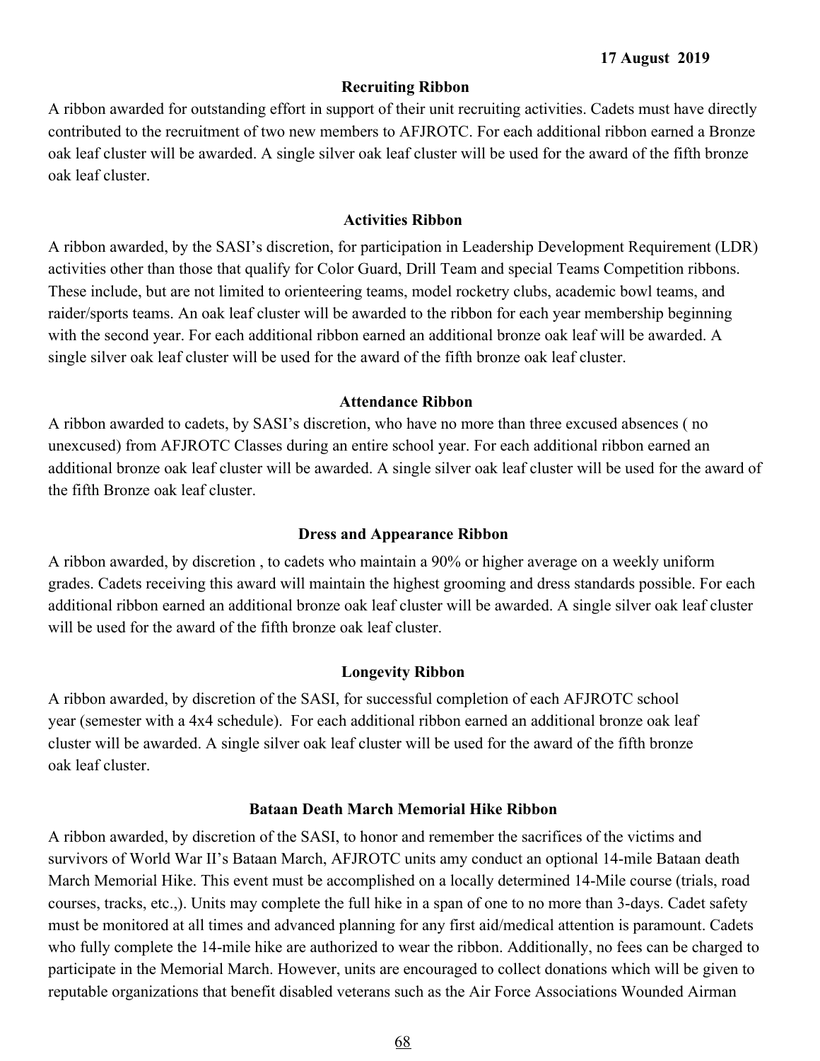### Recruiting Ribbon

A ribbon awarded for outstanding effort in support of their unit recruiting activities. Cadets must have directly contributed to the recruitment of two new members to AFJROTC. For each additional ribbon earned a Bronze oak leaf cluster will be awarded. A single silver oak leaf cluster will be used for the award of the fifth bronze oak leaf cluster.

### Activities Ribbon

A ribbon awarded, by the SASI's discretion, for participation in Leadership Development Requirement (LDR) activities other than those that qualify for Color Guard, Drill Team and special Teams Competition ribbons. These include, but are not limited to orienteering teams, model rocketry clubs, academic bowl teams, and raider/sports teams. An oak leaf cluster will be awarded to the ribbon for each year membership beginning with the second year. For each additional ribbon earned an additional bronze oak leaf will be awarded. A single silver oak leaf cluster will be used for the award of the fifth bronze oak leaf cluster.

### Attendance Ribbon

A ribbon awarded to cadets, by SASI's discretion, who have no more than three excused absences ( no unexcused) from AFJROTC Classes during an entire school year. For each additional ribbon earned an additional bronze oak leaf cluster will be awarded. A single silver oak leaf cluster will be used for the award of the fifth Bronze oak leaf cluster.

### Dress and Appearance Ribbon

A ribbon awarded, by discretion , to cadets who maintain a 90% or higher average on a weekly uniform grades. Cadets receiving this award will maintain the highest grooming and dress standards possible. For each additional ribbon earned an additional bronze oak leaf cluster will be awarded. A single silver oak leaf cluster will be used for the award of the fifth bronze oak leaf cluster.

### Longevity Ribbon

A ribbon awarded, by discretion of the SASI, for successful completion of each AFJROTC school year (semester with a 4x4 schedule). For each additional ribbon earned an additional bronze oak leaf cluster will be awarded. A single silver oak leaf cluster will be used for the award of the fifth bronze oak leaf cluster.

### Bataan Death March Memorial Hike Ribbon

A ribbon awarded, by discretion of the SASI, to honor and remember the sacrifices of the victims and survivors of World War II's Bataan March, AFJROTC units amy conduct an optional 14-mile Bataan death March Memorial Hike. This event must be accomplished on a locally determined 14-Mile course (trials, road courses, tracks, etc.,). Units may complete the full hike in a span of one to no more than 3-days. Cadet safety must be monitored at all times and advanced planning for any first aid/medical attention is paramount. Cadets who fully complete the 14-mile hike are authorized to wear the ribbon. Additionally, no fees can be charged to participate in the Memorial March. However, units are encouraged to collect donations which will be given to reputable organizations that benefit disabled veterans such as the Air Force Associations Wounded Airman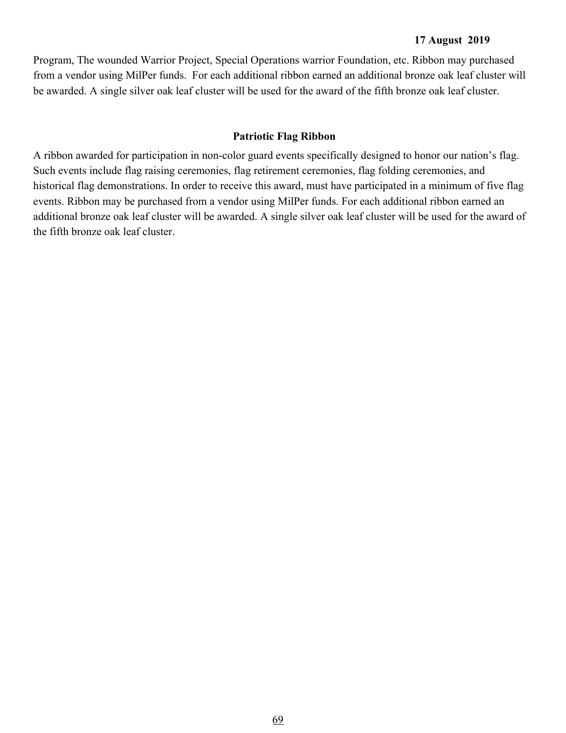Program, The wounded Warrior Project, Special Operations warrior Foundation, etc. Ribbon may purchased from a vendor using MilPer funds. For each additional ribbon earned an additional bronze oak leaf cluster will be awarded. A single silver oak leaf cluster will be used for the award of the fifth bronze oak leaf cluster.

**Patriotic Flag Ribbon**

A ribbon awarded for participation in non-color guard events specifically designed to honor our nation's flag. Such events include flag raising ceremonies, flag retirement ceremonies, flag folding ceremonies, and historical flag demonstrations. In order to receive this award, must have participated in a minimum of five flag events. Ribbon may be purchased from a vendor using MilPer funds. For each additional ribbon earned an additional bronze oak leaf cluster will be awarded. A single silver oak leaf cluster will be used for the award of the fifth bronze oak leaf cluster.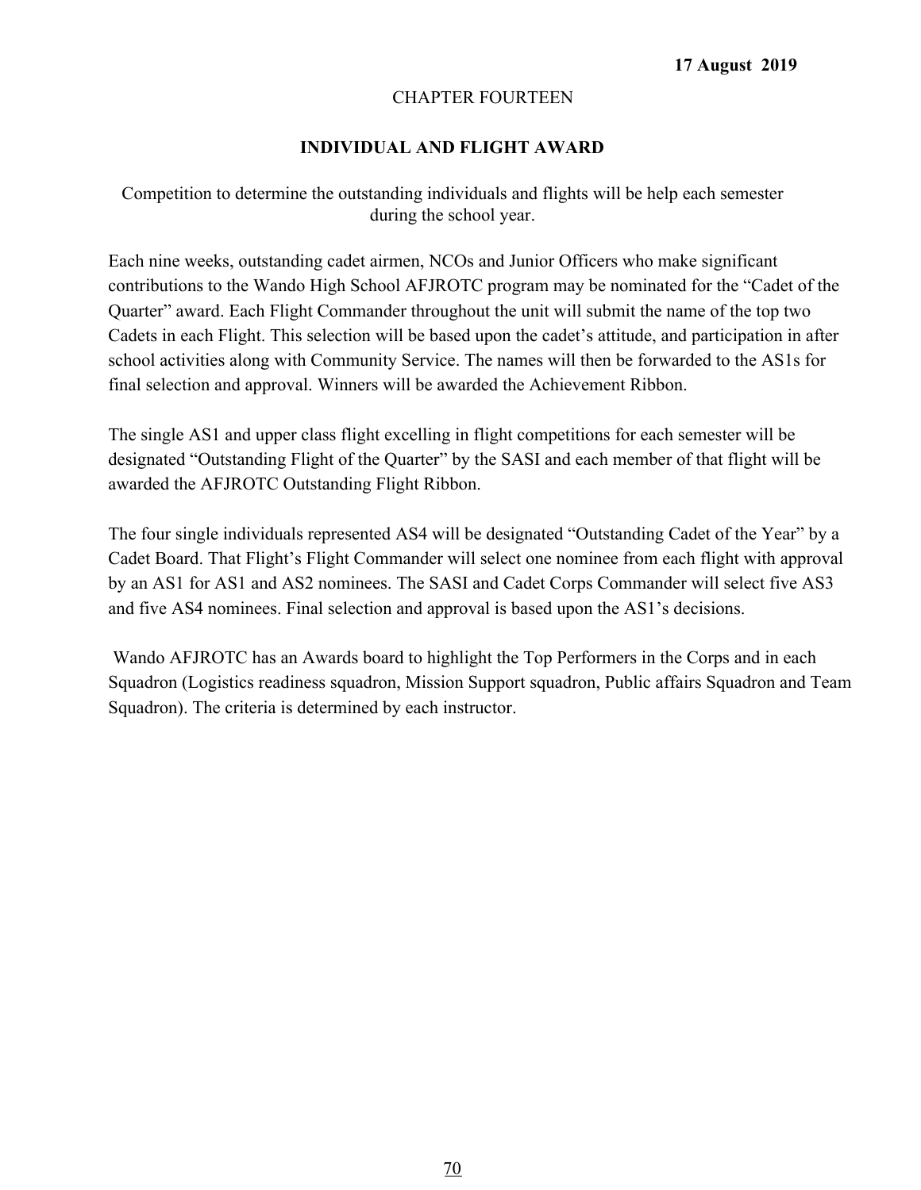**17 August 2019**

CHAPTER FOURTEEN

## INDIVIDUAL AND FLIGHT AWARD

Competition to determine the outstanding individuals and flights will be help each semester during the school year.

Each nine weeks, outstanding cadet airmen, NCOs and Junior Officers who make significant contributions to the Wando High School AFJROTC program may be nominated for the “Cadet of the Quarter” award. Each Flight Commander throughout the unit will submit the name of the top two Cadets in each Flight. This selection will be based upon the cadet’s attitude, and participation in after school activities along with Community Service. The names will then be forwarded to the AS1s for final selection and approval. Winners will be awarded the Achievement Ribbon.

The single AS1 and upper class flight excelling in flight competitions for each semester will be designated “Outstanding Flight of the Quarter” by the SASI and each member of that flight will be awarded the AFJROTC Outstanding Flight Ribbon.

The four single individuals represented AS4 will be designated “Outstanding Cadet of the Year” by a Cadet Board. That Flight’s Flight Commander will select one nominee from each flight with approval by an AS1 for AS1 and AS2 nominees. The SASI and Cadet Corps Commander will select five AS3 and five AS4 nominees. Final selection and approval is based upon the AS1’s decisions.

Wando AFJROTC has an Awards board to highlight the Top Performers in the Corps and in each Squadron (Logistics readiness squadron, Mission Support squadron, Public affairs Squadron and Team Squadron). The criteria is determined by each instructor.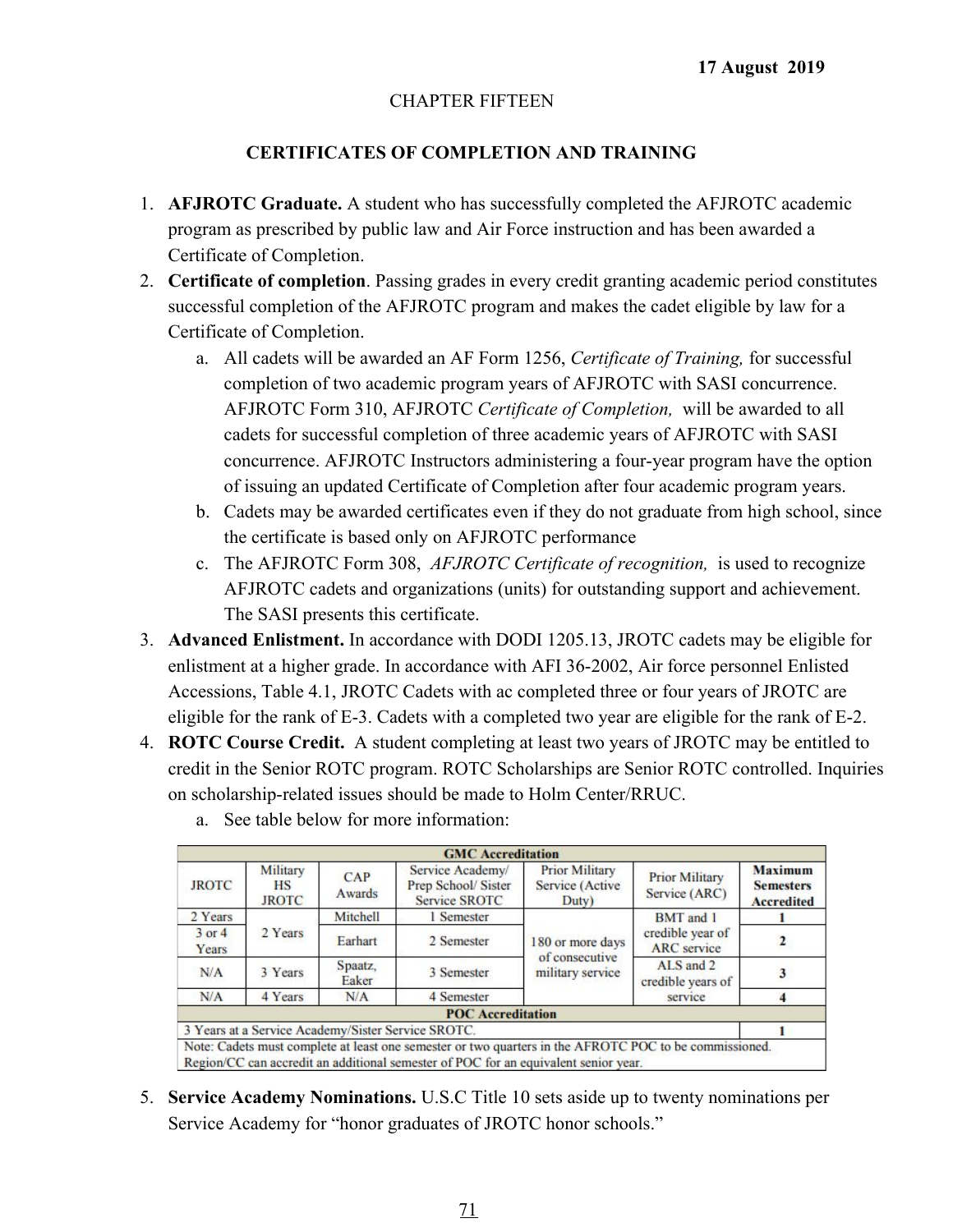17 August 2019

CHAPTER FIFTEEN

## CERTIFICATES OF COMPLETION AND TRAINING

1. **AFJROTC Graduate.** A student who has successfully completed the AFJROTC academic program as prescribed by public law and Air Force instruction and has been awarded a Certificate of Completion.
2. **Certificate of completion**. Passing grades in every credit granting academic period constitutes successful completion of the AFJROTC program and makes the cadet eligible by law for a Certificate of Completion.
    a. All cadets will be awarded an AF Form 1256, *Certificate of Training,* for successful completion of two academic program years of AFJROTC with SASI concurrence. AFJROTC Form 310, AFJROTC *Certificate of Completion,* will be awarded to all cadets for successful completion of three academic years of AFJROTC with SASI concurrence. AFJROTC Instructors administering a four-year program have the option of issuing an updated Certificate of Completion after four academic program years.
    b. Cadets may be awarded certificates even if they do not graduate from high school, since the certificate is based only on AFJROTC performance
    c. The AFJROTC Form 308, *AFJROTC Certificate of recognition,* is used to recognize AFJROTC cadets and organizations (units) for outstanding support and achievement. The SASI presents this certificate.
3. **Advanced Enlistment.** In accordance with DODI 1205.13, JROTC cadets may be eligible for enlistment at a higher grade. In accordance with AFI 36-2002, Air force personnel Enlisted Accessions, Table 4.1, JROTC Cadets with ac completed three or four years of JROTC are eligible for the rank of E-3. Cadets with a completed two year are eligible for the rank of E-2.
4. **ROTC Course Credit.** A student completing at least two years of JROTC may be entitled to credit in the Senior ROTC program. ROTC Scholarships are Senior ROTC controlled. Inquiries on scholarship-related issues should be made to Holm Center/RRUC.
    a. See table below for more information:

| GMC Accreditation | | | | | | |
|---|---|---|---|---|---|---|
| JROTC | Military HS JROTC | CAP Awards | Service Academy/ Prep School/ Sister Service SROTC | Prior Military Service (Active Duty) | Prior Military Service (ARC) | **Maximum Semesters Accredited** |
| 2 Years | 2 Years | Mitchell | 1 Semester | 180 or more days of consecutive military service | BMT and 1 credible year of ARC service | **1** |
| 3 or 4 Years | | Earhart | 2 Semester | | | **2** |
| N/A | 3 Years | Spaatz, Eaker | 3 Semester | | ALS and 2 credible years of service | **3** |
| N/A | 4 Years | N/A | 4 Semester | | | **4** |
| **POC Accreditation** | | | | | | |
| 3 Years at a Service Academy/Sister Service SROTC. | | | | | | **1** |
| Note: Cadets must complete at least one semester or two quarters in the AFROTC POC to be commissioned. Region/CC can accredit an additional semester of POC for an equivalent senior year. | | | | | | |

5. **Service Academy Nominations.** U.S.C Title 10 sets aside up to twenty nominations per Service Academy for "honor graduates of JROTC honor schools."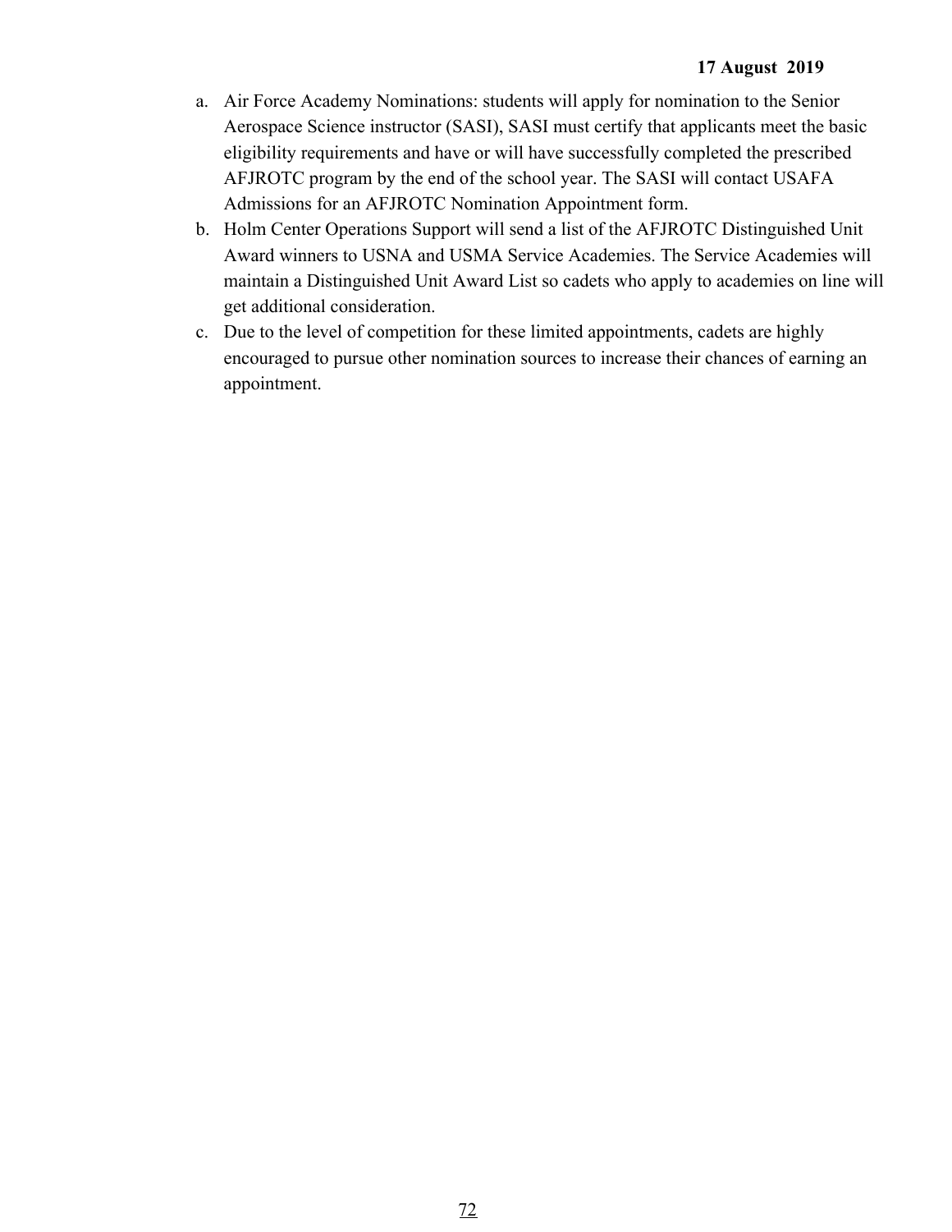a. Air Force Academy Nominations: students will apply for nomination to the Senior Aerospace Science instructor (SASI), SASI must certify that applicants meet the basic eligibility requirements and have or will have successfully completed the prescribed AFJROTC program by the end of the school year. The SASI will contact USAFA Admissions for an AFJROTC Nomination Appointment form.
b. Holm Center Operations Support will send a list of the AFJROTC Distinguished Unit Award winners to USNA and USMA Service Academies. The Service Academies will maintain a Distinguished Unit Award List so cadets who apply to academies on line will get additional consideration.
c. Due to the level of competition for these limited appointments, cadets are highly encouraged to pursue other nomination sources to increase their chances of earning an appointment.